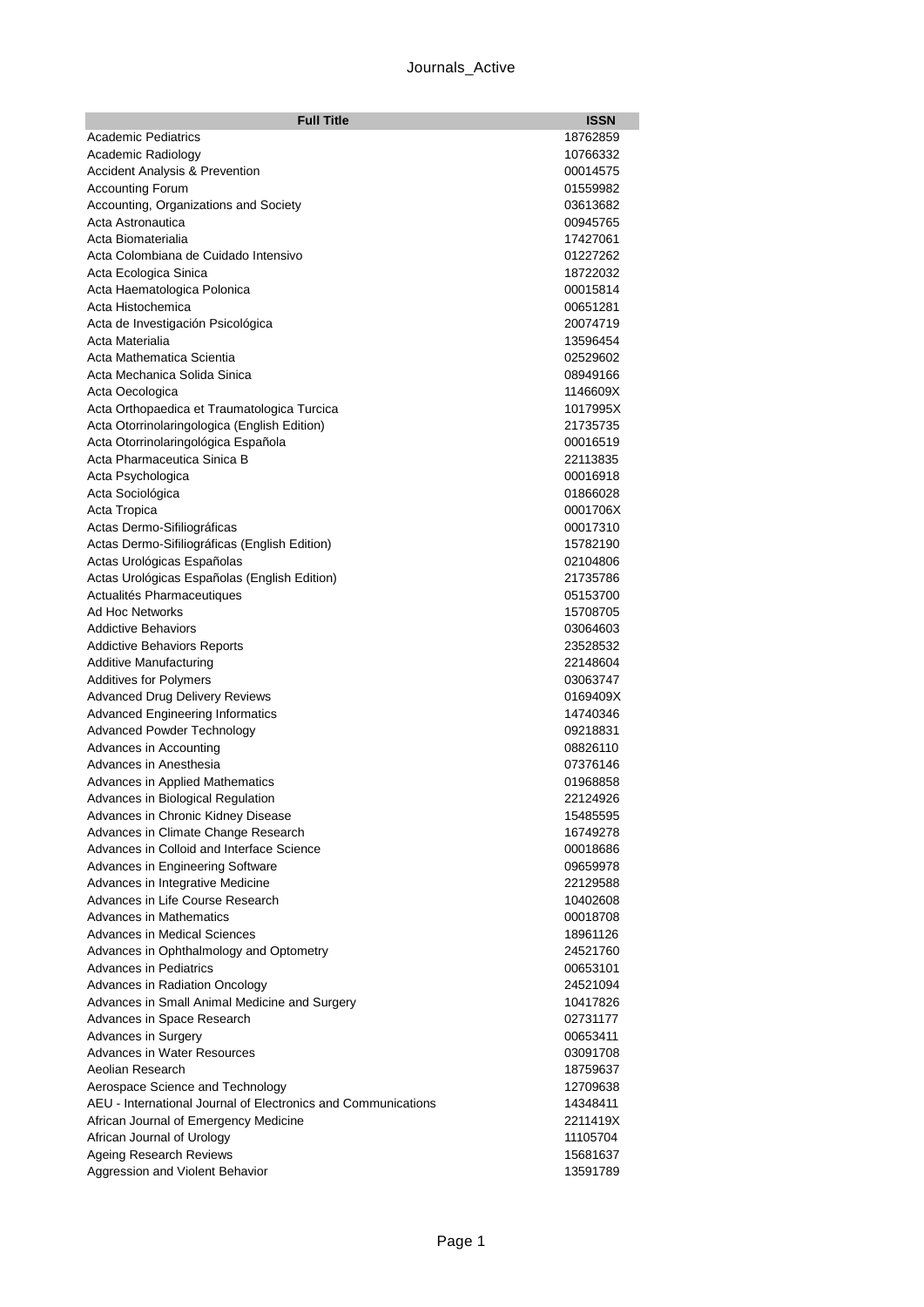| Full Title | ISSN |
|---|---|
| Academic Pediatrics | 18762859 |
| Academic Radiology | 10766332 |
| Accident Analysis & Prevention | 00014575 |
| Accounting Forum | 01559982 |
| Accounting, Organizations and Society | 03613682 |
| Acta Astronautica | 00945765 |
| Acta Biomaterialia | 17427061 |
| Acta Colombiana de Cuidado Intensivo | 01227262 |
| Acta Ecologica Sinica | 18722032 |
| Acta Haematologica Polonica | 00015814 |
| Acta Histochemica | 00651281 |
| Acta de Investigación Psicológica | 20074719 |
| Acta Materialia | 13596454 |
| Acta Mathematica Scientia | 02529602 |
| Acta Mechanica Solida Sinica | 08949166 |
| Acta Oecologica | 1146609X |
| Acta Orthopaedica et Traumatologica Turcica | 1017995X |
| Acta Otorrinolaringologica (English Edition) | 21735735 |
| Acta Otorrinolaringológica Española | 00016519 |
| Acta Pharmaceutica Sinica B | 22113835 |
| Acta Psychologica | 00016918 |
| Acta Sociológica | 01866028 |
| Acta Tropica | 0001706X |
| Actas Dermo-Sifiliográficas | 00017310 |
| Actas Dermo-Sifiliográficas (English Edition) | 15782190 |
| Actas Urológicas Españolas | 02104806 |
| Actas Urológicas Españolas (English Edition) | 21735786 |
| Actualités Pharmaceutiques | 05153700 |
| Ad Hoc Networks | 15708705 |
| Addictive Behaviors | 03064603 |
| Addictive Behaviors Reports | 23528532 |
| Additive Manufacturing | 22148604 |
| Additives for Polymers | 03063747 |
| Advanced Drug Delivery Reviews | 0169409X |
| Advanced Engineering Informatics | 14740346 |
| Advanced Powder Technology | 09218831 |
| Advances in Accounting | 08826110 |
| Advances in Anesthesia | 07376146 |
| Advances in Applied Mathematics | 01968858 |
| Advances in Biological Regulation | 22124926 |
| Advances in Chronic Kidney Disease | 15485595 |
| Advances in Climate Change Research | 16749278 |
| Advances in Colloid and Interface Science | 00018686 |
| Advances in Engineering Software | 09659978 |
| Advances in Integrative Medicine | 22129588 |
| Advances in Life Course Research | 10402608 |
| Advances in Mathematics | 00018708 |
| Advances in Medical Sciences | 18961126 |
| Advances in Ophthalmology and Optometry | 24521760 |
| Advances in Pediatrics | 00653101 |
| Advances in Radiation Oncology | 24521094 |
| Advances in Small Animal Medicine and Surgery | 10417826 |
| Advances in Space Research | 02731177 |
| Advances in Surgery | 00653411 |
| Advances in Water Resources | 03091708 |
| Aeolian Research | 18759637 |
| Aerospace Science and Technology | 12709638 |
| AEU - International Journal of Electronics and Communications | 14348411 |
| African Journal of Emergency Medicine | 2211419X |
| African Journal of Urology | 11105704 |
| Ageing Research Reviews | 15681637 |
| Aggression and Violent Behavior | 13591789 |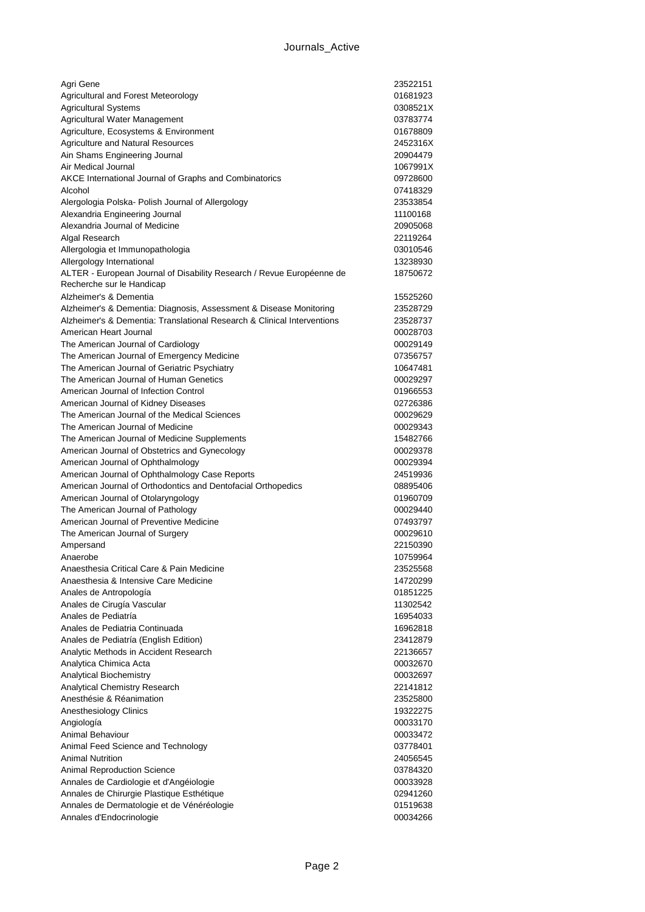| | |
|---|---|
| Agri Gene | 23522151 |
| Agricultural and Forest Meteorology | 01681923 |
| Agricultural Systems | 0308521X |
| Agricultural Water Management | 03783774 |
| Agriculture, Ecosystems & Environment | 01678809 |
| Agriculture and Natural Resources | 2452316X |
| Ain Shams Engineering Journal | 20904479 |
| Air Medical Journal | 1067991X |
| AKCE International Journal of Graphs and Combinatorics | 09728600 |
| Alcohol | 07418329 |
| Alergologia Polska- Polish Journal of Allergology | 23533854 |
| Alexandria Engineering Journal | 11100168 |
| Alexandria Journal of Medicine | 20905068 |
| Algal Research | 22119264 |
| Allergologia et Immunopathologia | 03010546 |
| Allergology International | 13238930 |
| ALTER - European Journal of Disability Research / Revue Européenne de Recherche sur le Handicap | 18750672 |
| Alzheimer's & Dementia | 15525260 |
| Alzheimer's & Dementia: Diagnosis, Assessment & Disease Monitoring | 23528729 |
| Alzheimer's & Dementia: Translational Research & Clinical Interventions | 23528737 |
| American Heart Journal | 00028703 |
| The American Journal of Cardiology | 00029149 |
| The American Journal of Emergency Medicine | 07356757 |
| The American Journal of Geriatric Psychiatry | 10647481 |
| The American Journal of Human Genetics | 00029297 |
| American Journal of Infection Control | 01966553 |
| American Journal of Kidney Diseases | 02726386 |
| The American Journal of the Medical Sciences | 00029629 |
| The American Journal of Medicine | 00029343 |
| The American Journal of Medicine Supplements | 15482766 |
| American Journal of Obstetrics and Gynecology | 00029378 |
| American Journal of Ophthalmology | 00029394 |
| American Journal of Ophthalmology Case Reports | 24519936 |
| American Journal of Orthodontics and Dentofacial Orthopedics | 08895406 |
| American Journal of Otolaryngology | 01960709 |
| The American Journal of Pathology | 00029440 |
| American Journal of Preventive Medicine | 07493797 |
| The American Journal of Surgery | 00029610 |
| Ampersand | 22150390 |
| Anaerobe | 10759964 |
| Anaesthesia Critical Care & Pain Medicine | 23525568 |
| Anaesthesia & Intensive Care Medicine | 14720299 |
| Anales de Antropología | 01851225 |
| Anales de Cirugía Vascular | 11302542 |
| Anales de Pediatría | 16954033 |
| Anales de Pediatria Continuada | 16962818 |
| Anales de Pediatría (English Edition) | 23412879 |
| Analytic Methods in Accident Research | 22136657 |
| Analytica Chimica Acta | 00032670 |
| Analytical Biochemistry | 00032697 |
| Analytical Chemistry Research | 22141812 |
| Anesthésie & Réanimation | 23525800 |
| Anesthesiology Clinics | 19322275 |
| Angiología | 00033170 |
| Animal Behaviour | 00033472 |
| Animal Feed Science and Technology | 03778401 |
| Animal Nutrition | 24056545 |
| Animal Reproduction Science | 03784320 |
| Annales de Cardiologie et d'Angéiologie | 00033928 |
| Annales de Chirurgie Plastique Esthétique | 02941260 |
| Annales de Dermatologie et de Vénéréologie | 01519638 |
| Annales d'Endocrinologie | 00034266 |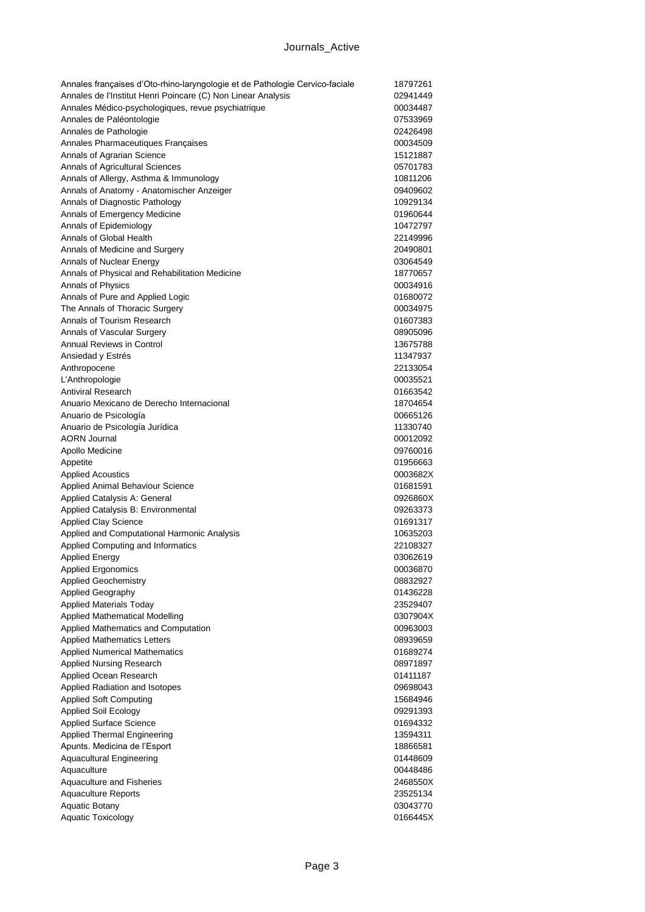| | |
|---|---|
| Annales françaises d'Oto-rhino-laryngologie et de Pathologie Cervico-faciale | 18797261 |
| Annales de l'Institut Henri Poincare (C) Non Linear Analysis | 02941449 |
| Annales Médico-psychologiques, revue psychiatrique | 00034487 |
| Annales de Paléontologie | 07533969 |
| Annales de Pathologie | 02426498 |
| Annales Pharmaceutiques Françaises | 00034509 |
| Annals of Agrarian Science | 15121887 |
| Annals of Agricultural Sciences | 05701783 |
| Annals of Allergy, Asthma & Immunology | 10811206 |
| Annals of Anatomy - Anatomischer Anzeiger | 09409602 |
| Annals of Diagnostic Pathology | 10929134 |
| Annals of Emergency Medicine | 01960644 |
| Annals of Epidemiology | 10472797 |
| Annals of Global Health | 22149996 |
| Annals of Medicine and Surgery | 20490801 |
| Annals of Nuclear Energy | 03064549 |
| Annals of Physical and Rehabilitation Medicine | 18770657 |
| Annals of Physics | 00034916 |
| Annals of Pure and Applied Logic | 01680072 |
| The Annals of Thoracic Surgery | 00034975 |
| Annals of Tourism Research | 01607383 |
| Annals of Vascular Surgery | 08905096 |
| Annual Reviews in Control | 13675788 |
| Ansiedad y Estrés | 11347937 |
| Anthropocene | 22133054 |
| L'Anthropologie | 00035521 |
| Antiviral Research | 01663542 |
| Anuario Mexicano de Derecho Internacional | 18704654 |
| Anuario de Psicología | 00665126 |
| Anuario de Psicología Jurídica | 11330740 |
| AORN Journal | 00012092 |
| Apollo Medicine | 09760016 |
| Appetite | 01956663 |
| Applied Acoustics | 0003682X |
| Applied Animal Behaviour Science | 01681591 |
| Applied Catalysis A: General | 0926860X |
| Applied Catalysis B: Environmental | 09263373 |
| Applied Clay Science | 01691317 |
| Applied and Computational Harmonic Analysis | 10635203 |
| Applied Computing and Informatics | 22108327 |
| Applied Energy | 03062619 |
| Applied Ergonomics | 00036870 |
| Applied Geochemistry | 08832927 |
| Applied Geography | 01436228 |
| Applied Materials Today | 23529407 |
| Applied Mathematical Modelling | 0307904X |
| Applied Mathematics and Computation | 00963003 |
| Applied Mathematics Letters | 08939659 |
| Applied Numerical Mathematics | 01689274 |
| Applied Nursing Research | 08971897 |
| Applied Ocean Research | 01411187 |
| Applied Radiation and Isotopes | 09698043 |
| Applied Soft Computing | 15684946 |
| Applied Soil Ecology | 09291393 |
| Applied Surface Science | 01694332 |
| Applied Thermal Engineering | 13594311 |
| Apunts. Medicina de l'Esport | 18866581 |
| Aquacultural Engineering | 01448609 |
| Aquaculture | 00448486 |
| Aquaculture and Fisheries | 2468550X |
| Aquaculture Reports | 23525134 |
| Aquatic Botany | 03043770 |
| Aquatic Toxicology | 0166445X |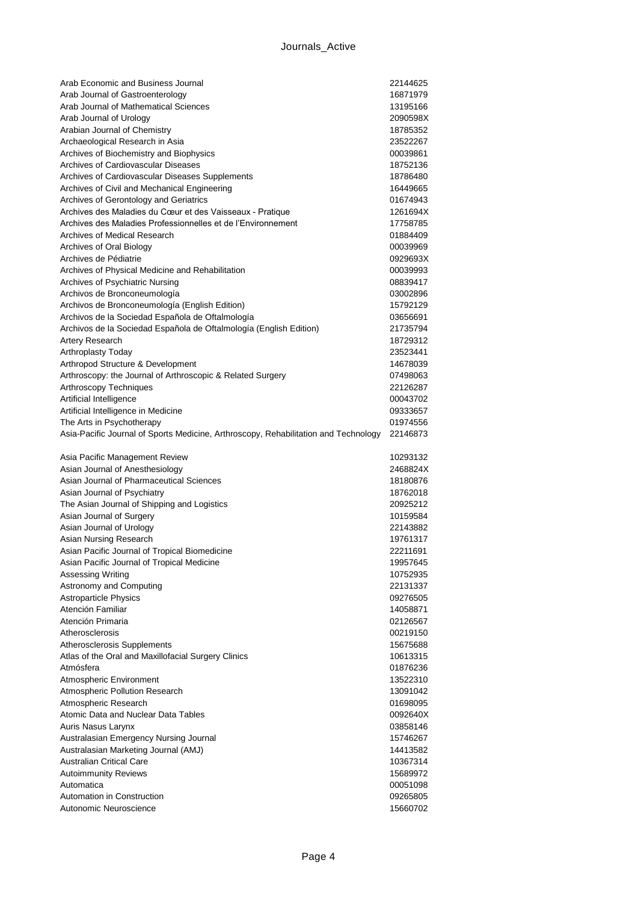| Journal | ISSN |
|---|---|
| Arab Economic and Business Journal | 22144625 |
| Arab Journal of Gastroenterology | 16871979 |
| Arab Journal of Mathematical Sciences | 13195166 |
| Arab Journal of Urology | 2090598X |
| Arabian Journal of Chemistry | 18785352 |
| Archaeological Research in Asia | 23522267 |
| Archives of Biochemistry and Biophysics | 00039861 |
| Archives of Cardiovascular Diseases | 18752136 |
| Archives of Cardiovascular Diseases Supplements | 18786480 |
| Archives of Civil and Mechanical Engineering | 16449665 |
| Archives of Gerontology and Geriatrics | 01674943 |
| Archives des Maladies du Cœur et des Vaisseaux - Pratique | 1261694X |
| Archives des Maladies Professionnelles et de l'Environnement | 17758785 |
| Archives of Medical Research | 01884409 |
| Archives of Oral Biology | 00039969 |
| Archives de Pédiatrie | 0929693X |
| Archives of Physical Medicine and Rehabilitation | 00039993 |
| Archives of Psychiatric Nursing | 08839417 |
| Archivos de Bronconeumología | 03002896 |
| Archivos de Bronconeumología (English Edition) | 15792129 |
| Archivos de la Sociedad Española de Oftalmología | 03656691 |
| Archivos de la Sociedad Española de Oftalmología (English Edition) | 21735794 |
| Artery Research | 18729312 |
| Arthroplasty Today | 23523441 |
| Arthropod Structure & Development | 14678039 |
| Arthroscopy: the Journal of Arthroscopic & Related Surgery | 07498063 |
| Arthroscopy Techniques | 22126287 |
| Artificial Intelligence | 00043702 |
| Artificial Intelligence in Medicine | 09333657 |
| The Arts in Psychotherapy | 01974556 |
| Asia-Pacific Journal of Sports Medicine, Arthroscopy, Rehabilitation and Technology | 22146873 |
| Asia Pacific Management Review | 10293132 |
| Asian Journal of Anesthesiology | 2468824X |
| Asian Journal of Pharmaceutical Sciences | 18180876 |
| Asian Journal of Psychiatry | 18762018 |
| The Asian Journal of Shipping and Logistics | 20925212 |
| Asian Journal of Surgery | 10159584 |
| Asian Journal of Urology | 22143882 |
| Asian Nursing Research | 19761317 |
| Asian Pacific Journal of Tropical Biomedicine | 22211691 |
| Asian Pacific Journal of Tropical Medicine | 19957645 |
| Assessing Writing | 10752935 |
| Astronomy and Computing | 22131337 |
| Astroparticle Physics | 09276505 |
| Atención Familiar | 14058871 |
| Atención Primaria | 02126567 |
| Atherosclerosis | 00219150 |
| Atherosclerosis Supplements | 15675688 |
| Atlas of the Oral and Maxillofacial Surgery Clinics | 10613315 |
| Atmósfera | 01876236 |
| Atmospheric Environment | 13522310 |
| Atmospheric Pollution Research | 13091042 |
| Atmospheric Research | 01698095 |
| Atomic Data and Nuclear Data Tables | 0092640X |
| Auris Nasus Larynx | 03858146 |
| Australasian Emergency Nursing Journal | 15746267 |
| Australasian Marketing Journal (AMJ) | 14413582 |
| Australian Critical Care | 10367314 |
| Autoimmunity Reviews | 15689972 |
| Automatica | 00051098 |
| Automation in Construction | 09265805 |
| Autonomic Neuroscience | 15660702 |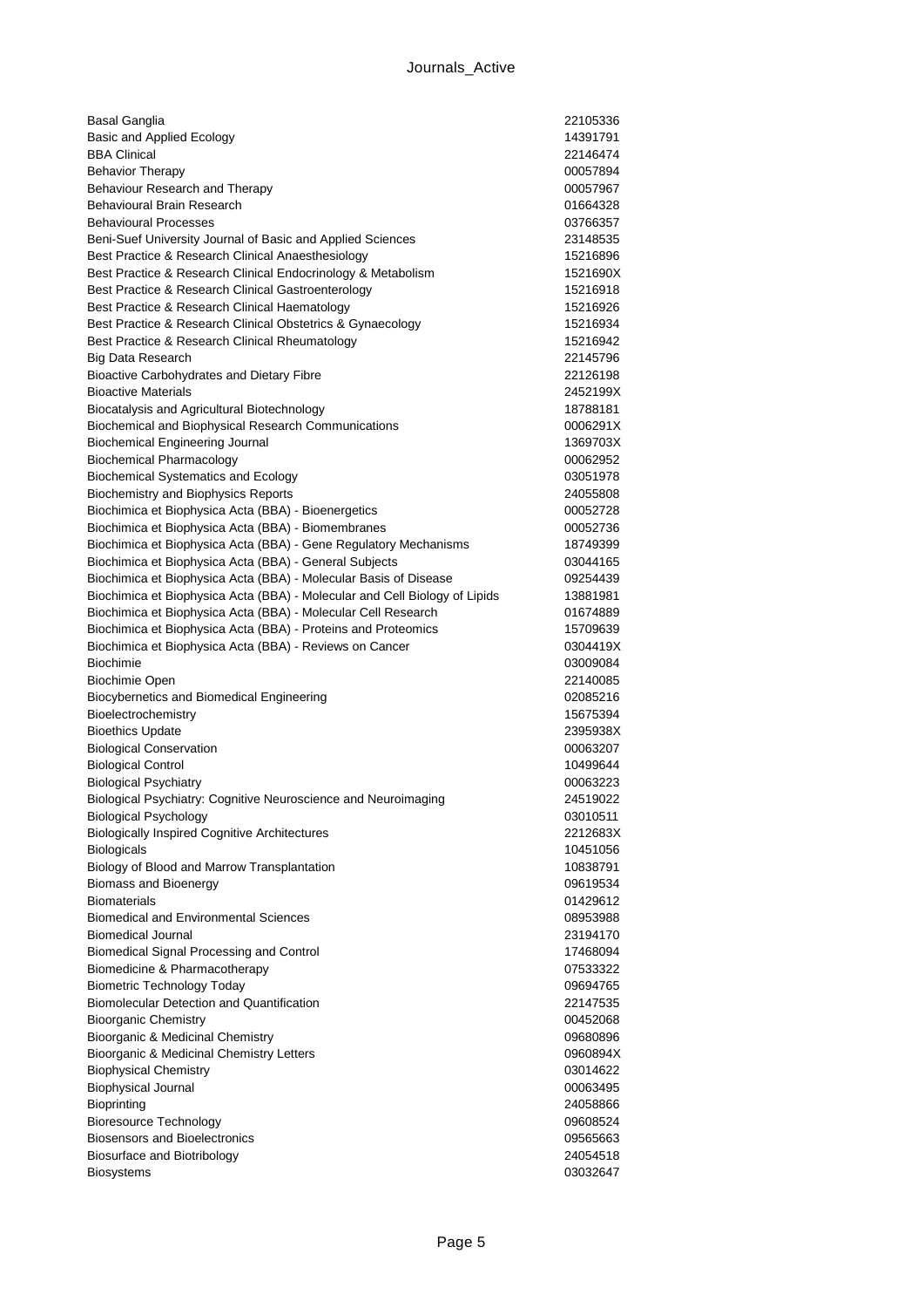| | |
|---|---|
| Basal Ganglia | 22105336 |
| Basic and Applied Ecology | 14391791 |
| BBA Clinical | 22146474 |
| Behavior Therapy | 00057894 |
| Behaviour Research and Therapy | 00057967 |
| Behavioural Brain Research | 01664328 |
| Behavioural Processes | 03766357 |
| Beni-Suef University Journal of Basic and Applied Sciences | 23148535 |
| Best Practice & Research Clinical Anaesthesiology | 15216896 |
| Best Practice & Research Clinical Endocrinology & Metabolism | 1521690X |
| Best Practice & Research Clinical Gastroenterology | 15216918 |
| Best Practice & Research Clinical Haematology | 15216926 |
| Best Practice & Research Clinical Obstetrics & Gynaecology | 15216934 |
| Best Practice & Research Clinical Rheumatology | 15216942 |
| Big Data Research | 22145796 |
| Bioactive Carbohydrates and Dietary Fibre | 22126198 |
| Bioactive Materials | 2452199X |
| Biocatalysis and Agricultural Biotechnology | 18788181 |
| Biochemical and Biophysical Research Communications | 0006291X |
| Biochemical Engineering Journal | 1369703X |
| Biochemical Pharmacology | 00062952 |
| Biochemical Systematics and Ecology | 03051978 |
| Biochemistry and Biophysics Reports | 24055808 |
| Biochimica et Biophysica Acta (BBA) - Bioenergetics | 00052728 |
| Biochimica et Biophysica Acta (BBA) - Biomembranes | 00052736 |
| Biochimica et Biophysica Acta (BBA) - Gene Regulatory Mechanisms | 18749399 |
| Biochimica et Biophysica Acta (BBA) - General Subjects | 03044165 |
| Biochimica et Biophysica Acta (BBA) - Molecular Basis of Disease | 09254439 |
| Biochimica et Biophysica Acta (BBA) - Molecular and Cell Biology of Lipids | 13881981 |
| Biochimica et Biophysica Acta (BBA) - Molecular Cell Research | 01674889 |
| Biochimica et Biophysica Acta (BBA) - Proteins and Proteomics | 15709639 |
| Biochimica et Biophysica Acta (BBA) - Reviews on Cancer | 0304419X |
| Biochimie | 03009084 |
| Biochimie Open | 22140085 |
| Biocybernetics and Biomedical Engineering | 02085216 |
| Bioelectrochemistry | 15675394 |
| Bioethics Update | 2395938X |
| Biological Conservation | 00063207 |
| Biological Control | 10499644 |
| Biological Psychiatry | 00063223 |
| Biological Psychiatry: Cognitive Neuroscience and Neuroimaging | 24519022 |
| Biological Psychology | 03010511 |
| Biologically Inspired Cognitive Architectures | 2212683X |
| Biologicals | 10451056 |
| Biology of Blood and Marrow Transplantation | 10838791 |
| Biomass and Bioenergy | 09619534 |
| Biomaterials | 01429612 |
| Biomedical and Environmental Sciences | 08953988 |
| Biomedical Journal | 23194170 |
| Biomedical Signal Processing and Control | 17468094 |
| Biomedicine & Pharmacotherapy | 07533322 |
| Biometric Technology Today | 09694765 |
| Biomolecular Detection and Quantification | 22147535 |
| Bioorganic Chemistry | 00452068 |
| Bioorganic & Medicinal Chemistry | 09680896 |
| Bioorganic & Medicinal Chemistry Letters | 0960894X |
| Biophysical Chemistry | 03014622 |
| Biophysical Journal | 00063495 |
| Bioprinting | 24058866 |
| Bioresource Technology | 09608524 |
| Biosensors and Bioelectronics | 09565663 |
| Biosurface and Biotribology | 24054518 |
| Biosystems | 03032647 |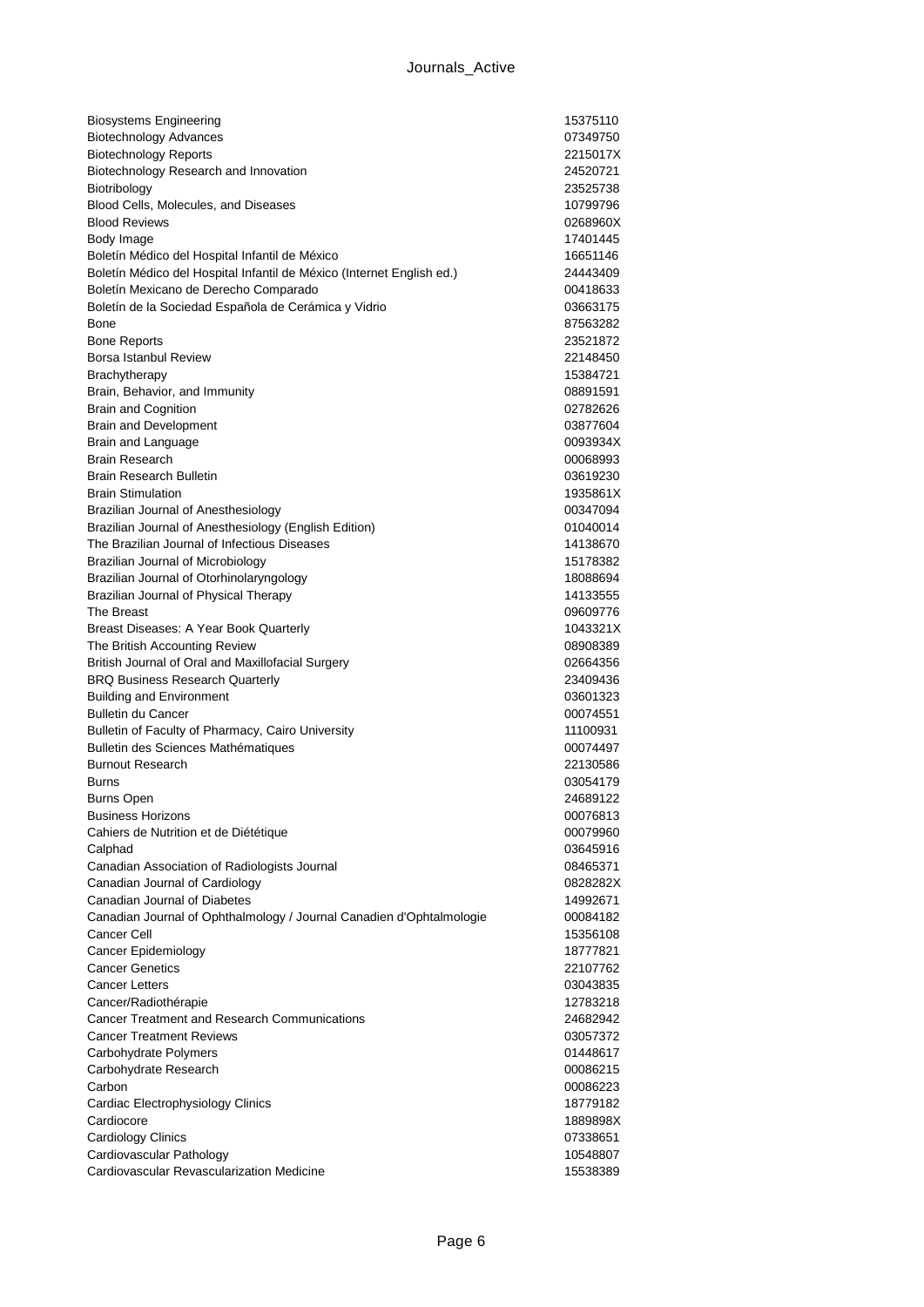| | |
|---|---|
| Biosystems Engineering | 15375110 |
| Biotechnology Advances | 07349750 |
| Biotechnology Reports | 2215017X |
| Biotechnology Research and Innovation | 24520721 |
| Biotribology | 23525738 |
| Blood Cells, Molecules, and Diseases | 10799796 |
| Blood Reviews | 0268960X |
| Body Image | 17401445 |
| Boletín Médico del Hospital Infantil de México | 16651146 |
| Boletín Médico del Hospital Infantil de México (Internet English ed.) | 24443409 |
| Boletín Mexicano de Derecho Comparado | 00418633 |
| Boletín de la Sociedad Española de Cerámica y Vidrio | 03663175 |
| Bone | 87563282 |
| Bone Reports | 23521872 |
| Borsa Istanbul Review | 22148450 |
| Brachytherapy | 15384721 |
| Brain, Behavior, and Immunity | 08891591 |
| Brain and Cognition | 02782626 |
| Brain and Development | 03877604 |
| Brain and Language | 0093934X |
| Brain Research | 00068993 |
| Brain Research Bulletin | 03619230 |
| Brain Stimulation | 1935861X |
| Brazilian Journal of Anesthesiology | 00347094 |
| Brazilian Journal of Anesthesiology (English Edition) | 01040014 |
| The Brazilian Journal of Infectious Diseases | 14138670 |
| Brazilian Journal of Microbiology | 15178382 |
| Brazilian Journal of Otorhinolaryngology | 18088694 |
| Brazilian Journal of Physical Therapy | 14133555 |
| The Breast | 09609776 |
| Breast Diseases: A Year Book Quarterly | 1043321X |
| The British Accounting Review | 08908389 |
| British Journal of Oral and Maxillofacial Surgery | 02664356 |
| BRQ Business Research Quarterly | 23409436 |
| Building and Environment | 03601323 |
| Bulletin du Cancer | 00074551 |
| Bulletin of Faculty of Pharmacy, Cairo University | 11100931 |
| Bulletin des Sciences Mathématiques | 00074497 |
| Burnout Research | 22130586 |
| Burns | 03054179 |
| Burns Open | 24689122 |
| Business Horizons | 00076813 |
| Cahiers de Nutrition et de Diététique | 00079960 |
| Calphad | 03645916 |
| Canadian Association of Radiologists Journal | 08465371 |
| Canadian Journal of Cardiology | 0828282X |
| Canadian Journal of Diabetes | 14992671 |
| Canadian Journal of Ophthalmology / Journal Canadien d'Ophtalmologie | 00084182 |
| Cancer Cell | 15356108 |
| Cancer Epidemiology | 18777821 |
| Cancer Genetics | 22107762 |
| Cancer Letters | 03043835 |
| Cancer/Radiothérapie | 12783218 |
| Cancer Treatment and Research Communications | 24682942 |
| Cancer Treatment Reviews | 03057372 |
| Carbohydrate Polymers | 01448617 |
| Carbohydrate Research | 00086215 |
| Carbon | 00086223 |
| Cardiac Electrophysiology Clinics | 18779182 |
| Cardiocore | 1889898X |
| Cardiology Clinics | 07338651 |
| Cardiovascular Pathology | 10548807 |
| Cardiovascular Revascularization Medicine | 15538389 |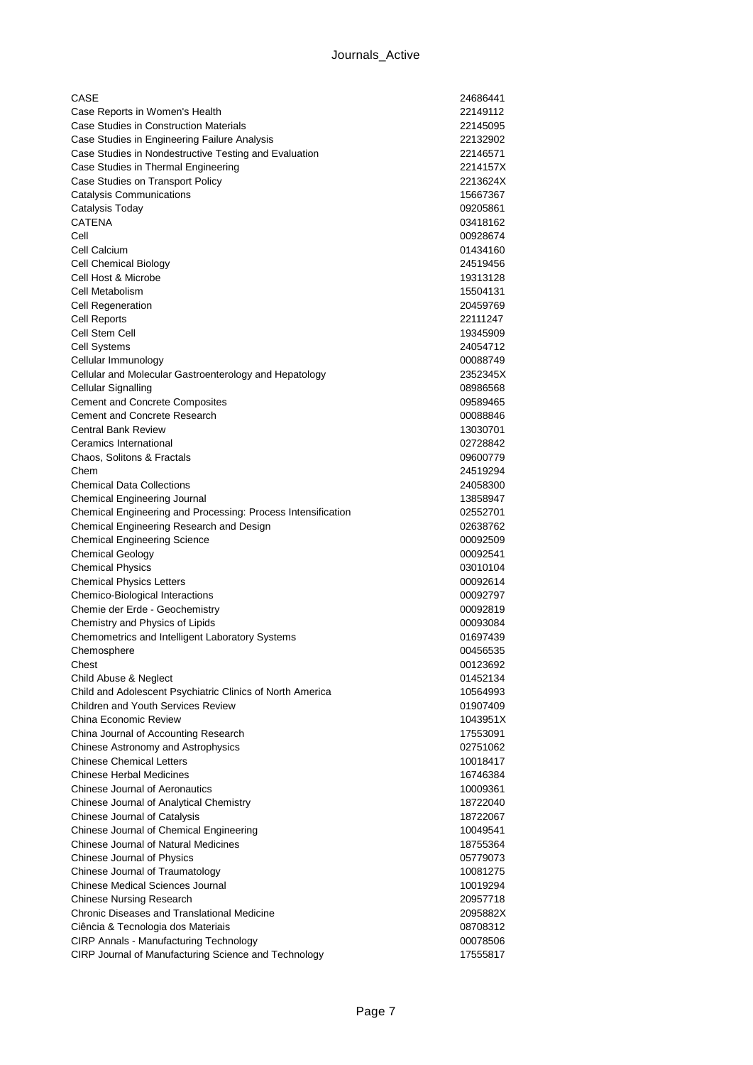| | |
|---|---|
| CASE | 24686441 |
| Case Reports in Women's Health | 22149112 |
| Case Studies in Construction Materials | 22145095 |
| Case Studies in Engineering Failure Analysis | 22132902 |
| Case Studies in Nondestructive Testing and Evaluation | 22146571 |
| Case Studies in Thermal Engineering | 2214157X |
| Case Studies on Transport Policy | 2213624X |
| Catalysis Communications | 15667367 |
| Catalysis Today | 09205861 |
| CATENA | 03418162 |
| Cell | 00928674 |
| Cell Calcium | 01434160 |
| Cell Chemical Biology | 24519456 |
| Cell Host & Microbe | 19313128 |
| Cell Metabolism | 15504131 |
| Cell Regeneration | 20459769 |
| Cell Reports | 22111247 |
| Cell Stem Cell | 19345909 |
| Cell Systems | 24054712 |
| Cellular Immunology | 00088749 |
| Cellular and Molecular Gastroenterology and Hepatology | 2352345X |
| Cellular Signalling | 08986568 |
| Cement and Concrete Composites | 09589465 |
| Cement and Concrete Research | 00088846 |
| Central Bank Review | 13030701 |
| Ceramics International | 02728842 |
| Chaos, Solitons & Fractals | 09600779 |
| Chem | 24519294 |
| Chemical Data Collections | 24058300 |
| Chemical Engineering Journal | 13858947 |
| Chemical Engineering and Processing: Process Intensification | 02552701 |
| Chemical Engineering Research and Design | 02638762 |
| Chemical Engineering Science | 00092509 |
| Chemical Geology | 00092541 |
| Chemical Physics | 03010104 |
| Chemical Physics Letters | 00092614 |
| Chemico-Biological Interactions | 00092797 |
| Chemie der Erde - Geochemistry | 00092819 |
| Chemistry and Physics of Lipids | 00093084 |
| Chemometrics and Intelligent Laboratory Systems | 01697439 |
| Chemosphere | 00456535 |
| Chest | 00123692 |
| Child Abuse & Neglect | 01452134 |
| Child and Adolescent Psychiatric Clinics of North America | 10564993 |
| Children and Youth Services Review | 01907409 |
| China Economic Review | 1043951X |
| China Journal of Accounting Research | 17553091 |
| Chinese Astronomy and Astrophysics | 02751062 |
| Chinese Chemical Letters | 10018417 |
| Chinese Herbal Medicines | 16746384 |
| Chinese Journal of Aeronautics | 10009361 |
| Chinese Journal of Analytical Chemistry | 18722040 |
| Chinese Journal of Catalysis | 18722067 |
| Chinese Journal of Chemical Engineering | 10049541 |
| Chinese Journal of Natural Medicines | 18755364 |
| Chinese Journal of Physics | 05779073 |
| Chinese Journal of Traumatology | 10081275 |
| Chinese Medical Sciences Journal | 10019294 |
| Chinese Nursing Research | 20957718 |
| Chronic Diseases and Translational Medicine | 2095882X |
| Ciência & Tecnologia dos Materiais | 08708312 |
| CIRP Annals - Manufacturing Technology | 00078506 |
| CIRP Journal of Manufacturing Science and Technology | 17555817 |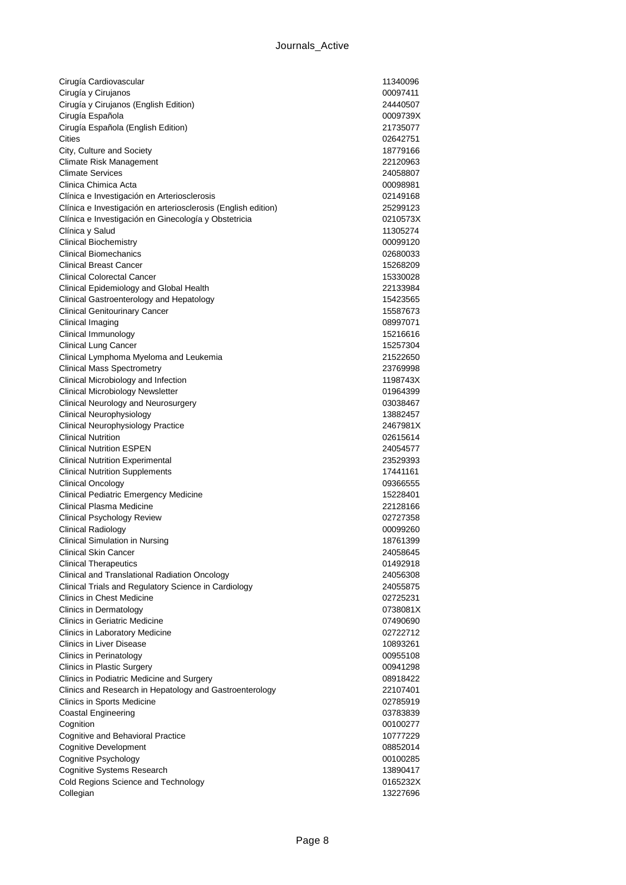| | |
|---|---|
| Cirugía Cardiovascular | 11340096 |
| Cirugía y Cirujanos | 00097411 |
| Cirugía y Cirujanos (English Edition) | 24440507 |
| Cirugía Española | 0009739X |
| Cirugía Española (English Edition) | 21735077 |
| Cities | 02642751 |
| City, Culture and Society | 18779166 |
| Climate Risk Management | 22120963 |
| Climate Services | 24058807 |
| Clinica Chimica Acta | 00098981 |
| Clínica e Investigación en Arteriosclerosis | 02149168 |
| Clínica e Investigación en arteriosclerosis (English edition) | 25299123 |
| Clínica e Investigación en Ginecología y Obstetricia | 0210573X |
| Clínica y Salud | 11305274 |
| Clinical Biochemistry | 00099120 |
| Clinical Biomechanics | 02680033 |
| Clinical Breast Cancer | 15268209 |
| Clinical Colorectal Cancer | 15330028 |
| Clinical Epidemiology and Global Health | 22133984 |
| Clinical Gastroenterology and Hepatology | 15423565 |
| Clinical Genitourinary Cancer | 15587673 |
| Clinical Imaging | 08997071 |
| Clinical Immunology | 15216616 |
| Clinical Lung Cancer | 15257304 |
| Clinical Lymphoma Myeloma and Leukemia | 21522650 |
| Clinical Mass Spectrometry | 23769998 |
| Clinical Microbiology and Infection | 1198743X |
| Clinical Microbiology Newsletter | 01964399 |
| Clinical Neurology and Neurosurgery | 03038467 |
| Clinical Neurophysiology | 13882457 |
| Clinical Neurophysiology Practice | 2467981X |
| Clinical Nutrition | 02615614 |
| Clinical Nutrition ESPEN | 24054577 |
| Clinical Nutrition Experimental | 23529393 |
| Clinical Nutrition Supplements | 17441161 |
| Clinical Oncology | 09366555 |
| Clinical Pediatric Emergency Medicine | 15228401 |
| Clinical Plasma Medicine | 22128166 |
| Clinical Psychology Review | 02727358 |
| Clinical Radiology | 00099260 |
| Clinical Simulation in Nursing | 18761399 |
| Clinical Skin Cancer | 24058645 |
| Clinical Therapeutics | 01492918 |
| Clinical and Translational Radiation Oncology | 24056308 |
| Clinical Trials and Regulatory Science in Cardiology | 24055875 |
| Clinics in Chest Medicine | 02725231 |
| Clinics in Dermatology | 0738081X |
| Clinics in Geriatric Medicine | 07490690 |
| Clinics in Laboratory Medicine | 02722712 |
| Clinics in Liver Disease | 10893261 |
| Clinics in Perinatology | 00955108 |
| Clinics in Plastic Surgery | 00941298 |
| Clinics in Podiatric Medicine and Surgery | 08918422 |
| Clinics and Research in Hepatology and Gastroenterology | 22107401 |
| Clinics in Sports Medicine | 02785919 |
| Coastal Engineering | 03783839 |
| Cognition | 00100277 |
| Cognitive and Behavioral Practice | 10777229 |
| Cognitive Development | 08852014 |
| Cognitive Psychology | 00100285 |
| Cognitive Systems Research | 13890417 |
| Cold Regions Science and Technology | 0165232X |
| Collegian | 13227696 |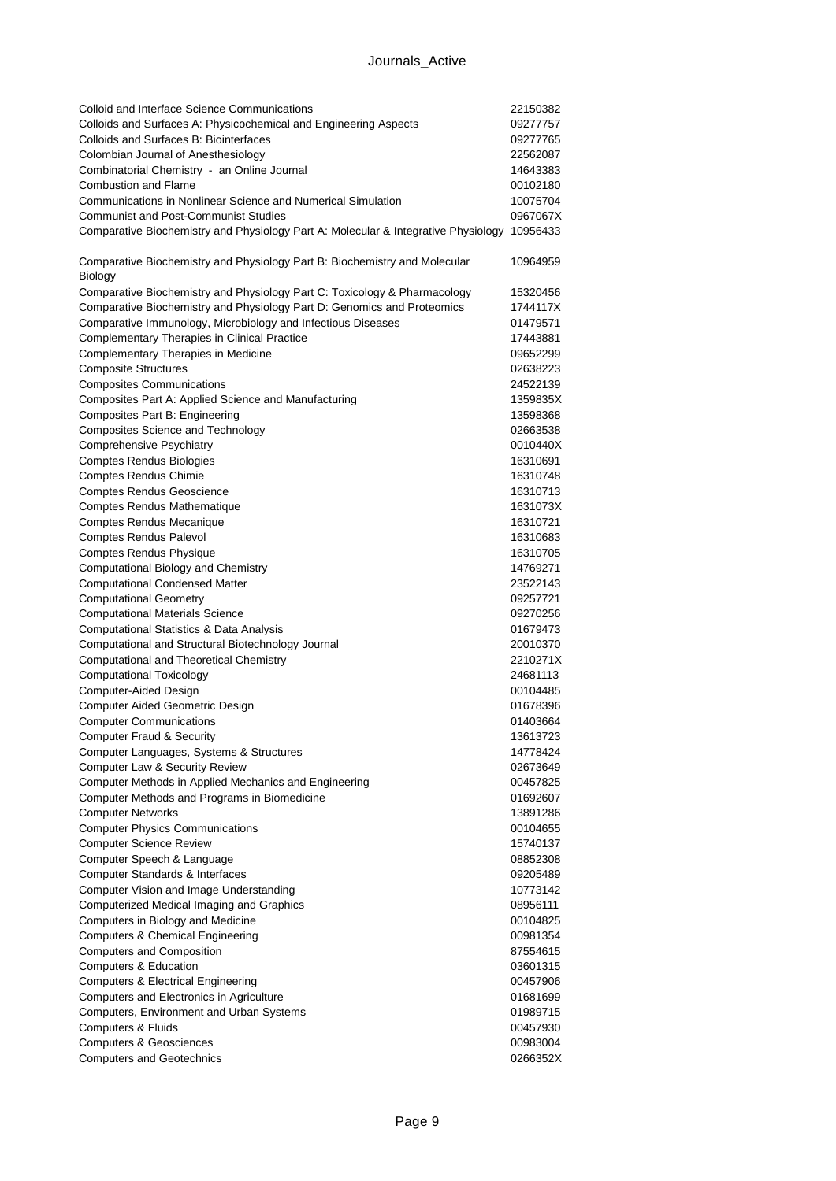| | |
|---|---|
| Colloid and Interface Science Communications | 22150382 |
| Colloids and Surfaces A: Physicochemical and Engineering Aspects | 09277757 |
| Colloids and Surfaces B: Biointerfaces | 09277765 |
| Colombian Journal of Anesthesiology | 22562087 |
| Combinatorial Chemistry - an Online Journal | 14643383 |
| Combustion and Flame | 00102180 |
| Communications in Nonlinear Science and Numerical Simulation | 10075704 |
| Communist and Post-Communist Studies | 0967067X |
| Comparative Biochemistry and Physiology Part A: Molecular & Integrative Physiology | 10956433 |
| Comparative Biochemistry and Physiology Part B: Biochemistry and Molecular Biology | 10964959 |
| Comparative Biochemistry and Physiology Part C: Toxicology & Pharmacology | 15320456 |
| Comparative Biochemistry and Physiology Part D: Genomics and Proteomics | 1744117X |
| Comparative Immunology, Microbiology and Infectious Diseases | 01479571 |
| Complementary Therapies in Clinical Practice | 17443881 |
| Complementary Therapies in Medicine | 09652299 |
| Composite Structures | 02638223 |
| Composites Communications | 24522139 |
| Composites Part A: Applied Science and Manufacturing | 1359835X |
| Composites Part B: Engineering | 13598368 |
| Composites Science and Technology | 02663538 |
| Comprehensive Psychiatry | 0010440X |
| Comptes Rendus Biologies | 16310691 |
| Comptes Rendus Chimie | 16310748 |
| Comptes Rendus Geoscience | 16310713 |
| Comptes Rendus Mathematique | 1631073X |
| Comptes Rendus Mecanique | 16310721 |
| Comptes Rendus Palevol | 16310683 |
| Comptes Rendus Physique | 16310705 |
| Computational Biology and Chemistry | 14769271 |
| Computational Condensed Matter | 23522143 |
| Computational Geometry | 09257721 |
| Computational Materials Science | 09270256 |
| Computational Statistics & Data Analysis | 01679473 |
| Computational and Structural Biotechnology Journal | 20010370 |
| Computational and Theoretical Chemistry | 2210271X |
| Computational Toxicology | 24681113 |
| Computer-Aided Design | 00104485 |
| Computer Aided Geometric Design | 01678396 |
| Computer Communications | 01403664 |
| Computer Fraud & Security | 13613723 |
| Computer Languages, Systems & Structures | 14778424 |
| Computer Law & Security Review | 02673649 |
| Computer Methods in Applied Mechanics and Engineering | 00457825 |
| Computer Methods and Programs in Biomedicine | 01692607 |
| Computer Networks | 13891286 |
| Computer Physics Communications | 00104655 |
| Computer Science Review | 15740137 |
| Computer Speech & Language | 08852308 |
| Computer Standards & Interfaces | 09205489 |
| Computer Vision and Image Understanding | 10773142 |
| Computerized Medical Imaging and Graphics | 08956111 |
| Computers in Biology and Medicine | 00104825 |
| Computers & Chemical Engineering | 00981354 |
| Computers and Composition | 87554615 |
| Computers & Education | 03601315 |
| Computers & Electrical Engineering | 00457906 |
| Computers and Electronics in Agriculture | 01681699 |
| Computers, Environment and Urban Systems | 01989715 |
| Computers & Fluids | 00457930 |
| Computers & Geosciences | 00983004 |
| Computers and Geotechnics | 0266352X |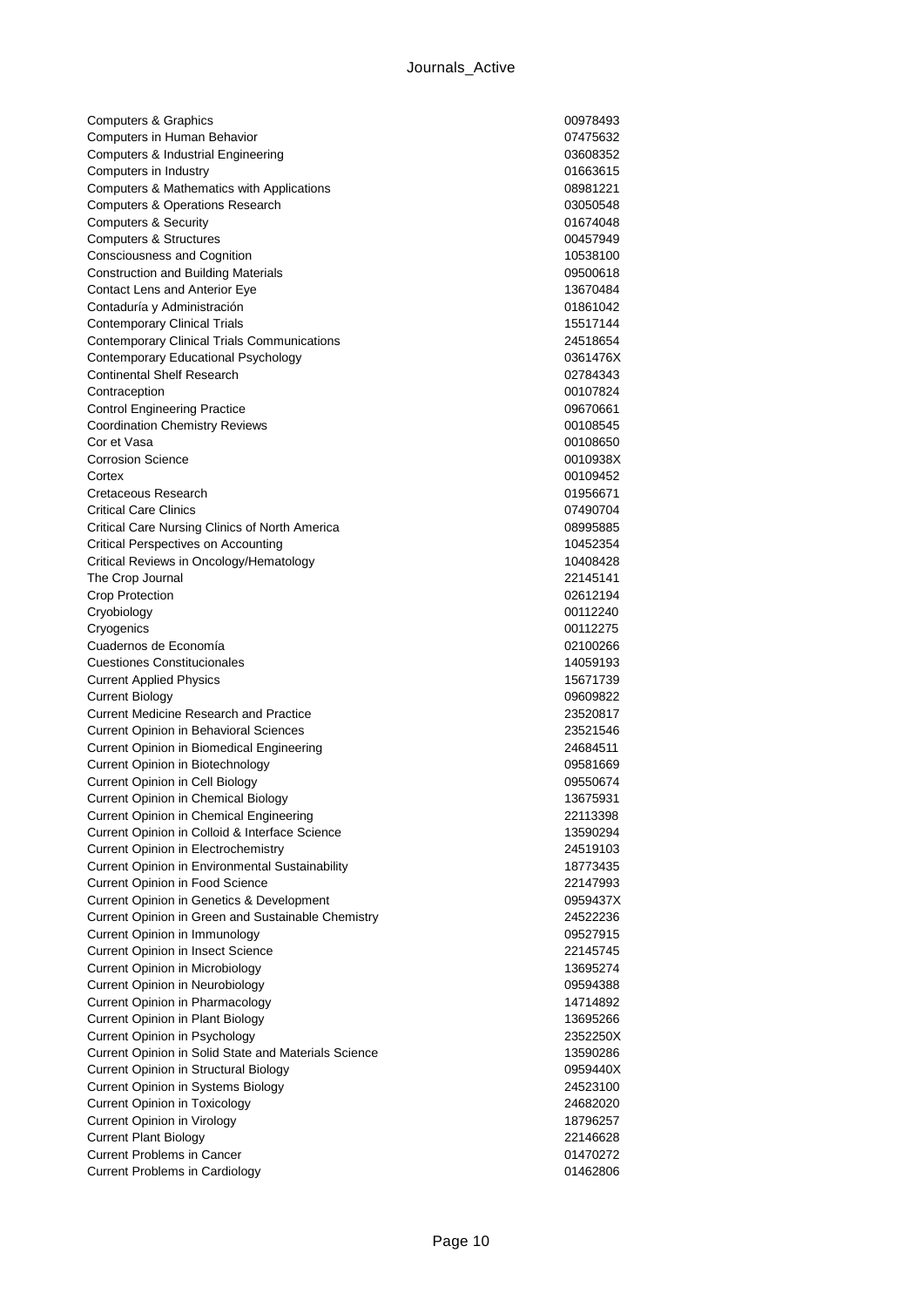| | |
|---|---|
| Computers & Graphics | 00978493 |
| Computers in Human Behavior | 07475632 |
| Computers & Industrial Engineering | 03608352 |
| Computers in Industry | 01663615 |
| Computers & Mathematics with Applications | 08981221 |
| Computers & Operations Research | 03050548 |
| Computers & Security | 01674048 |
| Computers & Structures | 00457949 |
| Consciousness and Cognition | 10538100 |
| Construction and Building Materials | 09500618 |
| Contact Lens and Anterior Eye | 13670484 |
| Contaduría y Administración | 01861042 |
| Contemporary Clinical Trials | 15517144 |
| Contemporary Clinical Trials Communications | 24518654 |
| Contemporary Educational Psychology | 0361476X |
| Continental Shelf Research | 02784343 |
| Contraception | 00107824 |
| Control Engineering Practice | 09670661 |
| Coordination Chemistry Reviews | 00108545 |
| Cor et Vasa | 00108650 |
| Corrosion Science | 0010938X |
| Cortex | 00109452 |
| Cretaceous Research | 01956671 |
| Critical Care Clinics | 07490704 |
| Critical Care Nursing Clinics of North America | 08995885 |
| Critical Perspectives on Accounting | 10452354 |
| Critical Reviews in Oncology/Hematology | 10408428 |
| The Crop Journal | 22145141 |
| Crop Protection | 02612194 |
| Cryobiology | 00112240 |
| Cryogenics | 00112275 |
| Cuadernos de Economía | 02100266 |
| Cuestiones Constitucionales | 14059193 |
| Current Applied Physics | 15671739 |
| Current Biology | 09609822 |
| Current Medicine Research and Practice | 23520817 |
| Current Opinion in Behavioral Sciences | 23521546 |
| Current Opinion in Biomedical Engineering | 24684511 |
| Current Opinion in Biotechnology | 09581669 |
| Current Opinion in Cell Biology | 09550674 |
| Current Opinion in Chemical Biology | 13675931 |
| Current Opinion in Chemical Engineering | 22113398 |
| Current Opinion in Colloid & Interface Science | 13590294 |
| Current Opinion in Electrochemistry | 24519103 |
| Current Opinion in Environmental Sustainability | 18773435 |
| Current Opinion in Food Science | 22147993 |
| Current Opinion in Genetics & Development | 0959437X |
| Current Opinion in Green and Sustainable Chemistry | 24522236 |
| Current Opinion in Immunology | 09527915 |
| Current Opinion in Insect Science | 22145745 |
| Current Opinion in Microbiology | 13695274 |
| Current Opinion in Neurobiology | 09594388 |
| Current Opinion in Pharmacology | 14714892 |
| Current Opinion in Plant Biology | 13695266 |
| Current Opinion in Psychology | 2352250X |
| Current Opinion in Solid State and Materials Science | 13590286 |
| Current Opinion in Structural Biology | 0959440X |
| Current Opinion in Systems Biology | 24523100 |
| Current Opinion in Toxicology | 24682020 |
| Current Opinion in Virology | 18796257 |
| Current Plant Biology | 22146628 |
| Current Problems in Cancer | 01470272 |
| Current Problems in Cardiology | 01462806 |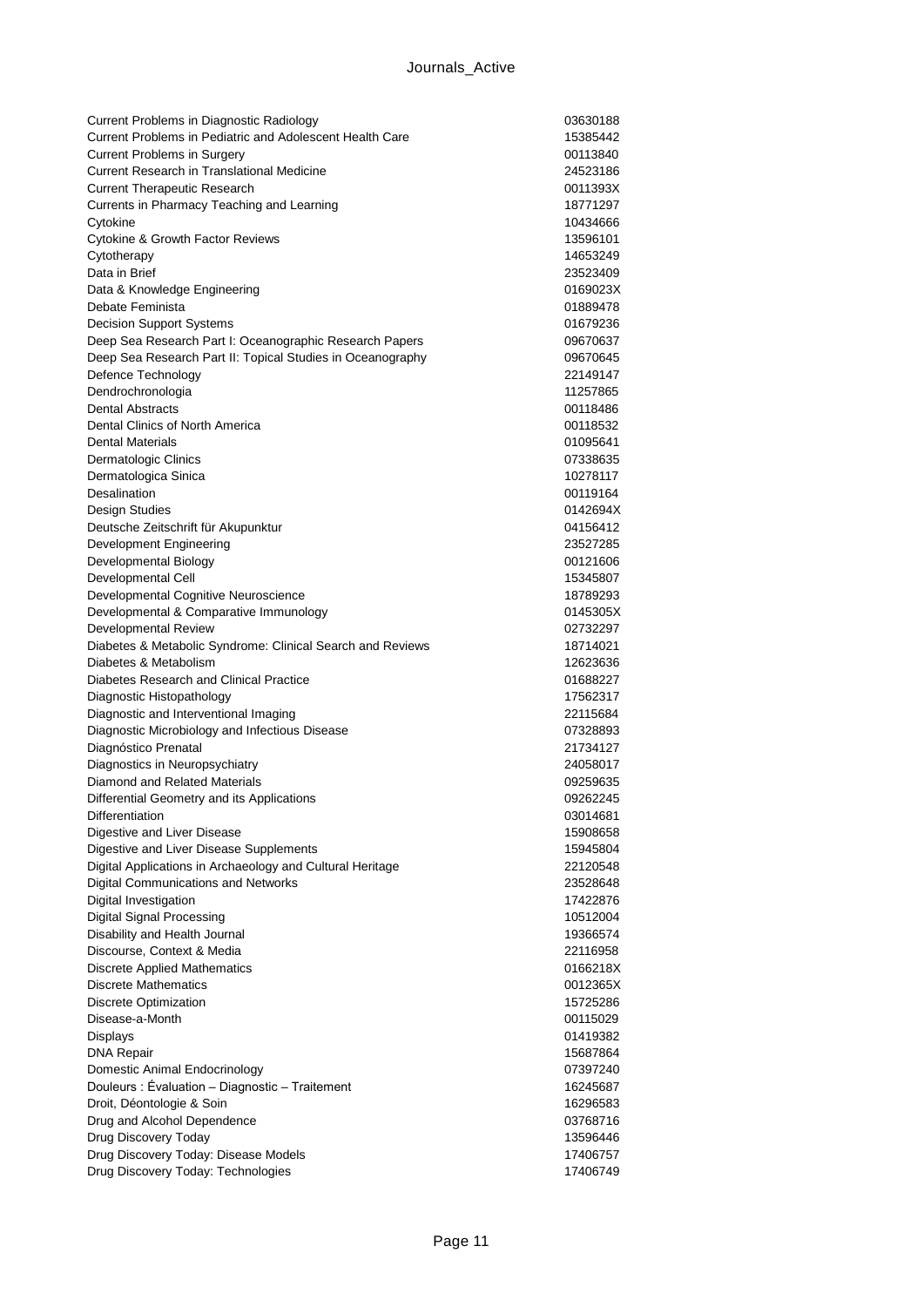| | |
|---|---|
| Current Problems in Diagnostic Radiology | 03630188 |
| Current Problems in Pediatric and Adolescent Health Care | 15385442 |
| Current Problems in Surgery | 00113840 |
| Current Research in Translational Medicine | 24523186 |
| Current Therapeutic Research | 0011393X |
| Currents in Pharmacy Teaching and Learning | 18771297 |
| Cytokine | 10434666 |
| Cytokine & Growth Factor Reviews | 13596101 |
| Cytotherapy | 14653249 |
| Data in Brief | 23523409 |
| Data & Knowledge Engineering | 0169023X |
| Debate Feminista | 01889478 |
| Decision Support Systems | 01679236 |
| Deep Sea Research Part I: Oceanographic Research Papers | 09670637 |
| Deep Sea Research Part II: Topical Studies in Oceanography | 09670645 |
| Defence Technology | 22149147 |
| Dendrochronologia | 11257865 |
| Dental Abstracts | 00118486 |
| Dental Clinics of North America | 00118532 |
| Dental Materials | 01095641 |
| Dermatologic Clinics | 07338635 |
| Dermatologica Sinica | 10278117 |
| Desalination | 00119164 |
| Design Studies | 0142694X |
| Deutsche Zeitschrift für Akupunktur | 04156412 |
| Development Engineering | 23527285 |
| Developmental Biology | 00121606 |
| Developmental Cell | 15345807 |
| Developmental Cognitive Neuroscience | 18789293 |
| Developmental & Comparative Immunology | 0145305X |
| Developmental Review | 02732297 |
| Diabetes & Metabolic Syndrome: Clinical Search and Reviews | 18714021 |
| Diabetes & Metabolism | 12623636 |
| Diabetes Research and Clinical Practice | 01688227 |
| Diagnostic Histopathology | 17562317 |
| Diagnostic and Interventional Imaging | 22115684 |
| Diagnostic Microbiology and Infectious Disease | 07328893 |
| Diagnóstico Prenatal | 21734127 |
| Diagnostics in Neuropsychiatry | 24058017 |
| Diamond and Related Materials | 09259635 |
| Differential Geometry and its Applications | 09262245 |
| Differentiation | 03014681 |
| Digestive and Liver Disease | 15908658 |
| Digestive and Liver Disease Supplements | 15945804 |
| Digital Applications in Archaeology and Cultural Heritage | 22120548 |
| Digital Communications and Networks | 23528648 |
| Digital Investigation | 17422876 |
| Digital Signal Processing | 10512004 |
| Disability and Health Journal | 19366574 |
| Discourse, Context & Media | 22116958 |
| Discrete Applied Mathematics | 0166218X |
| Discrete Mathematics | 0012365X |
| Discrete Optimization | 15725286 |
| Disease-a-Month | 00115029 |
| Displays | 01419382 |
| DNA Repair | 15687864 |
| Domestic Animal Endocrinology | 07397240 |
| Douleurs : Évaluation – Diagnostic – Traitement | 16245687 |
| Droit, Déontologie & Soin | 16296583 |
| Drug and Alcohol Dependence | 03768716 |
| Drug Discovery Today | 13596446 |
| Drug Discovery Today: Disease Models | 17406757 |
| Drug Discovery Today: Technologies | 17406749 |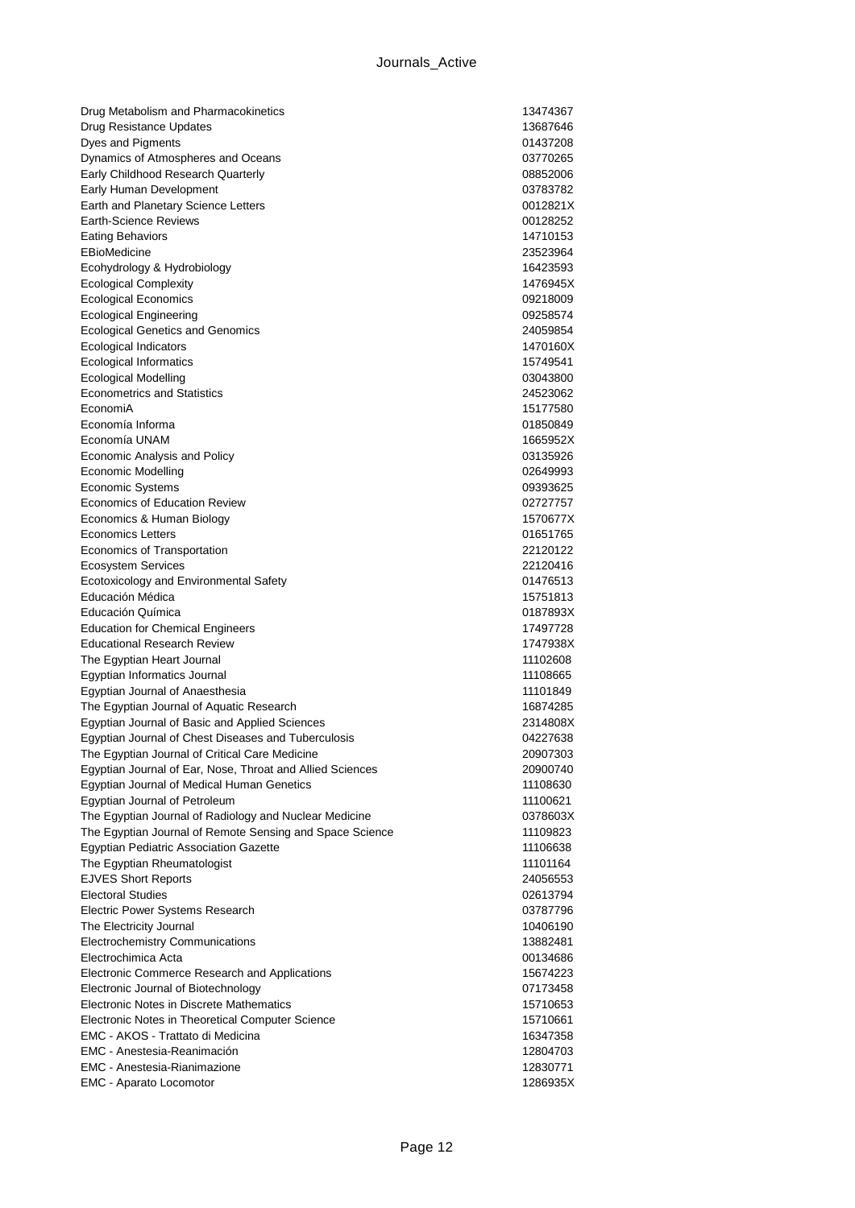| | |
|---|---|
| Drug Metabolism and Pharmacokinetics | 13474367 |
| Drug Resistance Updates | 13687646 |
| Dyes and Pigments | 01437208 |
| Dynamics of Atmospheres and Oceans | 03770265 |
| Early Childhood Research Quarterly | 08852006 |
| Early Human Development | 03783782 |
| Earth and Planetary Science Letters | 0012821X |
| Earth-Science Reviews | 00128252 |
| Eating Behaviors | 14710153 |
| EBioMedicine | 23523964 |
| Ecohydrology & Hydrobiology | 16423593 |
| Ecological Complexity | 1476945X |
| Ecological Economics | 09218009 |
| Ecological Engineering | 09258574 |
| Ecological Genetics and Genomics | 24059854 |
| Ecological Indicators | 1470160X |
| Ecological Informatics | 15749541 |
| Ecological Modelling | 03043800 |
| Econometrics and Statistics | 24523062 |
| EconomiA | 15177580 |
| Economía Informa | 01850849 |
| Economía UNAM | 1665952X |
| Economic Analysis and Policy | 03135926 |
| Economic Modelling | 02649993 |
| Economic Systems | 09393625 |
| Economics of Education Review | 02727757 |
| Economics & Human Biology | 1570677X |
| Economics Letters | 01651765 |
| Economics of Transportation | 22120122 |
| Ecosystem Services | 22120416 |
| Ecotoxicology and Environmental Safety | 01476513 |
| Educación Médica | 15751813 |
| Educación Química | 0187893X |
| Education for Chemical Engineers | 17497728 |
| Educational Research Review | 1747938X |
| The Egyptian Heart Journal | 11102608 |
| Egyptian Informatics Journal | 11108665 |
| Egyptian Journal of Anaesthesia | 11101849 |
| The Egyptian Journal of Aquatic Research | 16874285 |
| Egyptian Journal of Basic and Applied Sciences | 2314808X |
| Egyptian Journal of Chest Diseases and Tuberculosis | 04227638 |
| The Egyptian Journal of Critical Care Medicine | 20907303 |
| Egyptian Journal of Ear, Nose, Throat and Allied Sciences | 20900740 |
| Egyptian Journal of Medical Human Genetics | 11108630 |
| Egyptian Journal of Petroleum | 11100621 |
| The Egyptian Journal of Radiology and Nuclear Medicine | 0378603X |
| The Egyptian Journal of Remote Sensing and Space Science | 11109823 |
| Egyptian Pediatric Association Gazette | 11106638 |
| The Egyptian Rheumatologist | 11101164 |
| EJVES Short Reports | 24056553 |
| Electoral Studies | 02613794 |
| Electric Power Systems Research | 03787796 |
| The Electricity Journal | 10406190 |
| Electrochemistry Communications | 13882481 |
| Electrochimica Acta | 00134686 |
| Electronic Commerce Research and Applications | 15674223 |
| Electronic Journal of Biotechnology | 07173458 |
| Electronic Notes in Discrete Mathematics | 15710653 |
| Electronic Notes in Theoretical Computer Science | 15710661 |
| EMC - AKOS - Trattato di Medicina | 16347358 |
| EMC - Anestesia-Reanimación | 12804703 |
| EMC - Anestesia-Rianimazione | 12830771 |
| EMC - Aparato Locomotor | 1286935X |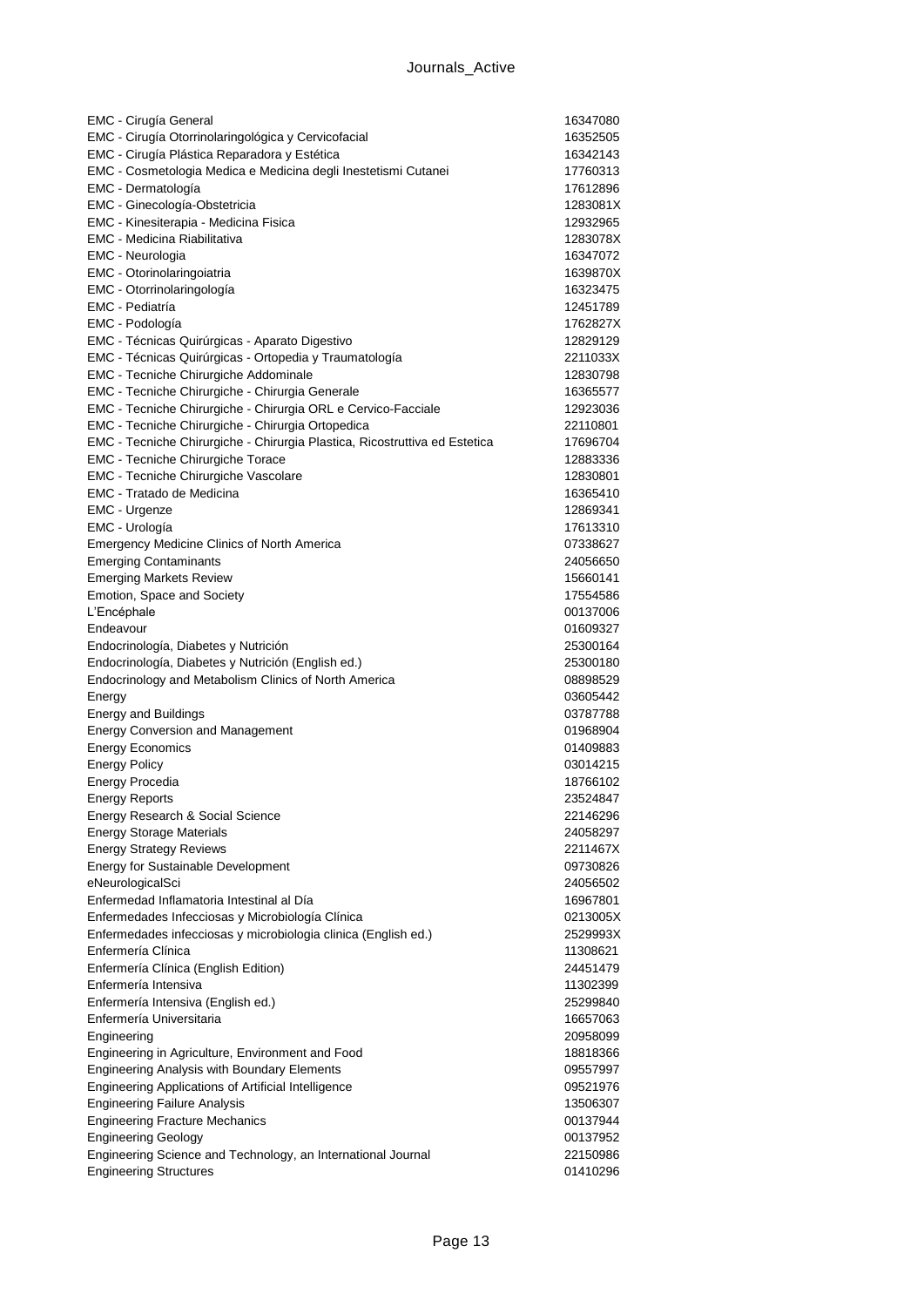| | |
|---|---|
| EMC - Cirugía General | 16347080 |
| EMC - Cirugía Otorrinolaringológica y Cervicofacial | 16352505 |
| EMC - Cirugía Plástica Reparadora y Estética | 16342143 |
| EMC - Cosmetologia Medica e Medicina degli Inestetismi Cutanei | 17760313 |
| EMC - Dermatología | 17612896 |
| EMC - Ginecología-Obstetricia | 1283081X |
| EMC - Kinesiterapia - Medicina Fisica | 12932965 |
| EMC - Medicina Riabilitativa | 1283078X |
| EMC - Neurologia | 16347072 |
| EMC - Otorinolaringoiatria | 1639870X |
| EMC - Otorrinolaringología | 16323475 |
| EMC - Pediatría | 12451789 |
| EMC - Podología | 1762827X |
| EMC - Técnicas Quirúrgicas - Aparato Digestivo | 12829129 |
| EMC - Técnicas Quirúrgicas - Ortopedia y Traumatología | 2211033X |
| EMC - Tecniche Chirurgiche Addominale | 12830798 |
| EMC - Tecniche Chirurgiche - Chirurgia Generale | 16365577 |
| EMC - Tecniche Chirurgiche - Chirurgia ORL e Cervico-Facciale | 12923036 |
| EMC - Tecniche Chirurgiche - Chirurgia Ortopedica | 22110801 |
| EMC - Tecniche Chirurgiche - Chirurgia Plastica, Ricostruttiva ed Estetica | 17696704 |
| EMC - Tecniche Chirurgiche Torace | 12883336 |
| EMC - Tecniche Chirurgiche Vascolare | 12830801 |
| EMC - Tratado de Medicina | 16365410 |
| EMC - Urgenze | 12869341 |
| EMC - Urología | 17613310 |
| Emergency Medicine Clinics of North America | 07338627 |
| Emerging Contaminants | 24056650 |
| Emerging Markets Review | 15660141 |
| Emotion, Space and Society | 17554586 |
| L'Encéphale | 00137006 |
| Endeavour | 01609327 |
| Endocrinología, Diabetes y Nutrición | 25300164 |
| Endocrinología, Diabetes y Nutrición (English ed.) | 25300180 |
| Endocrinology and Metabolism Clinics of North America | 08898529 |
| Energy | 03605442 |
| Energy and Buildings | 03787788 |
| Energy Conversion and Management | 01968904 |
| Energy Economics | 01409883 |
| Energy Policy | 03014215 |
| Energy Procedia | 18766102 |
| Energy Reports | 23524847 |
| Energy Research & Social Science | 22146296 |
| Energy Storage Materials | 24058297 |
| Energy Strategy Reviews | 2211467X |
| Energy for Sustainable Development | 09730826 |
| eNeurologicalSci | 24056502 |
| Enfermedad Inflamatoria Intestinal al Día | 16967801 |
| Enfermedades Infecciosas y Microbiología Clínica | 0213005X |
| Enfermedades infecciosas y microbiologia clinica (English ed.) | 2529993X |
| Enfermería Clínica | 11308621 |
| Enfermería Clínica (English Edition) | 24451479 |
| Enfermería Intensiva | 11302399 |
| Enfermería Intensiva (English ed.) | 25299840 |
| Enfermería Universitaria | 16657063 |
| Engineering | 20958099 |
| Engineering in Agriculture, Environment and Food | 18818366 |
| Engineering Analysis with Boundary Elements | 09557997 |
| Engineering Applications of Artificial Intelligence | 09521976 |
| Engineering Failure Analysis | 13506307 |
| Engineering Fracture Mechanics | 00137944 |
| Engineering Geology | 00137952 |
| Engineering Science and Technology, an International Journal | 22150986 |
| Engineering Structures | 01410296 |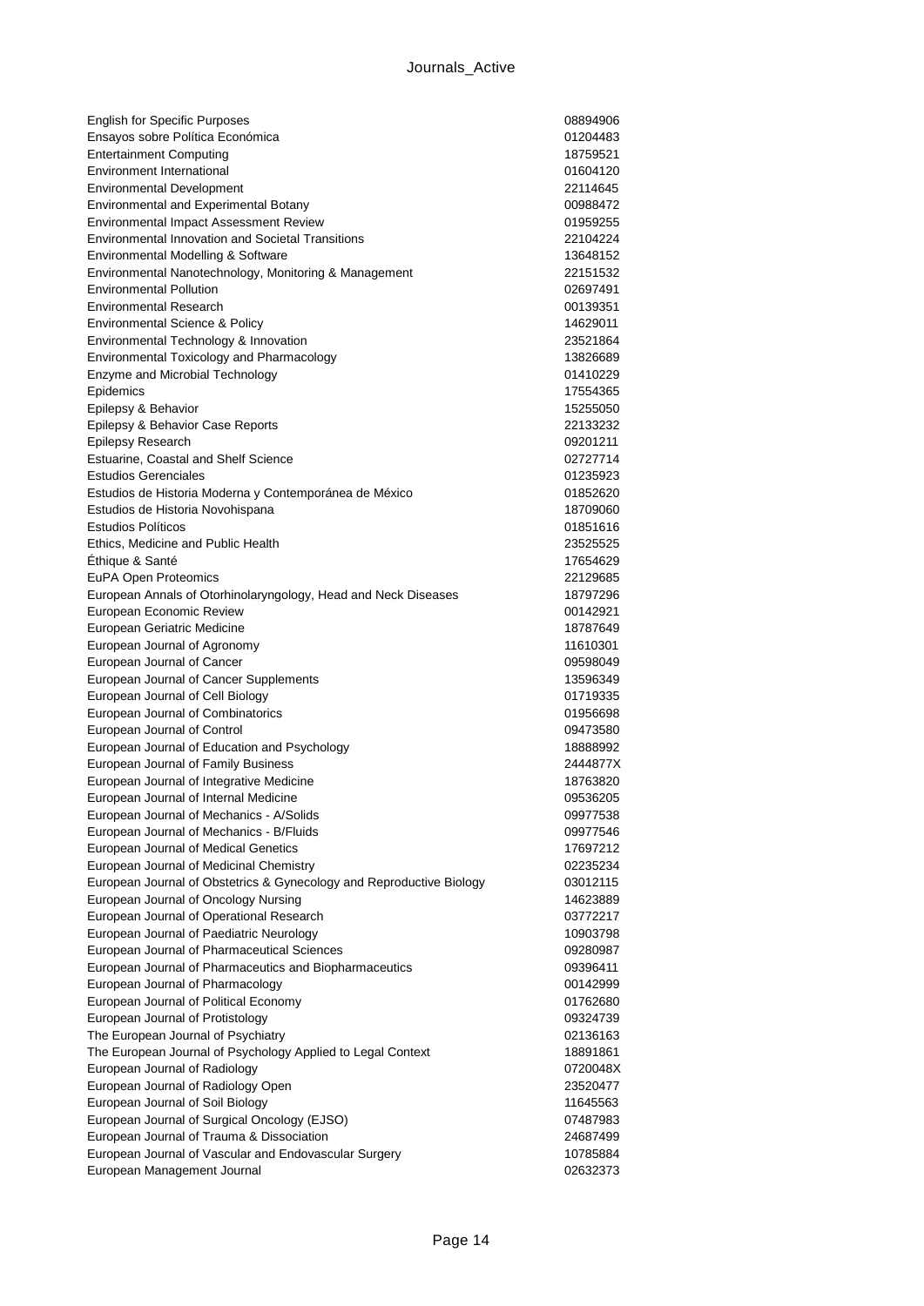| | |
|---|---|
| English for Specific Purposes | 08894906 |
| Ensayos sobre Política Económica | 01204483 |
| Entertainment Computing | 18759521 |
| Environment International | 01604120 |
| Environmental Development | 22114645 |
| Environmental and Experimental Botany | 00988472 |
| Environmental Impact Assessment Review | 01959255 |
| Environmental Innovation and Societal Transitions | 22104224 |
| Environmental Modelling & Software | 13648152 |
| Environmental Nanotechnology, Monitoring & Management | 22151532 |
| Environmental Pollution | 02697491 |
| Environmental Research | 00139351 |
| Environmental Science & Policy | 14629011 |
| Environmental Technology & Innovation | 23521864 |
| Environmental Toxicology and Pharmacology | 13826689 |
| Enzyme and Microbial Technology | 01410229 |
| Epidemics | 17554365 |
| Epilepsy & Behavior | 15255050 |
| Epilepsy & Behavior Case Reports | 22133232 |
| Epilepsy Research | 09201211 |
| Estuarine, Coastal and Shelf Science | 02727714 |
| Estudios Gerenciales | 01235923 |
| Estudios de Historia Moderna y Contemporánea de México | 01852620 |
| Estudios de Historia Novohispana | 18709060 |
| Estudios Políticos | 01851616 |
| Ethics, Medicine and Public Health | 23525525 |
| Éthique & Santé | 17654629 |
| EuPA Open Proteomics | 22129685 |
| European Annals of Otorhinolaryngology, Head and Neck Diseases | 18797296 |
| European Economic Review | 00142921 |
| European Geriatric Medicine | 18787649 |
| European Journal of Agronomy | 11610301 |
| European Journal of Cancer | 09598049 |
| European Journal of Cancer Supplements | 13596349 |
| European Journal of Cell Biology | 01719335 |
| European Journal of Combinatorics | 01956698 |
| European Journal of Control | 09473580 |
| European Journal of Education and Psychology | 18888992 |
| European Journal of Family Business | 2444877X |
| European Journal of Integrative Medicine | 18763820 |
| European Journal of Internal Medicine | 09536205 |
| European Journal of Mechanics - A/Solids | 09977538 |
| European Journal of Mechanics - B/Fluids | 09977546 |
| European Journal of Medical Genetics | 17697212 |
| European Journal of Medicinal Chemistry | 02235234 |
| European Journal of Obstetrics & Gynecology and Reproductive Biology | 03012115 |
| European Journal of Oncology Nursing | 14623889 |
| European Journal of Operational Research | 03772217 |
| European Journal of Paediatric Neurology | 10903798 |
| European Journal of Pharmaceutical Sciences | 09280987 |
| European Journal of Pharmaceutics and Biopharmaceutics | 09396411 |
| European Journal of Pharmacology | 00142999 |
| European Journal of Political Economy | 01762680 |
| European Journal of Protistology | 09324739 |
| The European Journal of Psychiatry | 02136163 |
| The European Journal of Psychology Applied to Legal Context | 18891861 |
| European Journal of Radiology | 0720048X |
| European Journal of Radiology Open | 23520477 |
| European Journal of Soil Biology | 11645563 |
| European Journal of Surgical Oncology (EJSO) | 07487983 |
| European Journal of Trauma & Dissociation | 24687499 |
| European Journal of Vascular and Endovascular Surgery | 10785884 |
| European Management Journal | 02632373 |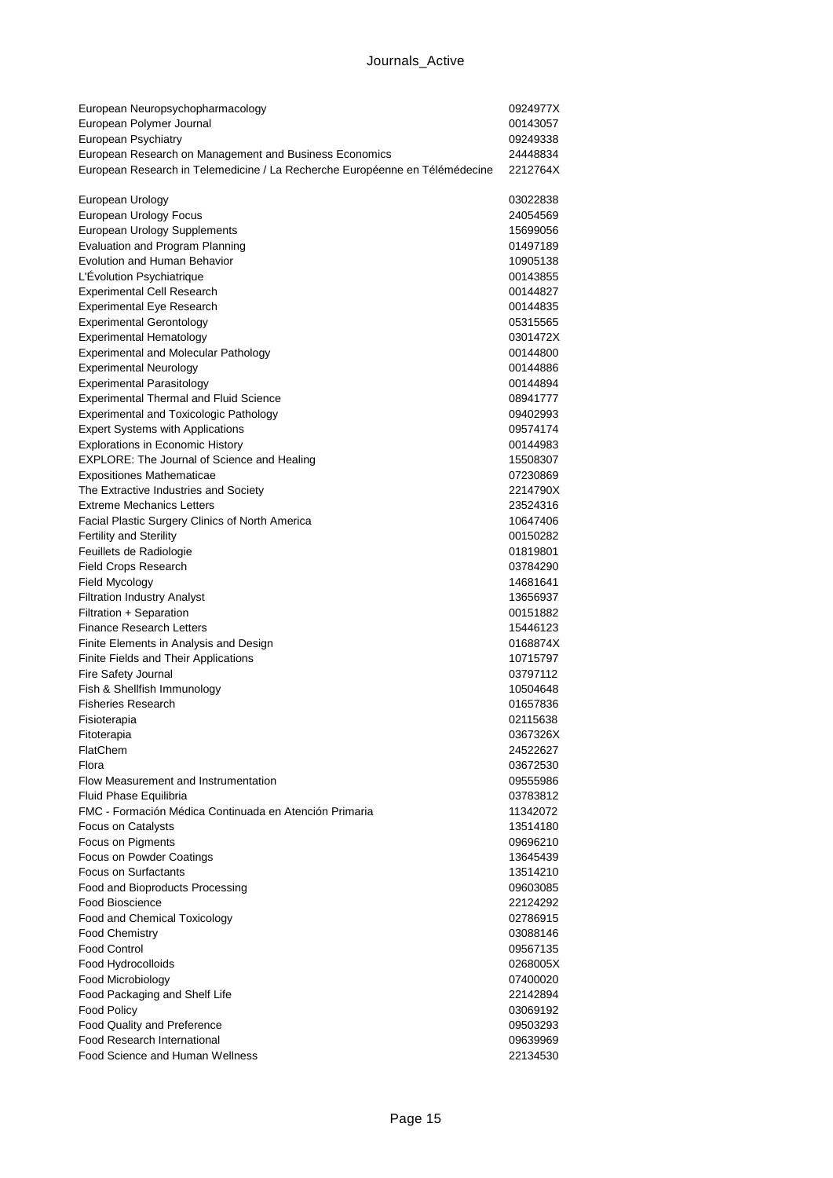| | |
|---|---|
| European Neuropsychopharmacology | 0924977X |
| European Polymer Journal | 00143057 |
| European Psychiatry | 09249338 |
| European Research on Management and Business Economics | 24448834 |
| European Research in Telemedicine / La Recherche Européenne en Télémédecine | 2212764X |
| European Urology | 03022838 |
| European Urology Focus | 24054569 |
| European Urology Supplements | 15699056 |
| Evaluation and Program Planning | 01497189 |
| Evolution and Human Behavior | 10905138 |
| L'Évolution Psychiatrique | 00143855 |
| Experimental Cell Research | 00144827 |
| Experimental Eye Research | 00144835 |
| Experimental Gerontology | 05315565 |
| Experimental Hematology | 0301472X |
| Experimental and Molecular Pathology | 00144800 |
| Experimental Neurology | 00144886 |
| Experimental Parasitology | 00144894 |
| Experimental Thermal and Fluid Science | 08941777 |
| Experimental and Toxicologic Pathology | 09402993 |
| Expert Systems with Applications | 09574174 |
| Explorations in Economic History | 00144983 |
| EXPLORE: The Journal of Science and Healing | 15508307 |
| Expositiones Mathematicae | 07230869 |
| The Extractive Industries and Society | 2214790X |
| Extreme Mechanics Letters | 23524316 |
| Facial Plastic Surgery Clinics of North America | 10647406 |
| Fertility and Sterility | 00150282 |
| Feuillets de Radiologie | 01819801 |
| Field Crops Research | 03784290 |
| Field Mycology | 14681641 |
| Filtration Industry Analyst | 13656937 |
| Filtration + Separation | 00151882 |
| Finance Research Letters | 15446123 |
| Finite Elements in Analysis and Design | 0168874X |
| Finite Fields and Their Applications | 10715797 |
| Fire Safety Journal | 03797112 |
| Fish & Shellfish Immunology | 10504648 |
| Fisheries Research | 01657836 |
| Fisioterapia | 02115638 |
| Fitoterapia | 0367326X |
| FlatChem | 24522627 |
| Flora | 03672530 |
| Flow Measurement and Instrumentation | 09555986 |
| Fluid Phase Equilibria | 03783812 |
| FMC - Formación Médica Continuada en Atención Primaria | 11342072 |
| Focus on Catalysts | 13514180 |
| Focus on Pigments | 09696210 |
| Focus on Powder Coatings | 13645439 |
| Focus on Surfactants | 13514210 |
| Food and Bioproducts Processing | 09603085 |
| Food Bioscience | 22124292 |
| Food and Chemical Toxicology | 02786915 |
| Food Chemistry | 03088146 |
| Food Control | 09567135 |
| Food Hydrocolloids | 0268005X |
| Food Microbiology | 07400020 |
| Food Packaging and Shelf Life | 22142894 |
| Food Policy | 03069192 |
| Food Quality and Preference | 09503293 |
| Food Research International | 09639969 |
| Food Science and Human Wellness | 22134530 |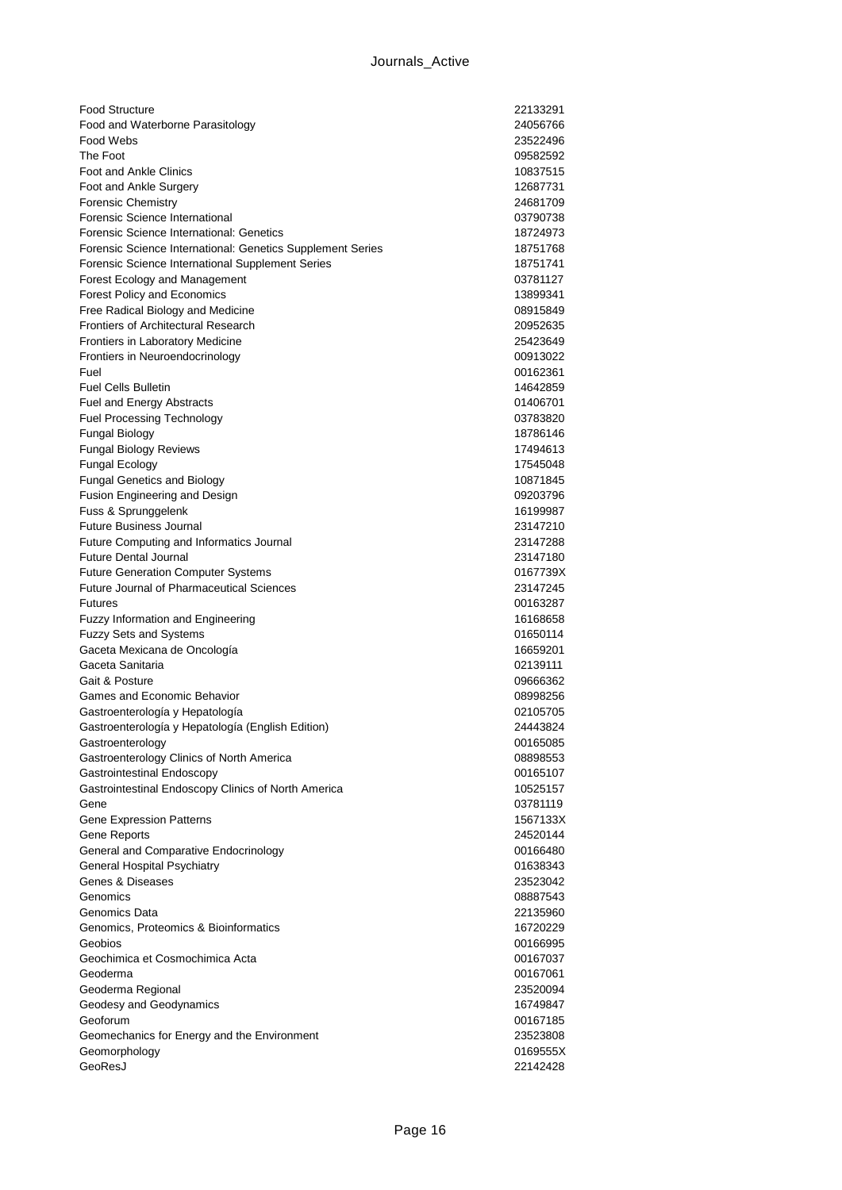| | |
|---|---|
| Food Structure | 22133291 |
| Food and Waterborne Parasitology | 24056766 |
| Food Webs | 23522496 |
| The Foot | 09582592 |
| Foot and Ankle Clinics | 10837515 |
| Foot and Ankle Surgery | 12687731 |
| Forensic Chemistry | 24681709 |
| Forensic Science International | 03790738 |
| Forensic Science International: Genetics | 18724973 |
| Forensic Science International: Genetics Supplement Series | 18751768 |
| Forensic Science International Supplement Series | 18751741 |
| Forest Ecology and Management | 03781127 |
| Forest Policy and Economics | 13899341 |
| Free Radical Biology and Medicine | 08915849 |
| Frontiers of Architectural Research | 20952635 |
| Frontiers in Laboratory Medicine | 25423649 |
| Frontiers in Neuroendocrinology | 00913022 |
| Fuel | 00162361 |
| Fuel Cells Bulletin | 14642859 |
| Fuel and Energy Abstracts | 01406701 |
| Fuel Processing Technology | 03783820 |
| Fungal Biology | 18786146 |
| Fungal Biology Reviews | 17494613 |
| Fungal Ecology | 17545048 |
| Fungal Genetics and Biology | 10871845 |
| Fusion Engineering and Design | 09203796 |
| Fuss & Sprunggelenk | 16199987 |
| Future Business Journal | 23147210 |
| Future Computing and Informatics Journal | 23147288 |
| Future Dental Journal | 23147180 |
| Future Generation Computer Systems | 0167739X |
| Future Journal of Pharmaceutical Sciences | 23147245 |
| Futures | 00163287 |
| Fuzzy Information and Engineering | 16168658 |
| Fuzzy Sets and Systems | 01650114 |
| Gaceta Mexicana de Oncología | 16659201 |
| Gaceta Sanitaria | 02139111 |
| Gait & Posture | 09666362 |
| Games and Economic Behavior | 08998256 |
| Gastroenterología y Hepatología | 02105705 |
| Gastroenterología y Hepatología (English Edition) | 24443824 |
| Gastroenterology | 00165085 |
| Gastroenterology Clinics of North America | 08898553 |
| Gastrointestinal Endoscopy | 00165107 |
| Gastrointestinal Endoscopy Clinics of North America | 10525157 |
| Gene | 03781119 |
| Gene Expression Patterns | 1567133X |
| Gene Reports | 24520144 |
| General and Comparative Endocrinology | 00166480 |
| General Hospital Psychiatry | 01638343 |
| Genes & Diseases | 23523042 |
| Genomics | 08887543 |
| Genomics Data | 22135960 |
| Genomics, Proteomics & Bioinformatics | 16720229 |
| Geobios | 00166995 |
| Geochimica et Cosmochimica Acta | 00167037 |
| Geoderma | 00167061 |
| Geoderma Regional | 23520094 |
| Geodesy and Geodynamics | 16749847 |
| Geoforum | 00167185 |
| Geomechanics for Energy and the Environment | 23523808 |
| Geomorphology | 0169555X |
| GeoResJ | 22142428 |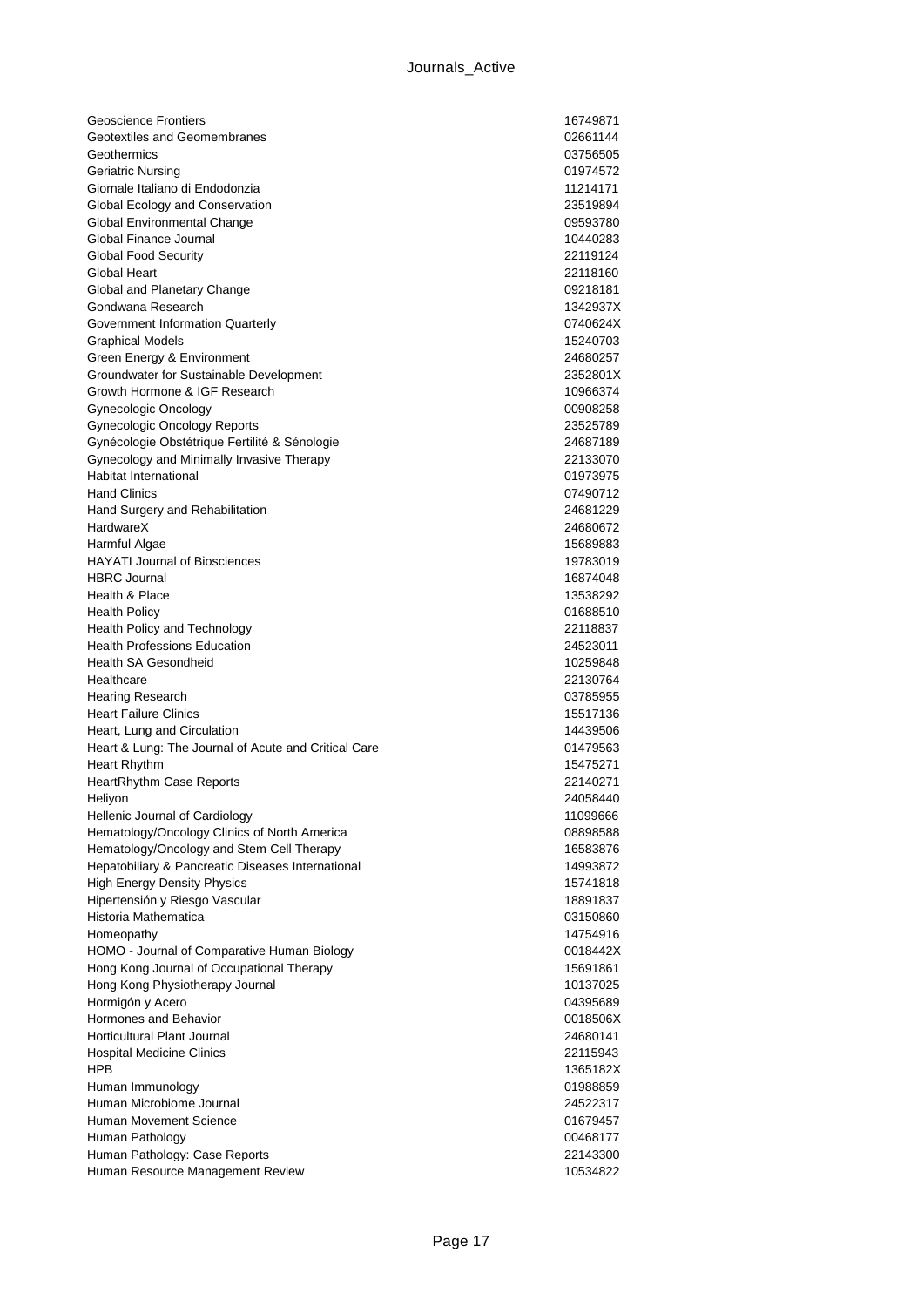| Geoscience Frontiers | 16749871 |
|---|---|
| Geotextiles and Geomembranes | 02661144 |
| Geothermics | 03756505 |
| Geriatric Nursing | 01974572 |
| Giornale Italiano di Endodonzia | 11214171 |
| Global Ecology and Conservation | 23519894 |
| Global Environmental Change | 09593780 |
| Global Finance Journal | 10440283 |
| Global Food Security | 22119124 |
| Global Heart | 22118160 |
| Global and Planetary Change | 09218181 |
| Gondwana Research | 1342937X |
| Government Information Quarterly | 0740624X |
| Graphical Models | 15240703 |
| Green Energy & Environment | 24680257 |
| Groundwater for Sustainable Development | 2352801X |
| Growth Hormone & IGF Research | 10966374 |
| Gynecologic Oncology | 00908258 |
| Gynecologic Oncology Reports | 23525789 |
| Gynécologie Obstétrique Fertilité & Sénologie | 24687189 |
| Gynecology and Minimally Invasive Therapy | 22133070 |
| Habitat International | 01973975 |
| Hand Clinics | 07490712 |
| Hand Surgery and Rehabilitation | 24681229 |
| HardwareX | 24680672 |
| Harmful Algae | 15689883 |
| HAYATI Journal of Biosciences | 19783019 |
| HBRC Journal | 16874048 |
| Health & Place | 13538292 |
| Health Policy | 01688510 |
| Health Policy and Technology | 22118837 |
| Health Professions Education | 24523011 |
| Health SA Gesondheid | 10259848 |
| Healthcare | 22130764 |
| Hearing Research | 03785955 |
| Heart Failure Clinics | 15517136 |
| Heart, Lung and Circulation | 14439506 |
| Heart & Lung: The Journal of Acute and Critical Care | 01479563 |
| Heart Rhythm | 15475271 |
| HeartRhythm Case Reports | 22140271 |
| Heliyon | 24058440 |
| Hellenic Journal of Cardiology | 11099666 |
| Hematology/Oncology Clinics of North America | 08898588 |
| Hematology/Oncology and Stem Cell Therapy | 16583876 |
| Hepatobiliary & Pancreatic Diseases International | 14993872 |
| High Energy Density Physics | 15741818 |
| Hipertensión y Riesgo Vascular | 18891837 |
| Historia Mathematica | 03150860 |
| Homeopathy | 14754916 |
| HOMO - Journal of Comparative Human Biology | 0018442X |
| Hong Kong Journal of Occupational Therapy | 15691861 |
| Hong Kong Physiotherapy Journal | 10137025 |
| Hormigón y Acero | 04395689 |
| Hormones and Behavior | 0018506X |
| Horticultural Plant Journal | 24680141 |
| Hospital Medicine Clinics | 22115943 |
| HPB | 1365182X |
| Human Immunology | 01988859 |
| Human Microbiome Journal | 24522317 |
| Human Movement Science | 01679457 |
| Human Pathology | 00468177 |
| Human Pathology: Case Reports | 22143300 |
| Human Resource Management Review | 10534822 |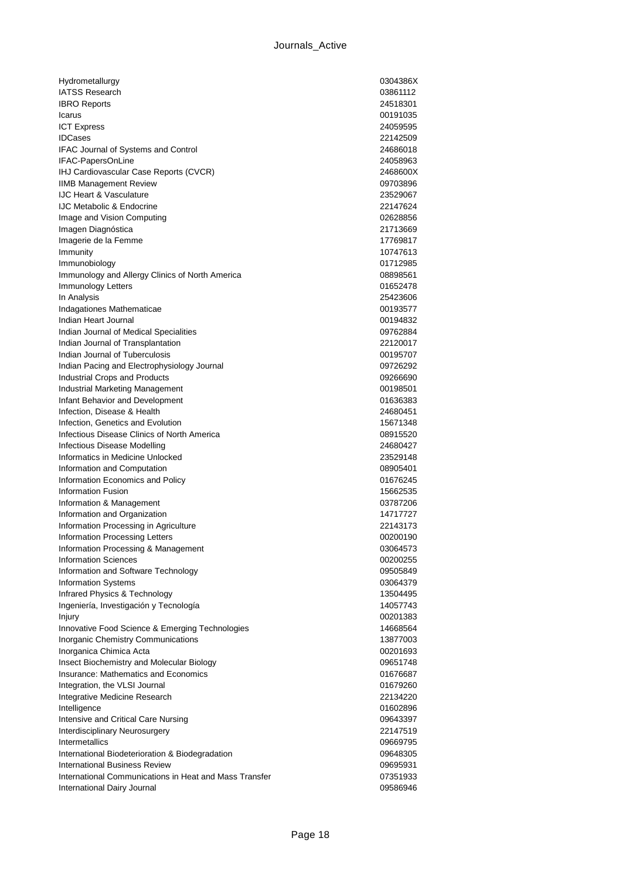| | |
|---|---|
| Hydrometallurgy | 0304386X |
| IATSS Research | 03861112 |
| IBRO Reports | 24518301 |
| Icarus | 00191035 |
| ICT Express | 24059595 |
| IDCases | 22142509 |
| IFAC Journal of Systems and Control | 24686018 |
| IFAC-PapersOnLine | 24058963 |
| IHJ Cardiovascular Case Reports (CVCR) | 2468600X |
| IIMB Management Review | 09703896 |
| IJC Heart & Vasculature | 23529067 |
| IJC Metabolic & Endocrine | 22147624 |
| Image and Vision Computing | 02628856 |
| Imagen Diagnóstica | 21713669 |
| Imagerie de la Femme | 17769817 |
| Immunity | 10747613 |
| Immunobiology | 01712985 |
| Immunology and Allergy Clinics of North America | 08898561 |
| Immunology Letters | 01652478 |
| In Analysis | 25423606 |
| Indagationes Mathematicae | 00193577 |
| Indian Heart Journal | 00194832 |
| Indian Journal of Medical Specialities | 09762884 |
| Indian Journal of Transplantation | 22120017 |
| Indian Journal of Tuberculosis | 00195707 |
| Indian Pacing and Electrophysiology Journal | 09726292 |
| Industrial Crops and Products | 09266690 |
| Industrial Marketing Management | 00198501 |
| Infant Behavior and Development | 01636383 |
| Infection, Disease & Health | 24680451 |
| Infection, Genetics and Evolution | 15671348 |
| Infectious Disease Clinics of North America | 08915520 |
| Infectious Disease Modelling | 24680427 |
| Informatics in Medicine Unlocked | 23529148 |
| Information and Computation | 08905401 |
| Information Economics and Policy | 01676245 |
| Information Fusion | 15662535 |
| Information & Management | 03787206 |
| Information and Organization | 14717727 |
| Information Processing in Agriculture | 22143173 |
| Information Processing Letters | 00200190 |
| Information Processing & Management | 03064573 |
| Information Sciences | 00200255 |
| Information and Software Technology | 09505849 |
| Information Systems | 03064379 |
| Infrared Physics & Technology | 13504495 |
| Ingeniería, Investigación y Tecnología | 14057743 |
| Injury | 00201383 |
| Innovative Food Science & Emerging Technologies | 14668564 |
| Inorganic Chemistry Communications | 13877003 |
| Inorganica Chimica Acta | 00201693 |
| Insect Biochemistry and Molecular Biology | 09651748 |
| Insurance: Mathematics and Economics | 01676687 |
| Integration, the VLSI Journal | 01679260 |
| Integrative Medicine Research | 22134220 |
| Intelligence | 01602896 |
| Intensive and Critical Care Nursing | 09643397 |
| Interdisciplinary Neurosurgery | 22147519 |
| Intermetallics | 09669795 |
| International Biodeterioration & Biodegradation | 09648305 |
| International Business Review | 09695931 |
| International Communications in Heat and Mass Transfer | 07351933 |
| International Dairy Journal | 09586946 |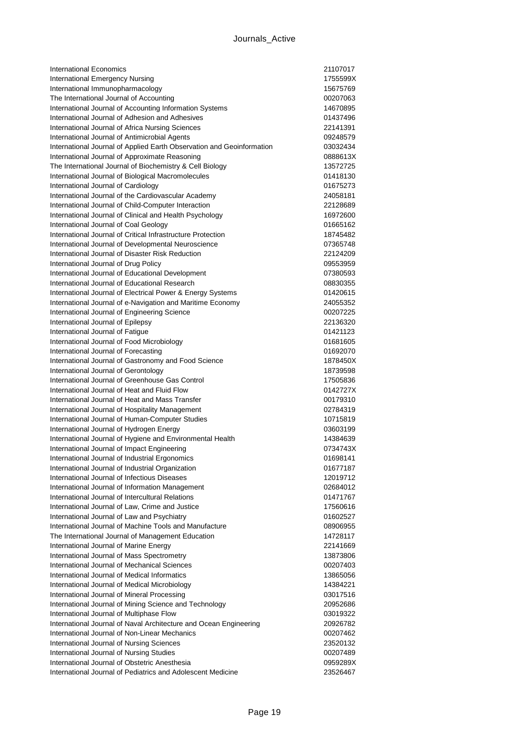| | |
|---|---|
| International Economics | 21107017 |
| International Emergency Nursing | 1755599X |
| International Immunopharmacology | 15675769 |
| The International Journal of Accounting | 00207063 |
| International Journal of Accounting Information Systems | 14670895 |
| International Journal of Adhesion and Adhesives | 01437496 |
| International Journal of Africa Nursing Sciences | 22141391 |
| International Journal of Antimicrobial Agents | 09248579 |
| International Journal of Applied Earth Observation and Geoinformation | 03032434 |
| International Journal of Approximate Reasoning | 0888613X |
| The International Journal of Biochemistry & Cell Biology | 13572725 |
| International Journal of Biological Macromolecules | 01418130 |
| International Journal of Cardiology | 01675273 |
| International Journal of the Cardiovascular Academy | 24058181 |
| International Journal of Child-Computer Interaction | 22128689 |
| International Journal of Clinical and Health Psychology | 16972600 |
| International Journal of Coal Geology | 01665162 |
| International Journal of Critical Infrastructure Protection | 18745482 |
| International Journal of Developmental Neuroscience | 07365748 |
| International Journal of Disaster Risk Reduction | 22124209 |
| International Journal of Drug Policy | 09553959 |
| International Journal of Educational Development | 07380593 |
| International Journal of Educational Research | 08830355 |
| International Journal of Electrical Power & Energy Systems | 01420615 |
| International Journal of e-Navigation and Maritime Economy | 24055352 |
| International Journal of Engineering Science | 00207225 |
| International Journal of Epilepsy | 22136320 |
| International Journal of Fatigue | 01421123 |
| International Journal of Food Microbiology | 01681605 |
| International Journal of Forecasting | 01692070 |
| International Journal of Gastronomy and Food Science | 1878450X |
| International Journal of Gerontology | 18739598 |
| International Journal of Greenhouse Gas Control | 17505836 |
| International Journal of Heat and Fluid Flow | 0142727X |
| International Journal of Heat and Mass Transfer | 00179310 |
| International Journal of Hospitality Management | 02784319 |
| International Journal of Human-Computer Studies | 10715819 |
| International Journal of Hydrogen Energy | 03603199 |
| International Journal of Hygiene and Environmental Health | 14384639 |
| International Journal of Impact Engineering | 0734743X |
| International Journal of Industrial Ergonomics | 01698141 |
| International Journal of Industrial Organization | 01677187 |
| International Journal of Infectious Diseases | 12019712 |
| International Journal of Information Management | 02684012 |
| International Journal of Intercultural Relations | 01471767 |
| International Journal of Law, Crime and Justice | 17560616 |
| International Journal of Law and Psychiatry | 01602527 |
| International Journal of Machine Tools and Manufacture | 08906955 |
| The International Journal of Management Education | 14728117 |
| International Journal of Marine Energy | 22141669 |
| International Journal of Mass Spectrometry | 13873806 |
| International Journal of Mechanical Sciences | 00207403 |
| International Journal of Medical Informatics | 13865056 |
| International Journal of Medical Microbiology | 14384221 |
| International Journal of Mineral Processing | 03017516 |
| International Journal of Mining Science and Technology | 20952686 |
| International Journal of Multiphase Flow | 03019322 |
| International Journal of Naval Architecture and Ocean Engineering | 20926782 |
| International Journal of Non-Linear Mechanics | 00207462 |
| International Journal of Nursing Sciences | 23520132 |
| International Journal of Nursing Studies | 00207489 |
| International Journal of Obstetric Anesthesia | 0959289X |
| International Journal of Pediatrics and Adolescent Medicine | 23526467 |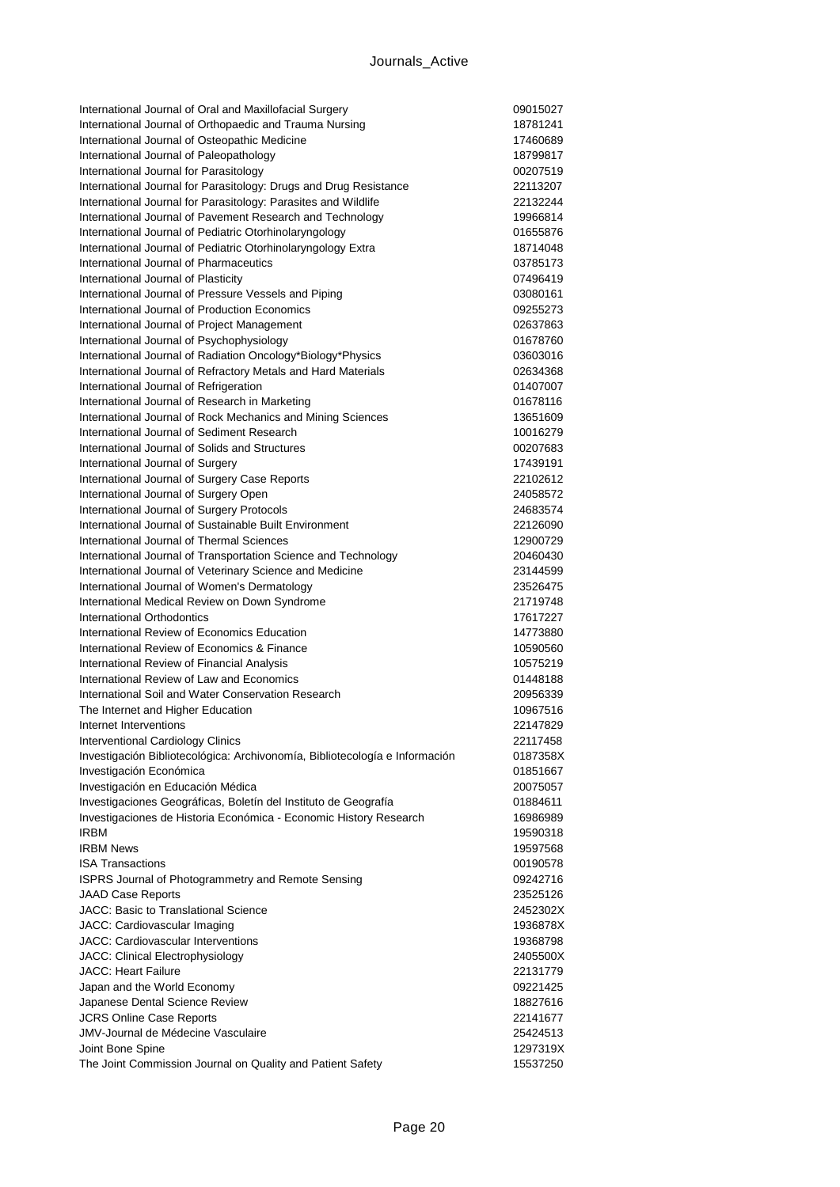| | |
|---|---|
| International Journal of Oral and Maxillofacial Surgery | 09015027 |
| International Journal of Orthopaedic and Trauma Nursing | 18781241 |
| International Journal of Osteopathic Medicine | 17460689 |
| International Journal of Paleopathology | 18799817 |
| International Journal for Parasitology | 00207519 |
| International Journal for Parasitology: Drugs and Drug Resistance | 22113207 |
| International Journal for Parasitology: Parasites and Wildlife | 22132244 |
| International Journal of Pavement Research and Technology | 19966814 |
| International Journal of Pediatric Otorhinolaryngology | 01655876 |
| International Journal of Pediatric Otorhinolaryngology Extra | 18714048 |
| International Journal of Pharmaceutics | 03785173 |
| International Journal of Plasticity | 07496419 |
| International Journal of Pressure Vessels and Piping | 03080161 |
| International Journal of Production Economics | 09255273 |
| International Journal of Project Management | 02637863 |
| International Journal of Psychophysiology | 01678760 |
| International Journal of Radiation Oncology*Biology*Physics | 03603016 |
| International Journal of Refractory Metals and Hard Materials | 02634368 |
| International Journal of Refrigeration | 01407007 |
| International Journal of Research in Marketing | 01678116 |
| International Journal of Rock Mechanics and Mining Sciences | 13651609 |
| International Journal of Sediment Research | 10016279 |
| International Journal of Solids and Structures | 00207683 |
| International Journal of Surgery | 17439191 |
| International Journal of Surgery Case Reports | 22102612 |
| International Journal of Surgery Open | 24058572 |
| International Journal of Surgery Protocols | 24683574 |
| International Journal of Sustainable Built Environment | 22126090 |
| International Journal of Thermal Sciences | 12900729 |
| International Journal of Transportation Science and Technology | 20460430 |
| International Journal of Veterinary Science and Medicine | 23144599 |
| International Journal of Women's Dermatology | 23526475 |
| International Medical Review on Down Syndrome | 21719748 |
| International Orthodontics | 17617227 |
| International Review of Economics Education | 14773880 |
| International Review of Economics & Finance | 10590560 |
| International Review of Financial Analysis | 10575219 |
| International Review of Law and Economics | 01448188 |
| International Soil and Water Conservation Research | 20956339 |
| The Internet and Higher Education | 10967516 |
| Internet Interventions | 22147829 |
| Interventional Cardiology Clinics | 22117458 |
| Investigación Bibliotecológica: Archivonomía, Bibliotecología e Información | 0187358X |
| Investigación Económica | 01851667 |
| Investigación en Educación Médica | 20075057 |
| Investigaciones Geográficas, Boletín del Instituto de Geografía | 01884611 |
| Investigaciones de Historia Económica - Economic History Research | 16986989 |
| IRBM | 19590318 |
| IRBM News | 19597568 |
| ISA Transactions | 00190578 |
| ISPRS Journal of Photogrammetry and Remote Sensing | 09242716 |
| JAAD Case Reports | 23525126 |
| JACC: Basic to Translational Science | 2452302X |
| JACC: Cardiovascular Imaging | 1936878X |
| JACC: Cardiovascular Interventions | 19368798 |
| JACC: Clinical Electrophysiology | 2405500X |
| JACC: Heart Failure | 22131779 |
| Japan and the World Economy | 09221425 |
| Japanese Dental Science Review | 18827616 |
| JCRS Online Case Reports | 22141677 |
| JMV-Journal de Médecine Vasculaire | 25424513 |
| Joint Bone Spine | 1297319X |
| The Joint Commission Journal on Quality and Patient Safety | 15537250 |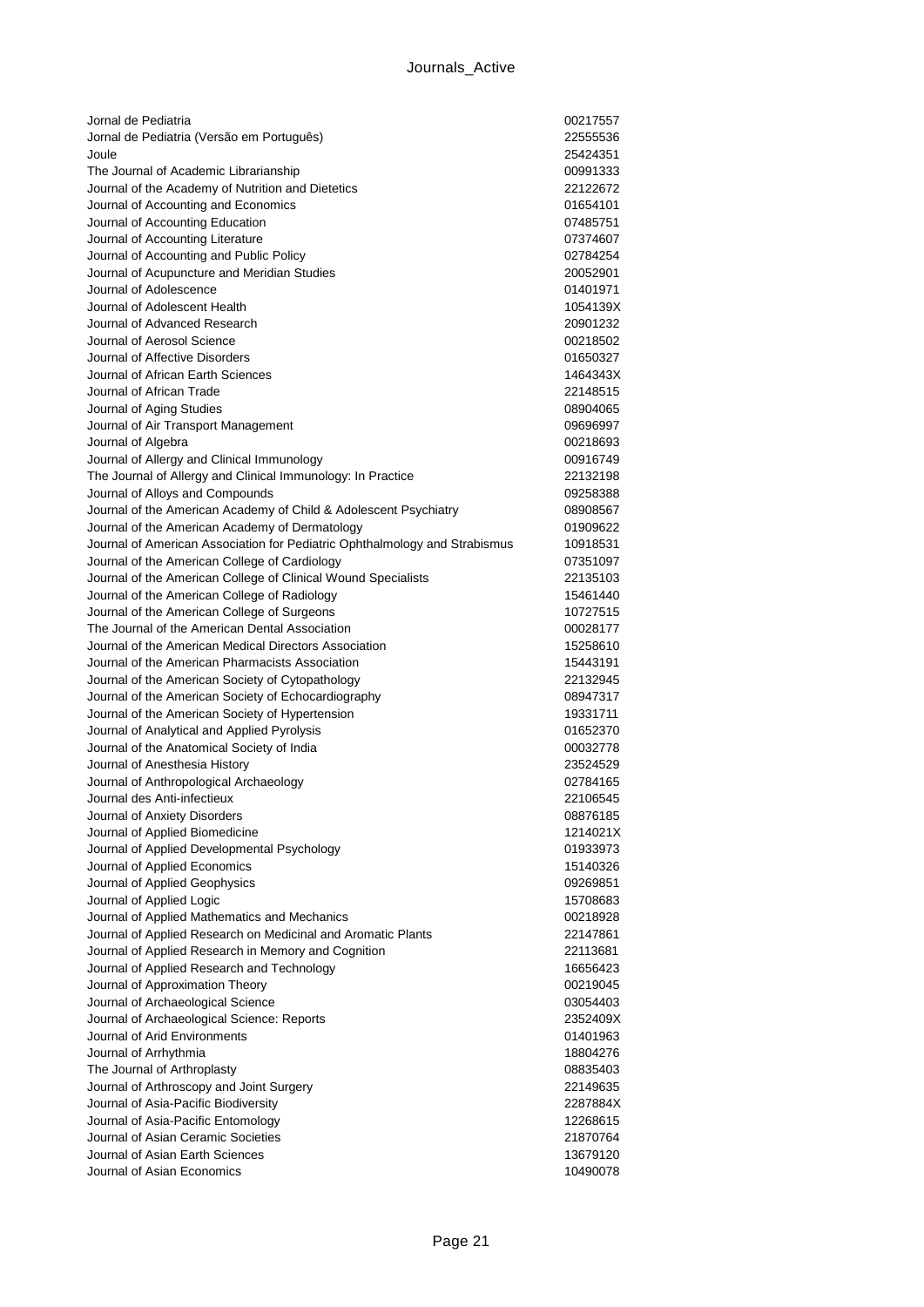| | |
|---|---|
| Jornal de Pediatria | 00217557 |
| Jornal de Pediatria (Versão em Português) | 22555536 |
| Joule | 25424351 |
| The Journal of Academic Librarianship | 00991333 |
| Journal of the Academy of Nutrition and Dietetics | 22122672 |
| Journal of Accounting and Economics | 01654101 |
| Journal of Accounting Education | 07485751 |
| Journal of Accounting Literature | 07374607 |
| Journal of Accounting and Public Policy | 02784254 |
| Journal of Acupuncture and Meridian Studies | 20052901 |
| Journal of Adolescence | 01401971 |
| Journal of Adolescent Health | 1054139X |
| Journal of Advanced Research | 20901232 |
| Journal of Aerosol Science | 00218502 |
| Journal of Affective Disorders | 01650327 |
| Journal of African Earth Sciences | 1464343X |
| Journal of African Trade | 22148515 |
| Journal of Aging Studies | 08904065 |
| Journal of Air Transport Management | 09696997 |
| Journal of Algebra | 00218693 |
| Journal of Allergy and Clinical Immunology | 00916749 |
| The Journal of Allergy and Clinical Immunology: In Practice | 22132198 |
| Journal of Alloys and Compounds | 09258388 |
| Journal of the American Academy of Child & Adolescent Psychiatry | 08908567 |
| Journal of the American Academy of Dermatology | 01909622 |
| Journal of American Association for Pediatric Ophthalmology and Strabismus | 10918531 |
| Journal of the American College of Cardiology | 07351097 |
| Journal of the American College of Clinical Wound Specialists | 22135103 |
| Journal of the American College of Radiology | 15461440 |
| Journal of the American College of Surgeons | 10727515 |
| The Journal of the American Dental Association | 00028177 |
| Journal of the American Medical Directors Association | 15258610 |
| Journal of the American Pharmacists Association | 15443191 |
| Journal of the American Society of Cytopathology | 22132945 |
| Journal of the American Society of Echocardiography | 08947317 |
| Journal of the American Society of Hypertension | 19331711 |
| Journal of Analytical and Applied Pyrolysis | 01652370 |
| Journal of the Anatomical Society of India | 00032778 |
| Journal of Anesthesia History | 23524529 |
| Journal of Anthropological Archaeology | 02784165 |
| Journal des Anti-infectieux | 22106545 |
| Journal of Anxiety Disorders | 08876185 |
| Journal of Applied Biomedicine | 1214021X |
| Journal of Applied Developmental Psychology | 01933973 |
| Journal of Applied Economics | 15140326 |
| Journal of Applied Geophysics | 09269851 |
| Journal of Applied Logic | 15708683 |
| Journal of Applied Mathematics and Mechanics | 00218928 |
| Journal of Applied Research on Medicinal and Aromatic Plants | 22147861 |
| Journal of Applied Research in Memory and Cognition | 22113681 |
| Journal of Applied Research and Technology | 16656423 |
| Journal of Approximation Theory | 00219045 |
| Journal of Archaeological Science | 03054403 |
| Journal of Archaeological Science: Reports | 2352409X |
| Journal of Arid Environments | 01401963 |
| Journal of Arrhythmia | 18804276 |
| The Journal of Arthroplasty | 08835403 |
| Journal of Arthroscopy and Joint Surgery | 22149635 |
| Journal of Asia-Pacific Biodiversity | 2287884X |
| Journal of Asia-Pacific Entomology | 12268615 |
| Journal of Asian Ceramic Societies | 21870764 |
| Journal of Asian Earth Sciences | 13679120 |
| Journal of Asian Economics | 10490078 |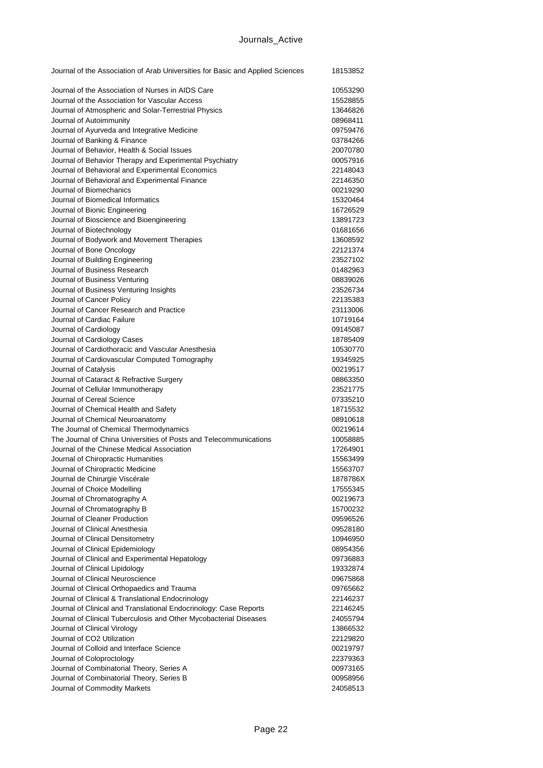| | |
|---|---|
| Journal of the Association of Arab Universities for Basic and Applied Sciences | 18153852 |
| Journal of the Association of Nurses in AIDS Care | 10553290 |
| Journal of the Association for Vascular Access | 15528855 |
| Journal of Atmospheric and Solar-Terrestrial Physics | 13646826 |
| Journal of Autoimmunity | 08968411 |
| Journal of Ayurveda and Integrative Medicine | 09759476 |
| Journal of Banking & Finance | 03784266 |
| Journal of Behavior, Health & Social Issues | 20070780 |
| Journal of Behavior Therapy and Experimental Psychiatry | 00057916 |
| Journal of Behavioral and Experimental Economics | 22148043 |
| Journal of Behavioral and Experimental Finance | 22146350 |
| Journal of Biomechanics | 00219290 |
| Journal of Biomedical Informatics | 15320464 |
| Journal of Bionic Engineering | 16726529 |
| Journal of Bioscience and Bioengineering | 13891723 |
| Journal of Biotechnology | 01681656 |
| Journal of Bodywork and Movement Therapies | 13608592 |
| Journal of Bone Oncology | 22121374 |
| Journal of Building Engineering | 23527102 |
| Journal of Business Research | 01482963 |
| Journal of Business Venturing | 08839026 |
| Journal of Business Venturing Insights | 23526734 |
| Journal of Cancer Policy | 22135383 |
| Journal of Cancer Research and Practice | 23113006 |
| Journal of Cardiac Failure | 10719164 |
| Journal of Cardiology | 09145087 |
| Journal of Cardiology Cases | 18785409 |
| Journal of Cardiothoracic and Vascular Anesthesia | 10530770 |
| Journal of Cardiovascular Computed Tomography | 19345925 |
| Journal of Catalysis | 00219517 |
| Journal of Cataract & Refractive Surgery | 08863350 |
| Journal of Cellular Immunotherapy | 23521775 |
| Journal of Cereal Science | 07335210 |
| Journal of Chemical Health and Safety | 18715532 |
| Journal of Chemical Neuroanatomy | 08910618 |
| The Journal of Chemical Thermodynamics | 00219614 |
| The Journal of China Universities of Posts and Telecommunications | 10058885 |
| Journal of the Chinese Medical Association | 17264901 |
| Journal of Chiropractic Humanities | 15563499 |
| Journal of Chiropractic Medicine | 15563707 |
| Journal de Chirurgie Viscérale | 1878786X |
| Journal of Choice Modelling | 17555345 |
| Journal of Chromatography A | 00219673 |
| Journal of Chromatography B | 15700232 |
| Journal of Cleaner Production | 09596526 |
| Journal of Clinical Anesthesia | 09528180 |
| Journal of Clinical Densitometry | 10946950 |
| Journal of Clinical Epidemiology | 08954356 |
| Journal of Clinical and Experimental Hepatology | 09736883 |
| Journal of Clinical Lipidology | 19332874 |
| Journal of Clinical Neuroscience | 09675868 |
| Journal of Clinical Orthopaedics and Trauma | 09765662 |
| Journal of Clinical & Translational Endocrinology | 22146237 |
| Journal of Clinical and Translational Endocrinology: Case Reports | 22146245 |
| Journal of Clinical Tuberculosis and Other Mycobacterial Diseases | 24055794 |
| Journal of Clinical Virology | 13866532 |
| Journal of CO2 Utilization | 22129820 |
| Journal of Colloid and Interface Science | 00219797 |
| Journal of Coloproctology | 22379363 |
| Journal of Combinatorial Theory, Series A | 00973165 |
| Journal of Combinatorial Theory, Series B | 00958956 |
| Journal of Commodity Markets | 24058513 |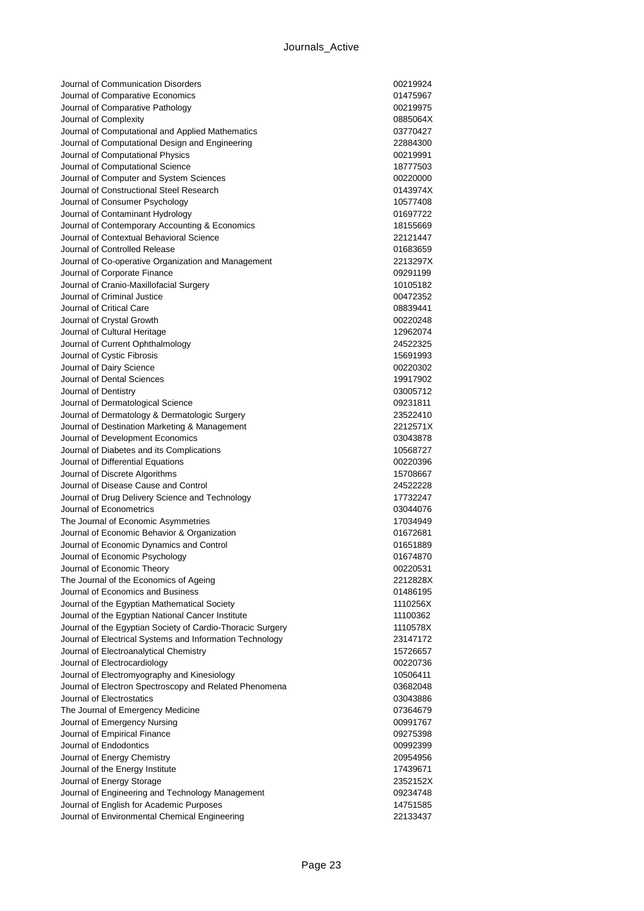| | |
|---|---|
| Journal of Communication Disorders | 00219924 |
| Journal of Comparative Economics | 01475967 |
| Journal of Comparative Pathology | 00219975 |
| Journal of Complexity | 0885064X |
| Journal of Computational and Applied Mathematics | 03770427 |
| Journal of Computational Design and Engineering | 22884300 |
| Journal of Computational Physics | 00219991 |
| Journal of Computational Science | 18777503 |
| Journal of Computer and System Sciences | 00220000 |
| Journal of Constructional Steel Research | 0143974X |
| Journal of Consumer Psychology | 10577408 |
| Journal of Contaminant Hydrology | 01697722 |
| Journal of Contemporary Accounting & Economics | 18155669 |
| Journal of Contextual Behavioral Science | 22121447 |
| Journal of Controlled Release | 01683659 |
| Journal of Co-operative Organization and Management | 2213297X |
| Journal of Corporate Finance | 09291199 |
| Journal of Cranio-Maxillofacial Surgery | 10105182 |
| Journal of Criminal Justice | 00472352 |
| Journal of Critical Care | 08839441 |
| Journal of Crystal Growth | 00220248 |
| Journal of Cultural Heritage | 12962074 |
| Journal of Current Ophthalmology | 24522325 |
| Journal of Cystic Fibrosis | 15691993 |
| Journal of Dairy Science | 00220302 |
| Journal of Dental Sciences | 19917902 |
| Journal of Dentistry | 03005712 |
| Journal of Dermatological Science | 09231811 |
| Journal of Dermatology & Dermatologic Surgery | 23522410 |
| Journal of Destination Marketing & Management | 2212571X |
| Journal of Development Economics | 03043878 |
| Journal of Diabetes and its Complications | 10568727 |
| Journal of Differential Equations | 00220396 |
| Journal of Discrete Algorithms | 15708667 |
| Journal of Disease Cause and Control | 24522228 |
| Journal of Drug Delivery Science and Technology | 17732247 |
| Journal of Econometrics | 03044076 |
| The Journal of Economic Asymmetries | 17034949 |
| Journal of Economic Behavior & Organization | 01672681 |
| Journal of Economic Dynamics and Control | 01651889 |
| Journal of Economic Psychology | 01674870 |
| Journal of Economic Theory | 00220531 |
| The Journal of the Economics of Ageing | 2212828X |
| Journal of Economics and Business | 01486195 |
| Journal of the Egyptian Mathematical Society | 1110256X |
| Journal of the Egyptian National Cancer Institute | 11100362 |
| Journal of the Egyptian Society of Cardio-Thoracic Surgery | 1110578X |
| Journal of Electrical Systems and Information Technology | 23147172 |
| Journal of Electroanalytical Chemistry | 15726657 |
| Journal of Electrocardiology | 00220736 |
| Journal of Electromyography and Kinesiology | 10506411 |
| Journal of Electron Spectroscopy and Related Phenomena | 03682048 |
| Journal of Electrostatics | 03043886 |
| The Journal of Emergency Medicine | 07364679 |
| Journal of Emergency Nursing | 00991767 |
| Journal of Empirical Finance | 09275398 |
| Journal of Endodontics | 00992399 |
| Journal of Energy Chemistry | 20954956 |
| Journal of the Energy Institute | 17439671 |
| Journal of Energy Storage | 2352152X |
| Journal of Engineering and Technology Management | 09234748 |
| Journal of English for Academic Purposes | 14751585 |
| Journal of Environmental Chemical Engineering | 22133437 |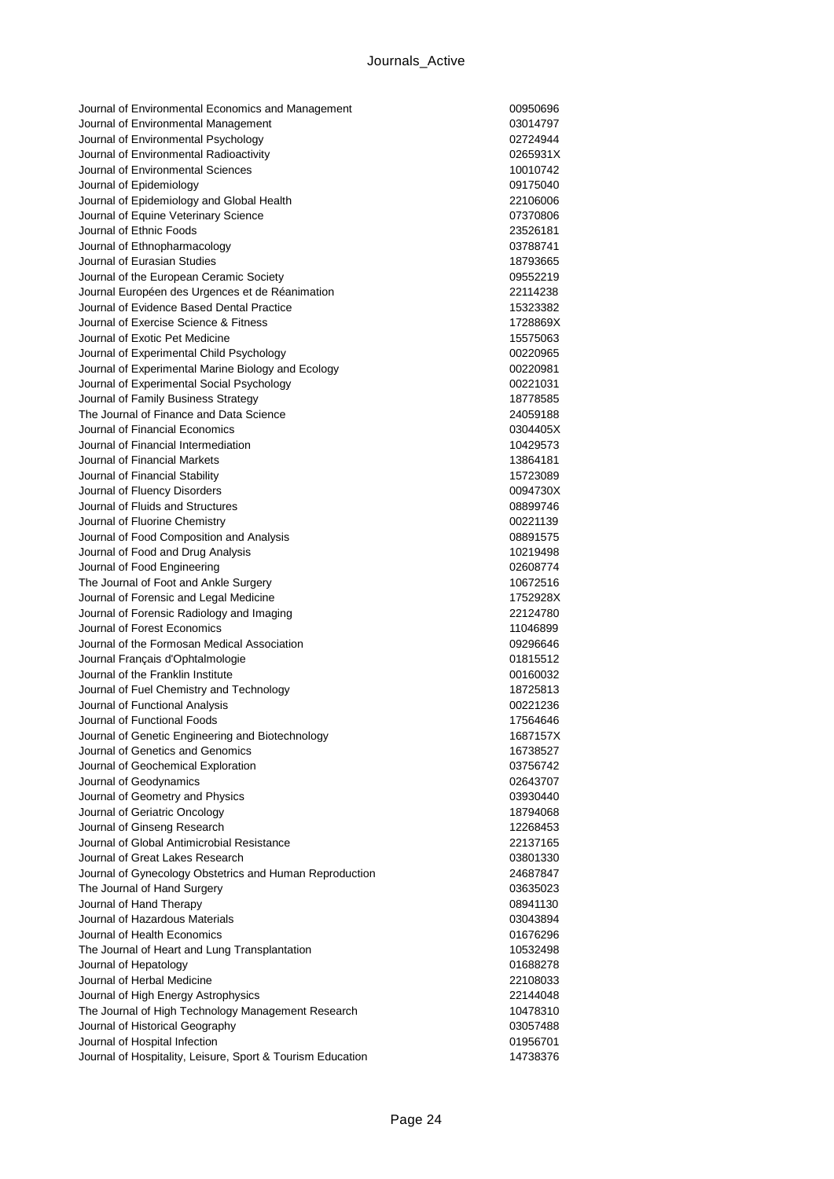| | |
|---|---|
| Journal of Environmental Economics and Management | 00950696 |
| Journal of Environmental Management | 03014797 |
| Journal of Environmental Psychology | 02724944 |
| Journal of Environmental Radioactivity | 0265931X |
| Journal of Environmental Sciences | 10010742 |
| Journal of Epidemiology | 09175040 |
| Journal of Epidemiology and Global Health | 22106006 |
| Journal of Equine Veterinary Science | 07370806 |
| Journal of Ethnic Foods | 23526181 |
| Journal of Ethnopharmacology | 03788741 |
| Journal of Eurasian Studies | 18793665 |
| Journal of the European Ceramic Society | 09552219 |
| Journal Européen des Urgences et de Réanimation | 22114238 |
| Journal of Evidence Based Dental Practice | 15323382 |
| Journal of Exercise Science & Fitness | 1728869X |
| Journal of Exotic Pet Medicine | 15575063 |
| Journal of Experimental Child Psychology | 00220965 |
| Journal of Experimental Marine Biology and Ecology | 00220981 |
| Journal of Experimental Social Psychology | 00221031 |
| Journal of Family Business Strategy | 18778585 |
| The Journal of Finance and Data Science | 24059188 |
| Journal of Financial Economics | 0304405X |
| Journal of Financial Intermediation | 10429573 |
| Journal of Financial Markets | 13864181 |
| Journal of Financial Stability | 15723089 |
| Journal of Fluency Disorders | 0094730X |
| Journal of Fluids and Structures | 08899746 |
| Journal of Fluorine Chemistry | 00221139 |
| Journal of Food Composition and Analysis | 08891575 |
| Journal of Food and Drug Analysis | 10219498 |
| Journal of Food Engineering | 02608774 |
| The Journal of Foot and Ankle Surgery | 10672516 |
| Journal of Forensic and Legal Medicine | 1752928X |
| Journal of Forensic Radiology and Imaging | 22124780 |
| Journal of Forest Economics | 11046899 |
| Journal of the Formosan Medical Association | 09296646 |
| Journal Français d'Ophtalmologie | 01815512 |
| Journal of the Franklin Institute | 00160032 |
| Journal of Fuel Chemistry and Technology | 18725813 |
| Journal of Functional Analysis | 00221236 |
| Journal of Functional Foods | 17564646 |
| Journal of Genetic Engineering and Biotechnology | 1687157X |
| Journal of Genetics and Genomics | 16738527 |
| Journal of Geochemical Exploration | 03756742 |
| Journal of Geodynamics | 02643707 |
| Journal of Geometry and Physics | 03930440 |
| Journal of Geriatric Oncology | 18794068 |
| Journal of Ginseng Research | 12268453 |
| Journal of Global Antimicrobial Resistance | 22137165 |
| Journal of Great Lakes Research | 03801330 |
| Journal of Gynecology Obstetrics and Human Reproduction | 24687847 |
| The Journal of Hand Surgery | 03635023 |
| Journal of Hand Therapy | 08941130 |
| Journal of Hazardous Materials | 03043894 |
| Journal of Health Economics | 01676296 |
| The Journal of Heart and Lung Transplantation | 10532498 |
| Journal of Hepatology | 01688278 |
| Journal of Herbal Medicine | 22108033 |
| Journal of High Energy Astrophysics | 22144048 |
| The Journal of High Technology Management Research | 10478310 |
| Journal of Historical Geography | 03057488 |
| Journal of Hospital Infection | 01956701 |
| Journal of Hospitality, Leisure, Sport & Tourism Education | 14738376 |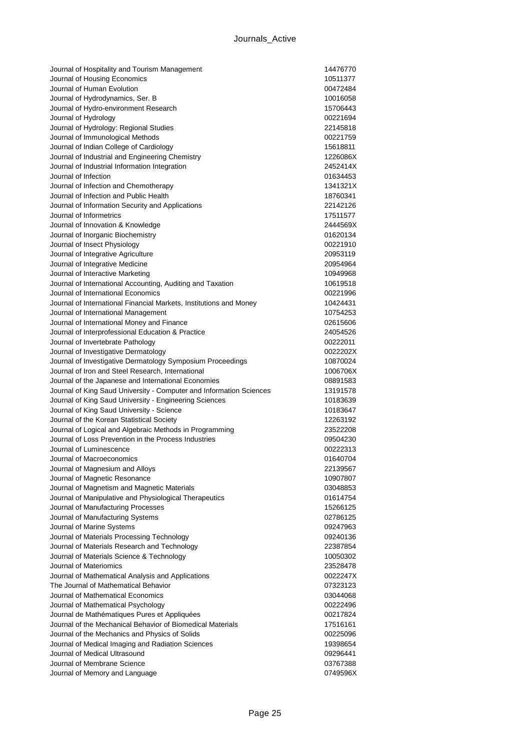| | |
|---|---|
| Journal of Hospitality and Tourism Management | 14476770 |
| Journal of Housing Economics | 10511377 |
| Journal of Human Evolution | 00472484 |
| Journal of Hydrodynamics, Ser. B | 10016058 |
| Journal of Hydro-environment Research | 15706443 |
| Journal of Hydrology | 00221694 |
| Journal of Hydrology: Regional Studies | 22145818 |
| Journal of Immunological Methods | 00221759 |
| Journal of Indian College of Cardiology | 15618811 |
| Journal of Industrial and Engineering Chemistry | 1226086X |
| Journal of Industrial Information Integration | 2452414X |
| Journal of Infection | 01634453 |
| Journal of Infection and Chemotherapy | 1341321X |
| Journal of Infection and Public Health | 18760341 |
| Journal of Information Security and Applications | 22142126 |
| Journal of Informetrics | 17511577 |
| Journal of Innovation & Knowledge | 2444569X |
| Journal of Inorganic Biochemistry | 01620134 |
| Journal of Insect Physiology | 00221910 |
| Journal of Integrative Agriculture | 20953119 |
| Journal of Integrative Medicine | 20954964 |
| Journal of Interactive Marketing | 10949968 |
| Journal of International Accounting, Auditing and Taxation | 10619518 |
| Journal of International Economics | 00221996 |
| Journal of International Financial Markets, Institutions and Money | 10424431 |
| Journal of International Management | 10754253 |
| Journal of International Money and Finance | 02615606 |
| Journal of Interprofessional Education & Practice | 24054526 |
| Journal of Invertebrate Pathology | 00222011 |
| Journal of Investigative Dermatology | 0022202X |
| Journal of Investigative Dermatology Symposium Proceedings | 10870024 |
| Journal of Iron and Steel Research, International | 1006706X |
| Journal of the Japanese and International Economies | 08891583 |
| Journal of King Saud University - Computer and Information Sciences | 13191578 |
| Journal of King Saud University - Engineering Sciences | 10183639 |
| Journal of King Saud University - Science | 10183647 |
| Journal of the Korean Statistical Society | 12263192 |
| Journal of Logical and Algebraic Methods in Programming | 23522208 |
| Journal of Loss Prevention in the Process Industries | 09504230 |
| Journal of Luminescence | 00222313 |
| Journal of Macroeconomics | 01640704 |
| Journal of Magnesium and Alloys | 22139567 |
| Journal of Magnetic Resonance | 10907807 |
| Journal of Magnetism and Magnetic Materials | 03048853 |
| Journal of Manipulative and Physiological Therapeutics | 01614754 |
| Journal of Manufacturing Processes | 15266125 |
| Journal of Manufacturing Systems | 02786125 |
| Journal of Marine Systems | 09247963 |
| Journal of Materials Processing Technology | 09240136 |
| Journal of Materials Research and Technology | 22387854 |
| Journal of Materials Science & Technology | 10050302 |
| Journal of Materiomics | 23528478 |
| Journal of Mathematical Analysis and Applications | 0022247X |
| The Journal of Mathematical Behavior | 07323123 |
| Journal of Mathematical Economics | 03044068 |
| Journal of Mathematical Psychology | 00222496 |
| Journal de Mathématiques Pures et Appliquées | 00217824 |
| Journal of the Mechanical Behavior of Biomedical Materials | 17516161 |
| Journal of the Mechanics and Physics of Solids | 00225096 |
| Journal of Medical Imaging and Radiation Sciences | 19398654 |
| Journal of Medical Ultrasound | 09296441 |
| Journal of Membrane Science | 03767388 |
| Journal of Memory and Language | 0749596X |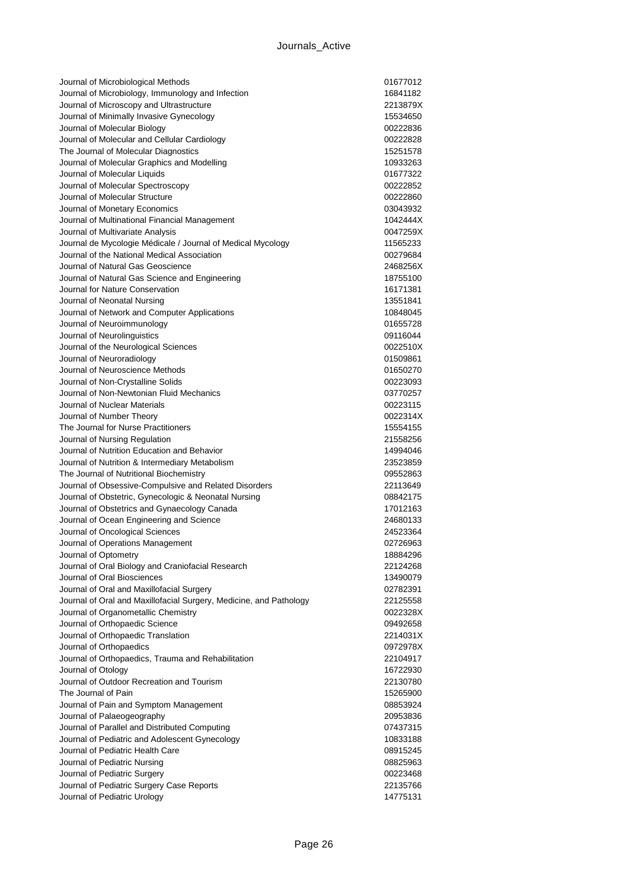| | |
|---|---|
| Journal of Microbiological Methods | 01677012 |
| Journal of Microbiology, Immunology and Infection | 16841182 |
| Journal of Microscopy and Ultrastructure | 2213879X |
| Journal of Minimally Invasive Gynecology | 15534650 |
| Journal of Molecular Biology | 00222836 |
| Journal of Molecular and Cellular Cardiology | 00222828 |
| The Journal of Molecular Diagnostics | 15251578 |
| Journal of Molecular Graphics and Modelling | 10933263 |
| Journal of Molecular Liquids | 01677322 |
| Journal of Molecular Spectroscopy | 00222852 |
| Journal of Molecular Structure | 00222860 |
| Journal of Monetary Economics | 03043932 |
| Journal of Multinational Financial Management | 1042444X |
| Journal of Multivariate Analysis | 0047259X |
| Journal de Mycologie Médicale / Journal of Medical Mycology | 11565233 |
| Journal of the National Medical Association | 00279684 |
| Journal of Natural Gas Geoscience | 2468256X |
| Journal of Natural Gas Science and Engineering | 18755100 |
| Journal for Nature Conservation | 16171381 |
| Journal of Neonatal Nursing | 13551841 |
| Journal of Network and Computer Applications | 10848045 |
| Journal of Neuroimmunology | 01655728 |
| Journal of Neurolinguistics | 09116044 |
| Journal of the Neurological Sciences | 0022510X |
| Journal of Neuroradiology | 01509861 |
| Journal of Neuroscience Methods | 01650270 |
| Journal of Non-Crystalline Solids | 00223093 |
| Journal of Non-Newtonian Fluid Mechanics | 03770257 |
| Journal of Nuclear Materials | 00223115 |
| Journal of Number Theory | 0022314X |
| The Journal for Nurse Practitioners | 15554155 |
| Journal of Nursing Regulation | 21558256 |
| Journal of Nutrition Education and Behavior | 14994046 |
| Journal of Nutrition & Intermediary Metabolism | 23523859 |
| The Journal of Nutritional Biochemistry | 09552863 |
| Journal of Obsessive-Compulsive and Related Disorders | 22113649 |
| Journal of Obstetric, Gynecologic & Neonatal Nursing | 08842175 |
| Journal of Obstetrics and Gynaecology Canada | 17012163 |
| Journal of Ocean Engineering and Science | 24680133 |
| Journal of Oncological Sciences | 24523364 |
| Journal of Operations Management | 02726963 |
| Journal of Optometry | 18884296 |
| Journal of Oral Biology and Craniofacial Research | 22124268 |
| Journal of Oral Biosciences | 13490079 |
| Journal of Oral and Maxillofacial Surgery | 02782391 |
| Journal of Oral and Maxillofacial Surgery, Medicine, and Pathology | 22125558 |
| Journal of Organometallic Chemistry | 0022328X |
| Journal of Orthopaedic Science | 09492658 |
| Journal of Orthopaedic Translation | 2214031X |
| Journal of Orthopaedics | 0972978X |
| Journal of Orthopaedics, Trauma and Rehabilitation | 22104917 |
| Journal of Otology | 16722930 |
| Journal of Outdoor Recreation and Tourism | 22130780 |
| The Journal of Pain | 15265900 |
| Journal of Pain and Symptom Management | 08853924 |
| Journal of Palaeogeography | 20953836 |
| Journal of Parallel and Distributed Computing | 07437315 |
| Journal of Pediatric and Adolescent Gynecology | 10833188 |
| Journal of Pediatric Health Care | 08915245 |
| Journal of Pediatric Nursing | 08825963 |
| Journal of Pediatric Surgery | 00223468 |
| Journal of Pediatric Surgery Case Reports | 22135766 |
| Journal of Pediatric Urology | 14775131 |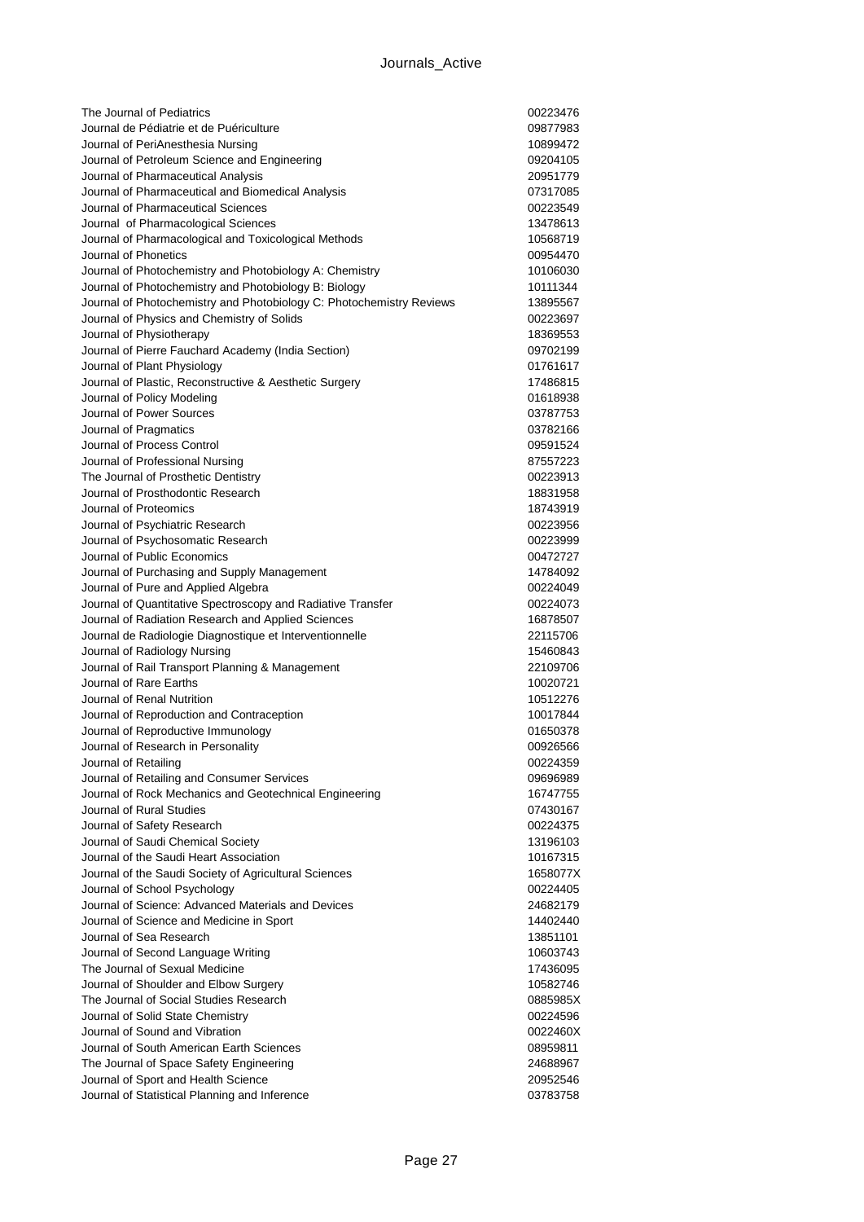| | |
|---|---|
| The Journal of Pediatrics | 00223476 |
| Journal de Pédiatrie et de Puériculture | 09877983 |
| Journal of PeriAnesthesia Nursing | 10899472 |
| Journal of Petroleum Science and Engineering | 09204105 |
| Journal of Pharmaceutical Analysis | 20951779 |
| Journal of Pharmaceutical and Biomedical Analysis | 07317085 |
| Journal of Pharmaceutical Sciences | 00223549 |
| Journal  of Pharmacological Sciences | 13478613 |
| Journal of Pharmacological and Toxicological Methods | 10568719 |
| Journal of Phonetics | 00954470 |
| Journal of Photochemistry and Photobiology A: Chemistry | 10106030 |
| Journal of Photochemistry and Photobiology B: Biology | 10111344 |
| Journal of Photochemistry and Photobiology C: Photochemistry Reviews | 13895567 |
| Journal of Physics and Chemistry of Solids | 00223697 |
| Journal of Physiotherapy | 18369553 |
| Journal of Pierre Fauchard Academy (India Section) | 09702199 |
| Journal of Plant Physiology | 01761617 |
| Journal of Plastic, Reconstructive & Aesthetic Surgery | 17486815 |
| Journal of Policy Modeling | 01618938 |
| Journal of Power Sources | 03787753 |
| Journal of Pragmatics | 03782166 |
| Journal of Process Control | 09591524 |
| Journal of Professional Nursing | 87557223 |
| The Journal of Prosthetic Dentistry | 00223913 |
| Journal of Prosthodontic Research | 18831958 |
| Journal of Proteomics | 18743919 |
| Journal of Psychiatric Research | 00223956 |
| Journal of Psychosomatic Research | 00223999 |
| Journal of Public Economics | 00472727 |
| Journal of Purchasing and Supply Management | 14784092 |
| Journal of Pure and Applied Algebra | 00224049 |
| Journal of Quantitative Spectroscopy and Radiative Transfer | 00224073 |
| Journal of Radiation Research and Applied Sciences | 16878507 |
| Journal de Radiologie Diagnostique et Interventionnelle | 22115706 |
| Journal of Radiology Nursing | 15460843 |
| Journal of Rail Transport Planning & Management | 22109706 |
| Journal of Rare Earths | 10020721 |
| Journal of Renal Nutrition | 10512276 |
| Journal of Reproduction and Contraception | 10017844 |
| Journal of Reproductive Immunology | 01650378 |
| Journal of Research in Personality | 00926566 |
| Journal of Retailing | 00224359 |
| Journal of Retailing and Consumer Services | 09696989 |
| Journal of Rock Mechanics and Geotechnical Engineering | 16747755 |
| Journal of Rural Studies | 07430167 |
| Journal of Safety Research | 00224375 |
| Journal of Saudi Chemical Society | 13196103 |
| Journal of the Saudi Heart Association | 10167315 |
| Journal of the Saudi Society of Agricultural Sciences | 1658077X |
| Journal of School Psychology | 00224405 |
| Journal of Science: Advanced Materials and Devices | 24682179 |
| Journal of Science and Medicine in Sport | 14402440 |
| Journal of Sea Research | 13851101 |
| Journal of Second Language Writing | 10603743 |
| The Journal of Sexual Medicine | 17436095 |
| Journal of Shoulder and Elbow Surgery | 10582746 |
| The Journal of Social Studies Research | 0885985X |
| Journal of Solid State Chemistry | 00224596 |
| Journal of Sound and Vibration | 0022460X |
| Journal of South American Earth Sciences | 08959811 |
| The Journal of Space Safety Engineering | 24688967 |
| Journal of Sport and Health Science | 20952546 |
| Journal of Statistical Planning and Inference | 03783758 |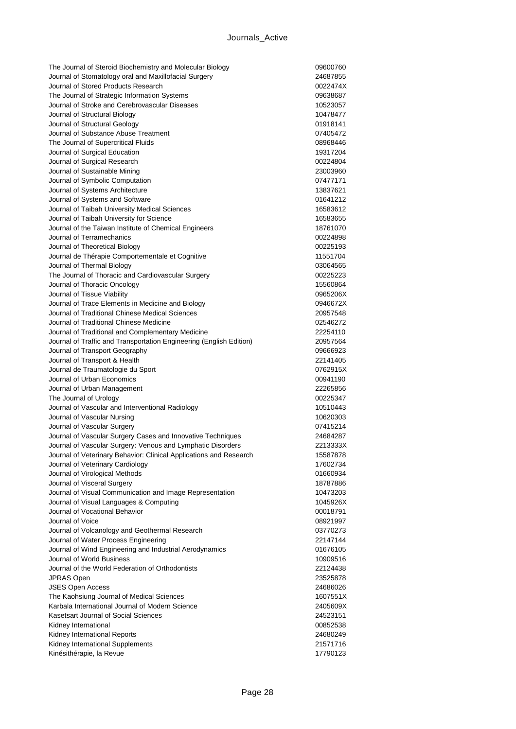| | |
|---|---|
| The Journal of Steroid Biochemistry and Molecular Biology | 09600760 |
| Journal of Stomatology oral and Maxillofacial Surgery | 24687855 |
| Journal of Stored Products Research | 0022474X |
| The Journal of Strategic Information Systems | 09638687 |
| Journal of Stroke and Cerebrovascular Diseases | 10523057 |
| Journal of Structural Biology | 10478477 |
| Journal of Structural Geology | 01918141 |
| Journal of Substance Abuse Treatment | 07405472 |
| The Journal of Supercritical Fluids | 08968446 |
| Journal of Surgical Education | 19317204 |
| Journal of Surgical Research | 00224804 |
| Journal of Sustainable Mining | 23003960 |
| Journal of Symbolic Computation | 07477171 |
| Journal of Systems Architecture | 13837621 |
| Journal of Systems and Software | 01641212 |
| Journal of Taibah University Medical Sciences | 16583612 |
| Journal of Taibah University for Science | 16583655 |
| Journal of the Taiwan Institute of Chemical Engineers | 18761070 |
| Journal of Terramechanics | 00224898 |
| Journal of Theoretical Biology | 00225193 |
| Journal de Thérapie Comportementale et Cognitive | 11551704 |
| Journal of Thermal Biology | 03064565 |
| The Journal of Thoracic and Cardiovascular Surgery | 00225223 |
| Journal of Thoracic Oncology | 15560864 |
| Journal of Tissue Viability | 0965206X |
| Journal of Trace Elements in Medicine and Biology | 0946672X |
| Journal of Traditional Chinese Medical Sciences | 20957548 |
| Journal of Traditional Chinese Medicine | 02546272 |
| Journal of Traditional and Complementary Medicine | 22254110 |
| Journal of Traffic and Transportation Engineering (English Edition) | 20957564 |
| Journal of Transport Geography | 09666923 |
| Journal of Transport & Health | 22141405 |
| Journal de Traumatologie du Sport | 0762915X |
| Journal of Urban Economics | 00941190 |
| Journal of Urban Management | 22265856 |
| The Journal of Urology | 00225347 |
| Journal of Vascular and Interventional Radiology | 10510443 |
| Journal of Vascular Nursing | 10620303 |
| Journal of Vascular Surgery | 07415214 |
| Journal of Vascular Surgery Cases and Innovative Techniques | 24684287 |
| Journal of Vascular Surgery: Venous and Lymphatic Disorders | 2213333X |
| Journal of Veterinary Behavior: Clinical Applications and Research | 15587878 |
| Journal of Veterinary Cardiology | 17602734 |
| Journal of Virological Methods | 01660934 |
| Journal of Visceral Surgery | 18787886 |
| Journal of Visual Communication and Image Representation | 10473203 |
| Journal of Visual Languages & Computing | 1045926X |
| Journal of Vocational Behavior | 00018791 |
| Journal of Voice | 08921997 |
| Journal of Volcanology and Geothermal Research | 03770273 |
| Journal of Water Process Engineering | 22147144 |
| Journal of Wind Engineering and Industrial Aerodynamics | 01676105 |
| Journal of World Business | 10909516 |
| Journal of the World Federation of Orthodontists | 22124438 |
| JPRAS Open | 23525878 |
| JSES Open Access | 24686026 |
| The Kaohsiung Journal of Medical Sciences | 1607551X |
| Karbala International Journal of Modern Science | 2405609X |
| Kasetsart Journal of Social Sciences | 24523151 |
| Kidney International | 00852538 |
| Kidney International Reports | 24680249 |
| Kidney International Supplements | 21571716 |
| Kinésithérapie, la Revue | 17790123 |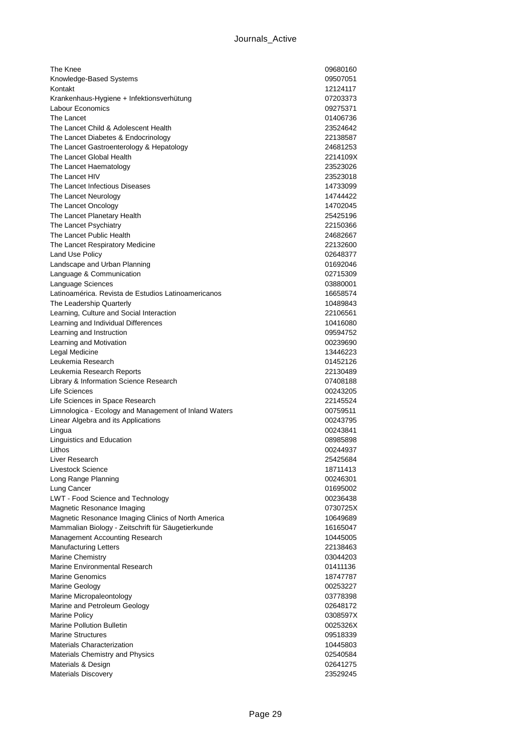| | |
|---|---|
| The Knee | 09680160 |
| Knowledge-Based Systems | 09507051 |
| Kontakt | 12124117 |
| Krankenhaus-Hygiene + Infektionsverhütung | 07203373 |
| Labour Economics | 09275371 |
| The Lancet | 01406736 |
| The Lancet Child & Adolescent Health | 23524642 |
| The Lancet Diabetes & Endocrinology | 22138587 |
| The Lancet Gastroenterology & Hepatology | 24681253 |
| The Lancet Global Health | 2214109X |
| The Lancet Haematology | 23523026 |
| The Lancet HIV | 23523018 |
| The Lancet Infectious Diseases | 14733099 |
| The Lancet Neurology | 14744422 |
| The Lancet Oncology | 14702045 |
| The Lancet Planetary Health | 25425196 |
| The Lancet Psychiatry | 22150366 |
| The Lancet Public Health | 24682667 |
| The Lancet Respiratory Medicine | 22132600 |
| Land Use Policy | 02648377 |
| Landscape and Urban Planning | 01692046 |
| Language & Communication | 02715309 |
| Language Sciences | 03880001 |
| Latinoamérica. Revista de Estudios Latinoamericanos | 16658574 |
| The Leadership Quarterly | 10489843 |
| Learning, Culture and Social Interaction | 22106561 |
| Learning and Individual Differences | 10416080 |
| Learning and Instruction | 09594752 |
| Learning and Motivation | 00239690 |
| Legal Medicine | 13446223 |
| Leukemia Research | 01452126 |
| Leukemia Research Reports | 22130489 |
| Library & Information Science Research | 07408188 |
| Life Sciences | 00243205 |
| Life Sciences in Space Research | 22145524 |
| Limnologica - Ecology and Management of Inland Waters | 00759511 |
| Linear Algebra and its Applications | 00243795 |
| Lingua | 00243841 |
| Linguistics and Education | 08985898 |
| Lithos | 00244937 |
| Liver Research | 25425684 |
| Livestock Science | 18711413 |
| Long Range Planning | 00246301 |
| Lung Cancer | 01695002 |
| LWT - Food Science and Technology | 00236438 |
| Magnetic Resonance Imaging | 0730725X |
| Magnetic Resonance Imaging Clinics of North America | 10649689 |
| Mammalian Biology - Zeitschrift für Säugetierkunde | 16165047 |
| Management Accounting Research | 10445005 |
| Manufacturing Letters | 22138463 |
| Marine Chemistry | 03044203 |
| Marine Environmental Research | 01411136 |
| Marine Genomics | 18747787 |
| Marine Geology | 00253227 |
| Marine Micropaleontology | 03778398 |
| Marine and Petroleum Geology | 02648172 |
| Marine Policy | 0308597X |
| Marine Pollution Bulletin | 0025326X |
| Marine Structures | 09518339 |
| Materials Characterization | 10445803 |
| Materials Chemistry and Physics | 02540584 |
| Materials & Design | 02641275 |
| Materials Discovery | 23529245 |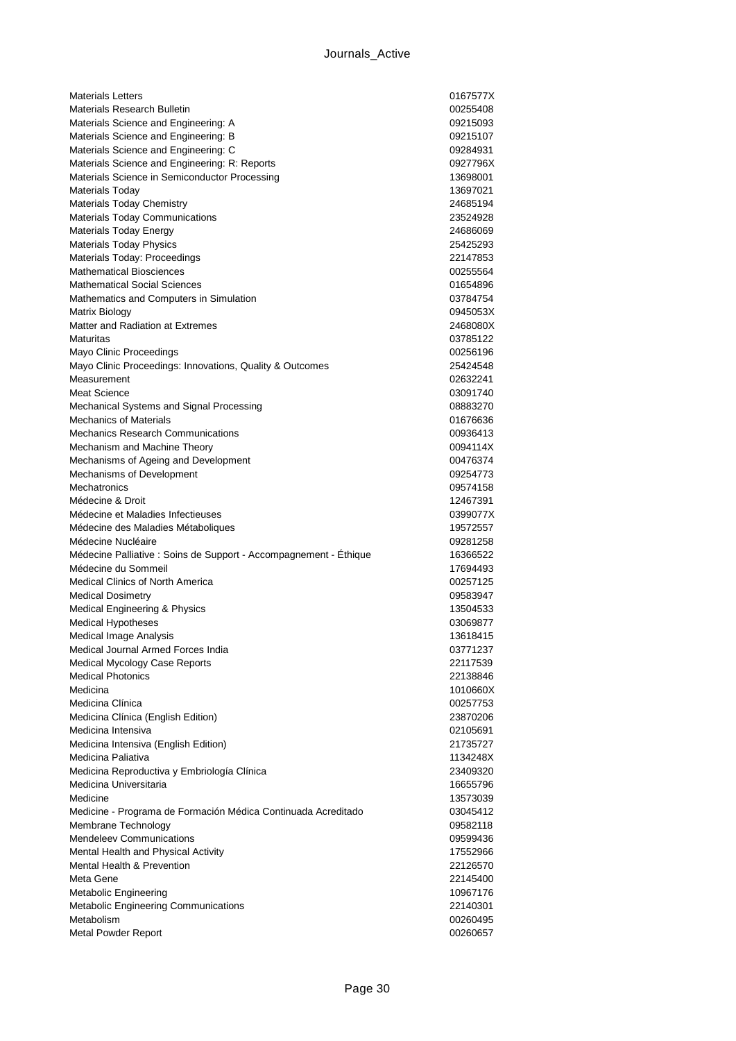| | |
|---|---|
| Materials Letters | 0167577X |
| Materials Research Bulletin | 00255408 |
| Materials Science and Engineering: A | 09215093 |
| Materials Science and Engineering: B | 09215107 |
| Materials Science and Engineering: C | 09284931 |
| Materials Science and Engineering: R: Reports | 0927796X |
| Materials Science in Semiconductor Processing | 13698001 |
| Materials Today | 13697021 |
| Materials Today Chemistry | 24685194 |
| Materials Today Communications | 23524928 |
| Materials Today Energy | 24686069 |
| Materials Today Physics | 25425293 |
| Materials Today: Proceedings | 22147853 |
| Mathematical Biosciences | 00255564 |
| Mathematical Social Sciences | 01654896 |
| Mathematics and Computers in Simulation | 03784754 |
| Matrix Biology | 0945053X |
| Matter and Radiation at Extremes | 2468080X |
| Maturitas | 03785122 |
| Mayo Clinic Proceedings | 00256196 |
| Mayo Clinic Proceedings: Innovations, Quality & Outcomes | 25424548 |
| Measurement | 02632241 |
| Meat Science | 03091740 |
| Mechanical Systems and Signal Processing | 08883270 |
| Mechanics of Materials | 01676636 |
| Mechanics Research Communications | 00936413 |
| Mechanism and Machine Theory | 0094114X |
| Mechanisms of Ageing and Development | 00476374 |
| Mechanisms of Development | 09254773 |
| Mechatronics | 09574158 |
| Médecine & Droit | 12467391 |
| Médecine et Maladies Infectieuses | 0399077X |
| Médecine des Maladies Métaboliques | 19572557 |
| Médecine Nucléaire | 09281258 |
| Médecine Palliative : Soins de Support - Accompagnement - Éthique | 16366522 |
| Médecine du Sommeil | 17694493 |
| Medical Clinics of North America | 00257125 |
| Medical Dosimetry | 09583947 |
| Medical Engineering & Physics | 13504533 |
| Medical Hypotheses | 03069877 |
| Medical Image Analysis | 13618415 |
| Medical Journal Armed Forces India | 03771237 |
| Medical Mycology Case Reports | 22117539 |
| Medical Photonics | 22138846 |
| Medicina | 1010660X |
| Medicina Clínica | 00257753 |
| Medicina Clínica (English Edition) | 23870206 |
| Medicina Intensiva | 02105691 |
| Medicina Intensiva (English Edition) | 21735727 |
| Medicina Paliativa | 1134248X |
| Medicina Reproductiva y Embriología Clínica | 23409320 |
| Medicina Universitaria | 16655796 |
| Medicine | 13573039 |
| Medicine - Programa de Formación Médica Continuada Acreditado | 03045412 |
| Membrane Technology | 09582118 |
| Mendeleev Communications | 09599436 |
| Mental Health and Physical Activity | 17552966 |
| Mental Health & Prevention | 22126570 |
| Meta Gene | 22145400 |
| Metabolic Engineering | 10967176 |
| Metabolic Engineering Communications | 22140301 |
| Metabolism | 00260495 |
| Metal Powder Report | 00260657 |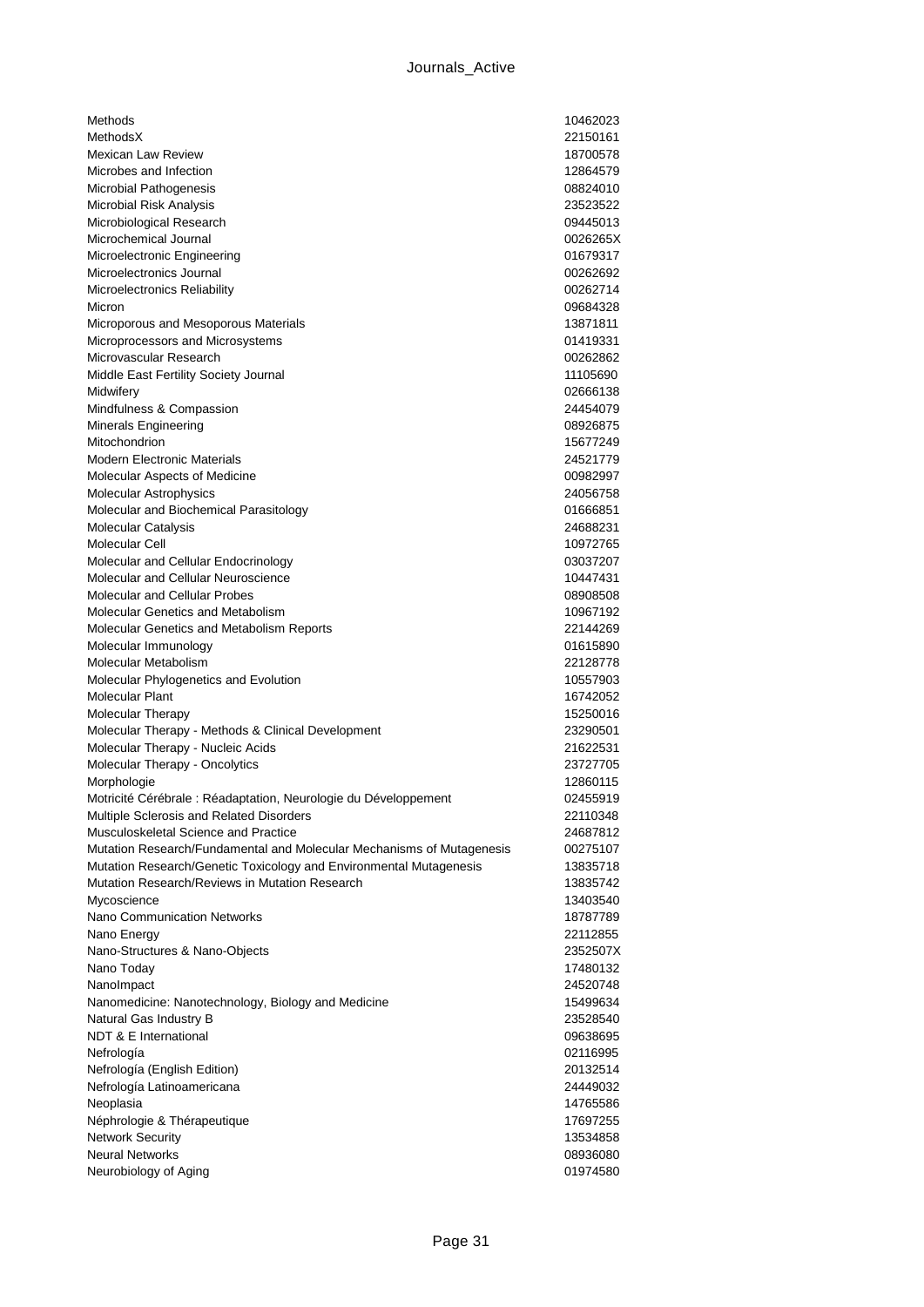| | |
|---|---|
| Methods | 10462023 |
| MethodsX | 22150161 |
| Mexican Law Review | 18700578 |
| Microbes and Infection | 12864579 |
| Microbial Pathogenesis | 08824010 |
| Microbial Risk Analysis | 23523522 |
| Microbiological Research | 09445013 |
| Microchemical Journal | 0026265X |
| Microelectronic Engineering | 01679317 |
| Microelectronics Journal | 00262692 |
| Microelectronics Reliability | 00262714 |
| Micron | 09684328 |
| Microporous and Mesoporous Materials | 13871811 |
| Microprocessors and Microsystems | 01419331 |
| Microvascular Research | 00262862 |
| Middle East Fertility Society Journal | 11105690 |
| Midwifery | 02666138 |
| Mindfulness & Compassion | 24454079 |
| Minerals Engineering | 08926875 |
| Mitochondrion | 15677249 |
| Modern Electronic Materials | 24521779 |
| Molecular Aspects of Medicine | 00982997 |
| Molecular Astrophysics | 24056758 |
| Molecular and Biochemical Parasitology | 01666851 |
| Molecular Catalysis | 24688231 |
| Molecular Cell | 10972765 |
| Molecular and Cellular Endocrinology | 03037207 |
| Molecular and Cellular Neuroscience | 10447431 |
| Molecular and Cellular Probes | 08908508 |
| Molecular Genetics and Metabolism | 10967192 |
| Molecular Genetics and Metabolism Reports | 22144269 |
| Molecular Immunology | 01615890 |
| Molecular Metabolism | 22128778 |
| Molecular Phylogenetics and Evolution | 10557903 |
| Molecular Plant | 16742052 |
| Molecular Therapy | 15250016 |
| Molecular Therapy - Methods & Clinical Development | 23290501 |
| Molecular Therapy - Nucleic Acids | 21622531 |
| Molecular Therapy - Oncolytics | 23727705 |
| Morphologie | 12860115 |
| Motricité Cérébrale : Réadaptation, Neurologie du Développement | 02455919 |
| Multiple Sclerosis and Related Disorders | 22110348 |
| Musculoskeletal Science and Practice | 24687812 |
| Mutation Research/Fundamental and Molecular Mechanisms of Mutagenesis | 00275107 |
| Mutation Research/Genetic Toxicology and Environmental Mutagenesis | 13835718 |
| Mutation Research/Reviews in Mutation Research | 13835742 |
| Mycoscience | 13403540 |
| Nano Communication Networks | 18787789 |
| Nano Energy | 22112855 |
| Nano-Structures & Nano-Objects | 2352507X |
| Nano Today | 17480132 |
| NanoImpact | 24520748 |
| Nanomedicine: Nanotechnology, Biology and Medicine | 15499634 |
| Natural Gas Industry B | 23528540 |
| NDT & E International | 09638695 |
| Nefrología | 02116995 |
| Nefrología (English Edition) | 20132514 |
| Nefrología Latinoamericana | 24449032 |
| Neoplasia | 14765586 |
| Néphrologie & Thérapeutique | 17697255 |
| Network Security | 13534858 |
| Neural Networks | 08936080 |
| Neurobiology of Aging | 01974580 |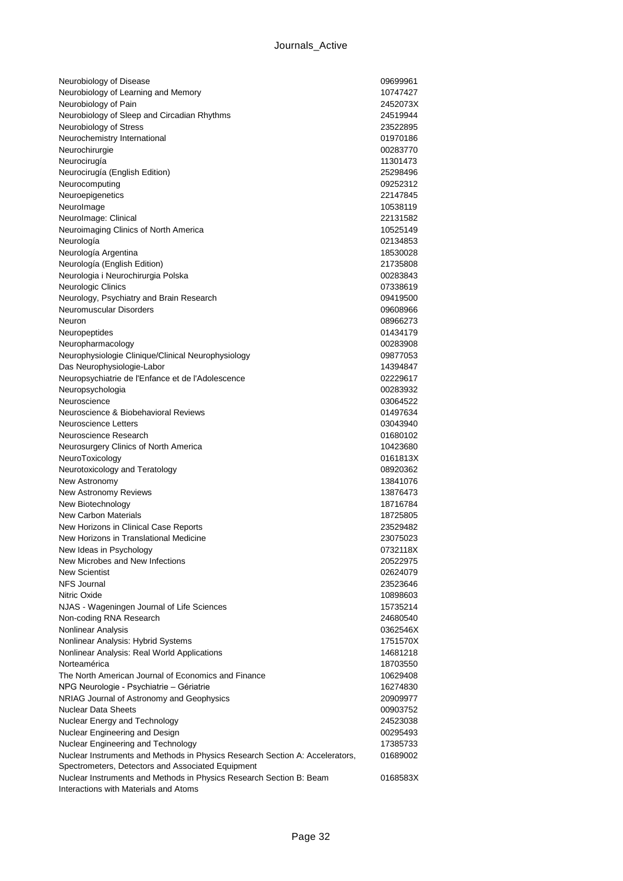| | |
|---|---|
| Neurobiology of Disease | 09699961 |
| Neurobiology of Learning and Memory | 10747427 |
| Neurobiology of Pain | 2452073X |
| Neurobiology of Sleep and Circadian Rhythms | 24519944 |
| Neurobiology of Stress | 23522895 |
| Neurochemistry International | 01970186 |
| Neurochirurgie | 00283770 |
| Neurocirugía | 11301473 |
| Neurocirugía (English Edition) | 25298496 |
| Neurocomputing | 09252312 |
| Neuroepigenetics | 22147845 |
| NeuroImage | 10538119 |
| NeuroImage: Clinical | 22131582 |
| Neuroimaging Clinics of North America | 10525149 |
| Neurología | 02134853 |
| Neurología Argentina | 18530028 |
| Neurología (English Edition) | 21735808 |
| Neurologia i Neurochirurgia Polska | 00283843 |
| Neurologic Clinics | 07338619 |
| Neurology, Psychiatry and Brain Research | 09419500 |
| Neuromuscular Disorders | 09608966 |
| Neuron | 08966273 |
| Neuropeptides | 01434179 |
| Neuropharmacology | 00283908 |
| Neurophysiologie Clinique/Clinical Neurophysiology | 09877053 |
| Das Neurophysiologie-Labor | 14394847 |
| Neuropsychiatrie de l'Enfance et de l'Adolescence | 02229617 |
| Neuropsychologia | 00283932 |
| Neuroscience | 03064522 |
| Neuroscience & Biobehavioral Reviews | 01497634 |
| Neuroscience Letters | 03043940 |
| Neuroscience Research | 01680102 |
| Neurosurgery Clinics of North America | 10423680 |
| NeuroToxicology | 0161813X |
| Neurotoxicology and Teratology | 08920362 |
| New Astronomy | 13841076 |
| New Astronomy Reviews | 13876473 |
| New Biotechnology | 18716784 |
| New Carbon Materials | 18725805 |
| New Horizons in Clinical Case Reports | 23529482 |
| New Horizons in Translational Medicine | 23075023 |
| New Ideas in Psychology | 0732118X |
| New Microbes and New Infections | 20522975 |
| New Scientist | 02624079 |
| NFS Journal | 23523646 |
| Nitric Oxide | 10898603 |
| NJAS - Wageningen Journal of Life Sciences | 15735214 |
| Non-coding RNA Research | 24680540 |
| Nonlinear Analysis | 0362546X |
| Nonlinear Analysis: Hybrid Systems | 1751570X |
| Nonlinear Analysis: Real World Applications | 14681218 |
| Norteamérica | 18703550 |
| The North American Journal of Economics and Finance | 10629408 |
| NPG Neurologie - Psychiatrie – Gériatrie | 16274830 |
| NRIAG Journal of Astronomy and Geophysics | 20909977 |
| Nuclear Data Sheets | 00903752 |
| Nuclear Energy and Technology | 24523038 |
| Nuclear Engineering and Design | 00295493 |
| Nuclear Engineering and Technology | 17385733 |
| Nuclear Instruments and Methods in Physics Research Section A: Accelerators, Spectrometers, Detectors and Associated Equipment | 01689002 |
| Nuclear Instruments and Methods in Physics Research Section B: Beam Interactions with Materials and Atoms | 0168583X |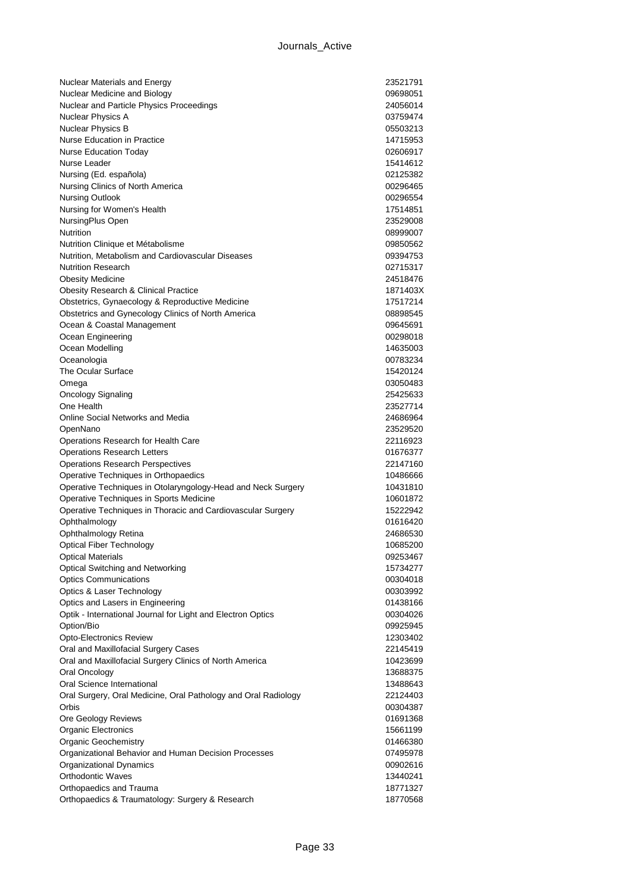| | |
|---|---|
| Nuclear Materials and Energy | 23521791 |
| Nuclear Medicine and Biology | 09698051 |
| Nuclear and Particle Physics Proceedings | 24056014 |
| Nuclear Physics A | 03759474 |
| Nuclear Physics B | 05503213 |
| Nurse Education in Practice | 14715953 |
| Nurse Education Today | 02606917 |
| Nurse Leader | 15414612 |
| Nursing (Ed. española) | 02125382 |
| Nursing Clinics of North America | 00296465 |
| Nursing Outlook | 00296554 |
| Nursing for Women's Health | 17514851 |
| NursingPlus Open | 23529008 |
| Nutrition | 08999007 |
| Nutrition Clinique et Métabolisme | 09850562 |
| Nutrition, Metabolism and Cardiovascular Diseases | 09394753 |
| Nutrition Research | 02715317 |
| Obesity Medicine | 24518476 |
| Obesity Research & Clinical Practice | 1871403X |
| Obstetrics, Gynaecology & Reproductive Medicine | 17517214 |
| Obstetrics and Gynecology Clinics of North America | 08898545 |
| Ocean & Coastal Management | 09645691 |
| Ocean Engineering | 00298018 |
| Ocean Modelling | 14635003 |
| Oceanologia | 00783234 |
| The Ocular Surface | 15420124 |
| Omega | 03050483 |
| Oncology Signaling | 25425633 |
| One Health | 23527714 |
| Online Social Networks and Media | 24686964 |
| OpenNano | 23529520 |
| Operations Research for Health Care | 22116923 |
| Operations Research Letters | 01676377 |
| Operations Research Perspectives | 22147160 |
| Operative Techniques in Orthopaedics | 10486666 |
| Operative Techniques in Otolaryngology-Head and Neck Surgery | 10431810 |
| Operative Techniques in Sports Medicine | 10601872 |
| Operative Techniques in Thoracic and Cardiovascular Surgery | 15222942 |
| Ophthalmology | 01616420 |
| Ophthalmology Retina | 24686530 |
| Optical Fiber Technology | 10685200 |
| Optical Materials | 09253467 |
| Optical Switching and Networking | 15734277 |
| Optics Communications | 00304018 |
| Optics & Laser Technology | 00303992 |
| Optics and Lasers in Engineering | 01438166 |
| Optik - International Journal for Light and Electron Optics | 00304026 |
| Option/Bio | 09925945 |
| Opto-Electronics Review | 12303402 |
| Oral and Maxillofacial Surgery Cases | 22145419 |
| Oral and Maxillofacial Surgery Clinics of North America | 10423699 |
| Oral Oncology | 13688375 |
| Oral Science International | 13488643 |
| Oral Surgery, Oral Medicine, Oral Pathology and Oral Radiology | 22124403 |
| Orbis | 00304387 |
| Ore Geology Reviews | 01691368 |
| Organic Electronics | 15661199 |
| Organic Geochemistry | 01466380 |
| Organizational Behavior and Human Decision Processes | 07495978 |
| Organizational Dynamics | 00902616 |
| Orthodontic Waves | 13440241 |
| Orthopaedics and Trauma | 18771327 |
| Orthopaedics & Traumatology: Surgery & Research | 18770568 |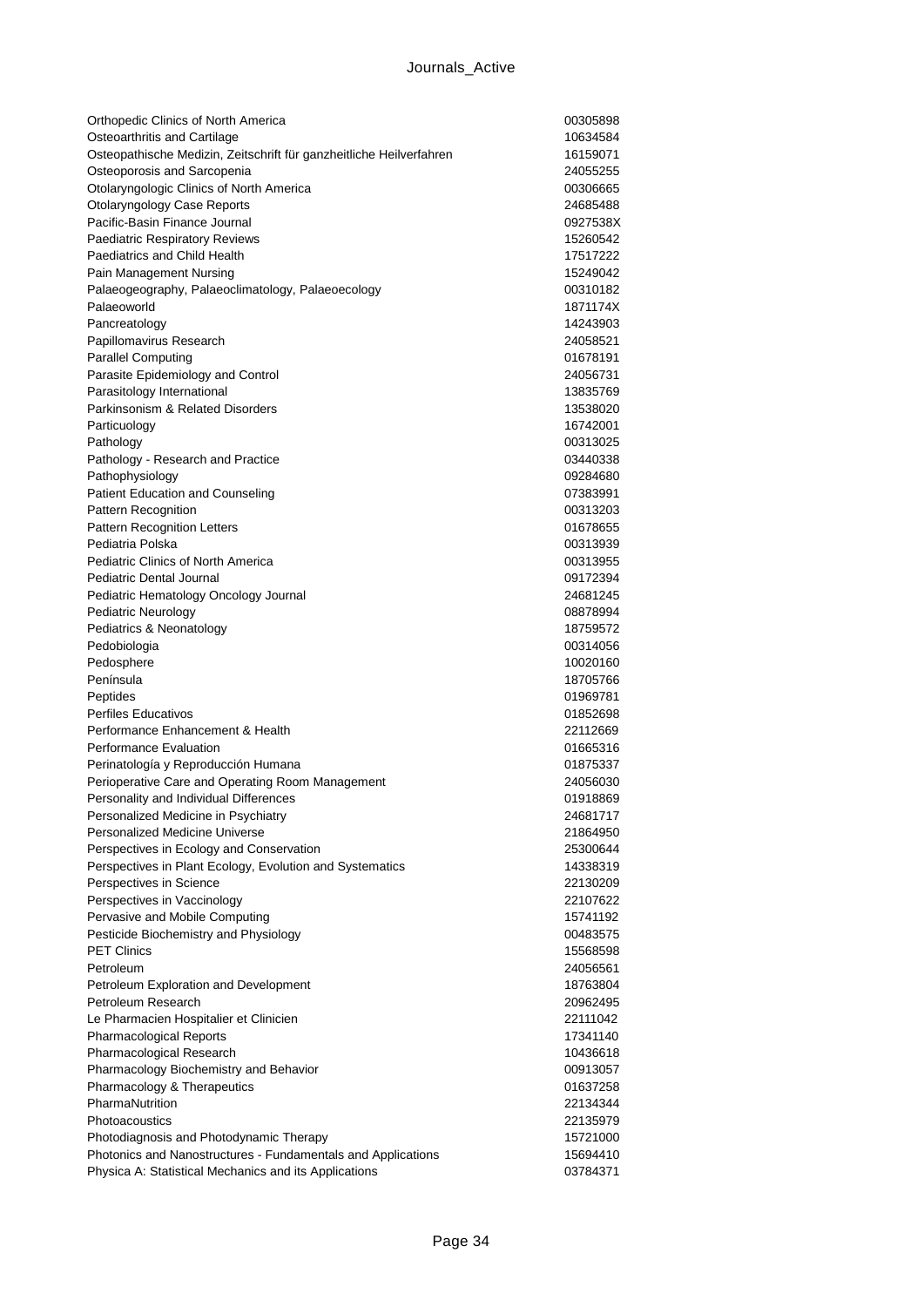| | |
|---|---|
| Orthopedic Clinics of North America | 00305898 |
| Osteoarthritis and Cartilage | 10634584 |
| Osteopathische Medizin, Zeitschrift für ganzheitliche Heilverfahren | 16159071 |
| Osteoporosis and Sarcopenia | 24055255 |
| Otolaryngologic Clinics of North America | 00306665 |
| Otolaryngology Case Reports | 24685488 |
| Pacific-Basin Finance Journal | 0927538X |
| Paediatric Respiratory Reviews | 15260542 |
| Paediatrics and Child Health | 17517222 |
| Pain Management Nursing | 15249042 |
| Palaeogeography, Palaeoclimatology, Palaeoecology | 00310182 |
| Palaeoworld | 1871174X |
| Pancreatology | 14243903 |
| Papillomavirus Research | 24058521 |
| Parallel Computing | 01678191 |
| Parasite Epidemiology and Control | 24056731 |
| Parasitology International | 13835769 |
| Parkinsonism & Related Disorders | 13538020 |
| Particuology | 16742001 |
| Pathology | 00313025 |
| Pathology - Research and Practice | 03440338 |
| Pathophysiology | 09284680 |
| Patient Education and Counseling | 07383991 |
| Pattern Recognition | 00313203 |
| Pattern Recognition Letters | 01678655 |
| Pediatria Polska | 00313939 |
| Pediatric Clinics of North America | 00313955 |
| Pediatric Dental Journal | 09172394 |
| Pediatric Hematology Oncology Journal | 24681245 |
| Pediatric Neurology | 08878994 |
| Pediatrics & Neonatology | 18759572 |
| Pedobiologia | 00314056 |
| Pedosphere | 10020160 |
| Península | 18705766 |
| Peptides | 01969781 |
| Perfiles Educativos | 01852698 |
| Performance Enhancement & Health | 22112669 |
| Performance Evaluation | 01665316 |
| Perinatología y Reproducción Humana | 01875337 |
| Perioperative Care and Operating Room Management | 24056030 |
| Personality and Individual Differences | 01918869 |
| Personalized Medicine in Psychiatry | 24681717 |
| Personalized Medicine Universe | 21864950 |
| Perspectives in Ecology and Conservation | 25300644 |
| Perspectives in Plant Ecology, Evolution and Systematics | 14338319 |
| Perspectives in Science | 22130209 |
| Perspectives in Vaccinology | 22107622 |
| Pervasive and Mobile Computing | 15741192 |
| Pesticide Biochemistry and Physiology | 00483575 |
| PET Clinics | 15568598 |
| Petroleum | 24056561 |
| Petroleum Exploration and Development | 18763804 |
| Petroleum Research | 20962495 |
| Le Pharmacien Hospitalier et Clinicien | 22111042 |
| Pharmacological Reports | 17341140 |
| Pharmacological Research | 10436618 |
| Pharmacology Biochemistry and Behavior | 00913057 |
| Pharmacology & Therapeutics | 01637258 |
| PharmaNutrition | 22134344 |
| Photoacoustics | 22135979 |
| Photodiagnosis and Photodynamic Therapy | 15721000 |
| Photonics and Nanostructures - Fundamentals and Applications | 15694410 |
| Physica A: Statistical Mechanics and its Applications | 03784371 |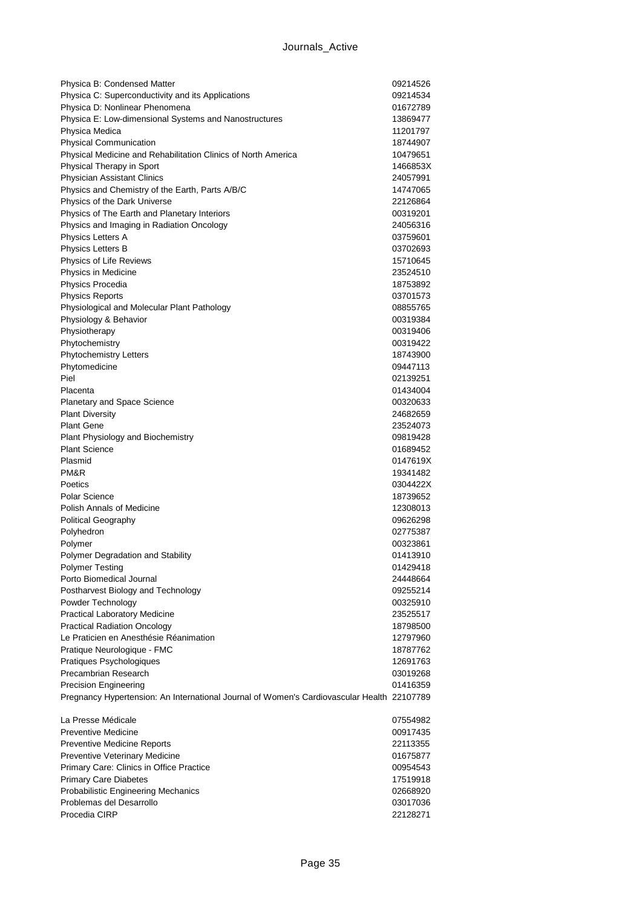| | |
|---|---|
| Physica B: Condensed Matter | 09214526 |
| Physica C: Superconductivity and its Applications | 09214534 |
| Physica D: Nonlinear Phenomena | 01672789 |
| Physica E: Low-dimensional Systems and Nanostructures | 13869477 |
| Physica Medica | 11201797 |
| Physical Communication | 18744907 |
| Physical Medicine and Rehabilitation Clinics of North America | 10479651 |
| Physical Therapy in Sport | 1466853X |
| Physician Assistant Clinics | 24057991 |
| Physics and Chemistry of the Earth, Parts A/B/C | 14747065 |
| Physics of the Dark Universe | 22126864 |
| Physics of The Earth and Planetary Interiors | 00319201 |
| Physics and Imaging in Radiation Oncology | 24056316 |
| Physics Letters A | 03759601 |
| Physics Letters B | 03702693 |
| Physics of Life Reviews | 15710645 |
| Physics in Medicine | 23524510 |
| Physics Procedia | 18753892 |
| Physics Reports | 03701573 |
| Physiological and Molecular Plant Pathology | 08855765 |
| Physiology & Behavior | 00319384 |
| Physiotherapy | 00319406 |
| Phytochemistry | 00319422 |
| Phytochemistry Letters | 18743900 |
| Phytomedicine | 09447113 |
| Piel | 02139251 |
| Placenta | 01434004 |
| Planetary and Space Science | 00320633 |
| Plant Diversity | 24682659 |
| Plant Gene | 23524073 |
| Plant Physiology and Biochemistry | 09819428 |
| Plant Science | 01689452 |
| Plasmid | 0147619X |
| PM&R | 19341482 |
| Poetics | 0304422X |
| Polar Science | 18739652 |
| Polish Annals of Medicine | 12308013 |
| Political Geography | 09626298 |
| Polyhedron | 02775387 |
| Polymer | 00323861 |
| Polymer Degradation and Stability | 01413910 |
| Polymer Testing | 01429418 |
| Porto Biomedical Journal | 24448664 |
| Postharvest Biology and Technology | 09255214 |
| Powder Technology | 00325910 |
| Practical Laboratory Medicine | 23525517 |
| Practical Radiation Oncology | 18798500 |
| Le Praticien en Anesthésie Réanimation | 12797960 |
| Pratique Neurologique - FMC | 18787762 |
| Pratiques Psychologiques | 12691763 |
| Precambrian Research | 03019268 |
| Precision Engineering | 01416359 |
| Pregnancy Hypertension: An International Journal of Women's Cardiovascular Health | 22107789 |
| La Presse Médicale | 07554982 |
| Preventive Medicine | 00917435 |
| Preventive Medicine Reports | 22113355 |
| Preventive Veterinary Medicine | 01675877 |
| Primary Care: Clinics in Office Practice | 00954543 |
| Primary Care Diabetes | 17519918 |
| Probabilistic Engineering Mechanics | 02668920 |
| Problemas del Desarrollo | 03017036 |
| Procedia CIRP | 22128271 |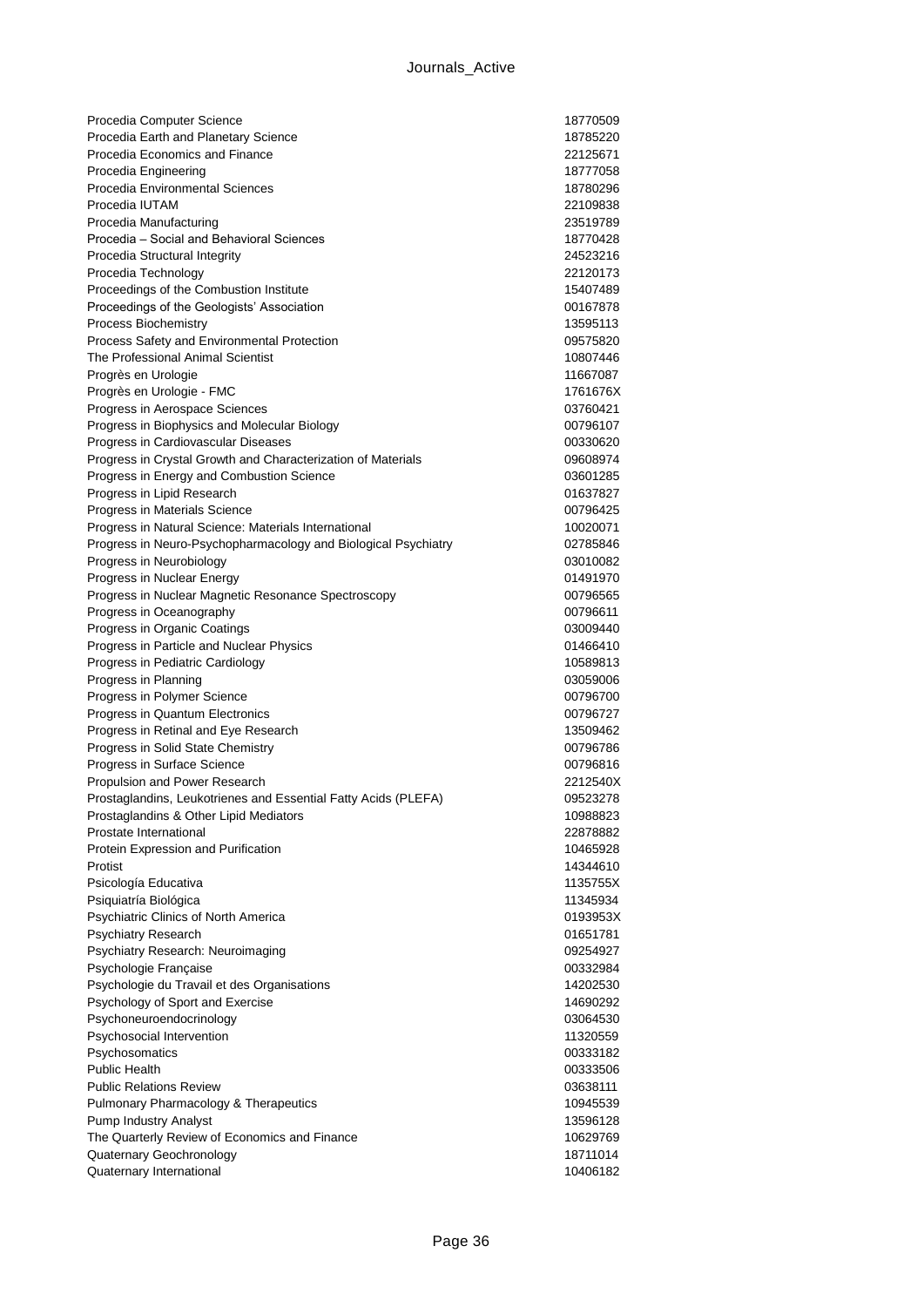| | |
|---|---|
| Procedia Computer Science | 18770509 |
| Procedia Earth and Planetary Science | 18785220 |
| Procedia Economics and Finance | 22125671 |
| Procedia Engineering | 18777058 |
| Procedia Environmental Sciences | 18780296 |
| Procedia IUTAM | 22109838 |
| Procedia Manufacturing | 23519789 |
| Procedia – Social and Behavioral Sciences | 18770428 |
| Procedia Structural Integrity | 24523216 |
| Procedia Technology | 22120173 |
| Proceedings of the Combustion Institute | 15407489 |
| Proceedings of the Geologists' Association | 00167878 |
| Process Biochemistry | 13595113 |
| Process Safety and Environmental Protection | 09575820 |
| The Professional Animal Scientist | 10807446 |
| Progrès en Urologie | 11667087 |
| Progrès en Urologie - FMC | 1761676X |
| Progress in Aerospace Sciences | 03760421 |
| Progress in Biophysics and Molecular Biology | 00796107 |
| Progress in Cardiovascular Diseases | 00330620 |
| Progress in Crystal Growth and Characterization of Materials | 09608974 |
| Progress in Energy and Combustion Science | 03601285 |
| Progress in Lipid Research | 01637827 |
| Progress in Materials Science | 00796425 |
| Progress in Natural Science: Materials International | 10020071 |
| Progress in Neuro-Psychopharmacology and Biological Psychiatry | 02785846 |
| Progress in Neurobiology | 03010082 |
| Progress in Nuclear Energy | 01491970 |
| Progress in Nuclear Magnetic Resonance Spectroscopy | 00796565 |
| Progress in Oceanography | 00796611 |
| Progress in Organic Coatings | 03009440 |
| Progress in Particle and Nuclear Physics | 01466410 |
| Progress in Pediatric Cardiology | 10589813 |
| Progress in Planning | 03059006 |
| Progress in Polymer Science | 00796700 |
| Progress in Quantum Electronics | 00796727 |
| Progress in Retinal and Eye Research | 13509462 |
| Progress in Solid State Chemistry | 00796786 |
| Progress in Surface Science | 00796816 |
| Propulsion and Power Research | 2212540X |
| Prostaglandins, Leukotrienes and Essential Fatty Acids (PLEFA) | 09523278 |
| Prostaglandins & Other Lipid Mediators | 10988823 |
| Prostate International | 22878882 |
| Protein Expression and Purification | 10465928 |
| Protist | 14344610 |
| Psicología Educativa | 1135755X |
| Psiquiatría Biológica | 11345934 |
| Psychiatric Clinics of North America | 0193953X |
| Psychiatry Research | 01651781 |
| Psychiatry Research: Neuroimaging | 09254927 |
| Psychologie Française | 00332984 |
| Psychologie du Travail et des Organisations | 14202530 |
| Psychology of Sport and Exercise | 14690292 |
| Psychoneuroendocrinology | 03064530 |
| Psychosocial Intervention | 11320559 |
| Psychosomatics | 00333182 |
| Public Health | 00333506 |
| Public Relations Review | 03638111 |
| Pulmonary Pharmacology & Therapeutics | 10945539 |
| Pump Industry Analyst | 13596128 |
| The Quarterly Review of Economics and Finance | 10629769 |
| Quaternary Geochronology | 18711014 |
| Quaternary International | 10406182 |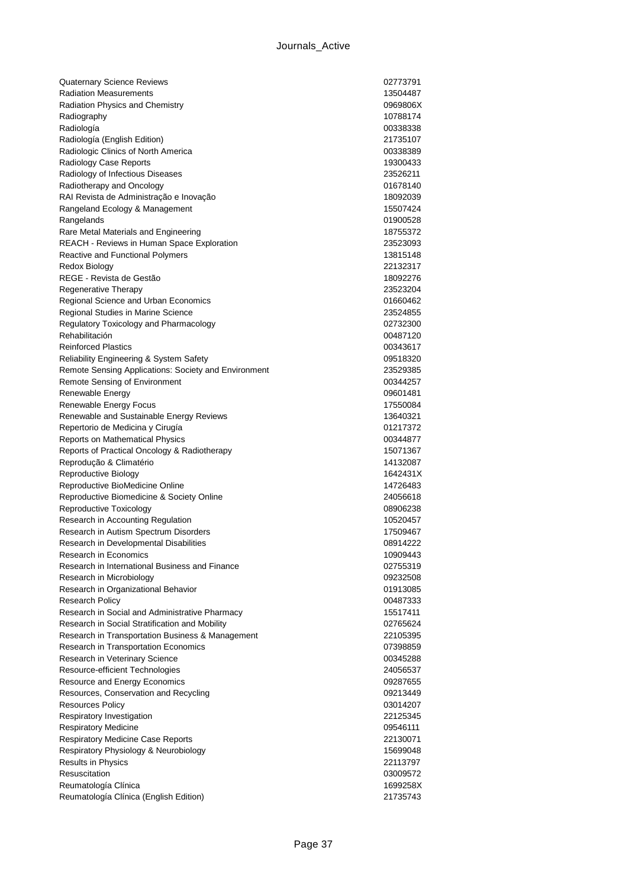| | |
|---|---|
| Quaternary Science Reviews | 02773791 |
| Radiation Measurements | 13504487 |
| Radiation Physics and Chemistry | 0969806X |
| Radiography | 10788174 |
| Radiología | 00338338 |
| Radiología (English Edition) | 21735107 |
| Radiologic Clinics of North America | 00338389 |
| Radiology Case Reports | 19300433 |
| Radiology of Infectious Diseases | 23526211 |
| Radiotherapy and Oncology | 01678140 |
| RAI Revista de Administração e Inovação | 18092039 |
| Rangeland Ecology & Management | 15507424 |
| Rangelands | 01900528 |
| Rare Metal Materials and Engineering | 18755372 |
| REACH - Reviews in Human Space Exploration | 23523093 |
| Reactive and Functional Polymers | 13815148 |
| Redox Biology | 22132317 |
| REGE - Revista de Gestão | 18092276 |
| Regenerative Therapy | 23523204 |
| Regional Science and Urban Economics | 01660462 |
| Regional Studies in Marine Science | 23524855 |
| Regulatory Toxicology and Pharmacology | 02732300 |
| Rehabilitación | 00487120 |
| Reinforced Plastics | 00343617 |
| Reliability Engineering & System Safety | 09518320 |
| Remote Sensing Applications: Society and Environment | 23529385 |
| Remote Sensing of Environment | 00344257 |
| Renewable Energy | 09601481 |
| Renewable Energy Focus | 17550084 |
| Renewable and Sustainable Energy Reviews | 13640321 |
| Repertorio de Medicina y Cirugía | 01217372 |
| Reports on Mathematical Physics | 00344877 |
| Reports of Practical Oncology & Radiotherapy | 15071367 |
| Reprodução & Climatério | 14132087 |
| Reproductive Biology | 1642431X |
| Reproductive BioMedicine Online | 14726483 |
| Reproductive Biomedicine & Society Online | 24056618 |
| Reproductive Toxicology | 08906238 |
| Research in Accounting Regulation | 10520457 |
| Research in Autism Spectrum Disorders | 17509467 |
| Research in Developmental Disabilities | 08914222 |
| Research in Economics | 10909443 |
| Research in International Business and Finance | 02755319 |
| Research in Microbiology | 09232508 |
| Research in Organizational Behavior | 01913085 |
| Research Policy | 00487333 |
| Research in Social and Administrative Pharmacy | 15517411 |
| Research in Social Stratification and Mobility | 02765624 |
| Research in Transportation Business & Management | 22105395 |
| Research in Transportation Economics | 07398859 |
| Research in Veterinary Science | 00345288 |
| Resource-efficient Technologies | 24056537 |
| Resource and Energy Economics | 09287655 |
| Resources, Conservation and Recycling | 09213449 |
| Resources Policy | 03014207 |
| Respiratory Investigation | 22125345 |
| Respiratory Medicine | 09546111 |
| Respiratory Medicine Case Reports | 22130071 |
| Respiratory Physiology & Neurobiology | 15699048 |
| Results in Physics | 22113797 |
| Resuscitation | 03009572 |
| Reumatología Clínica | 1699258X |
| Reumatología Clínica (English Edition) | 21735743 |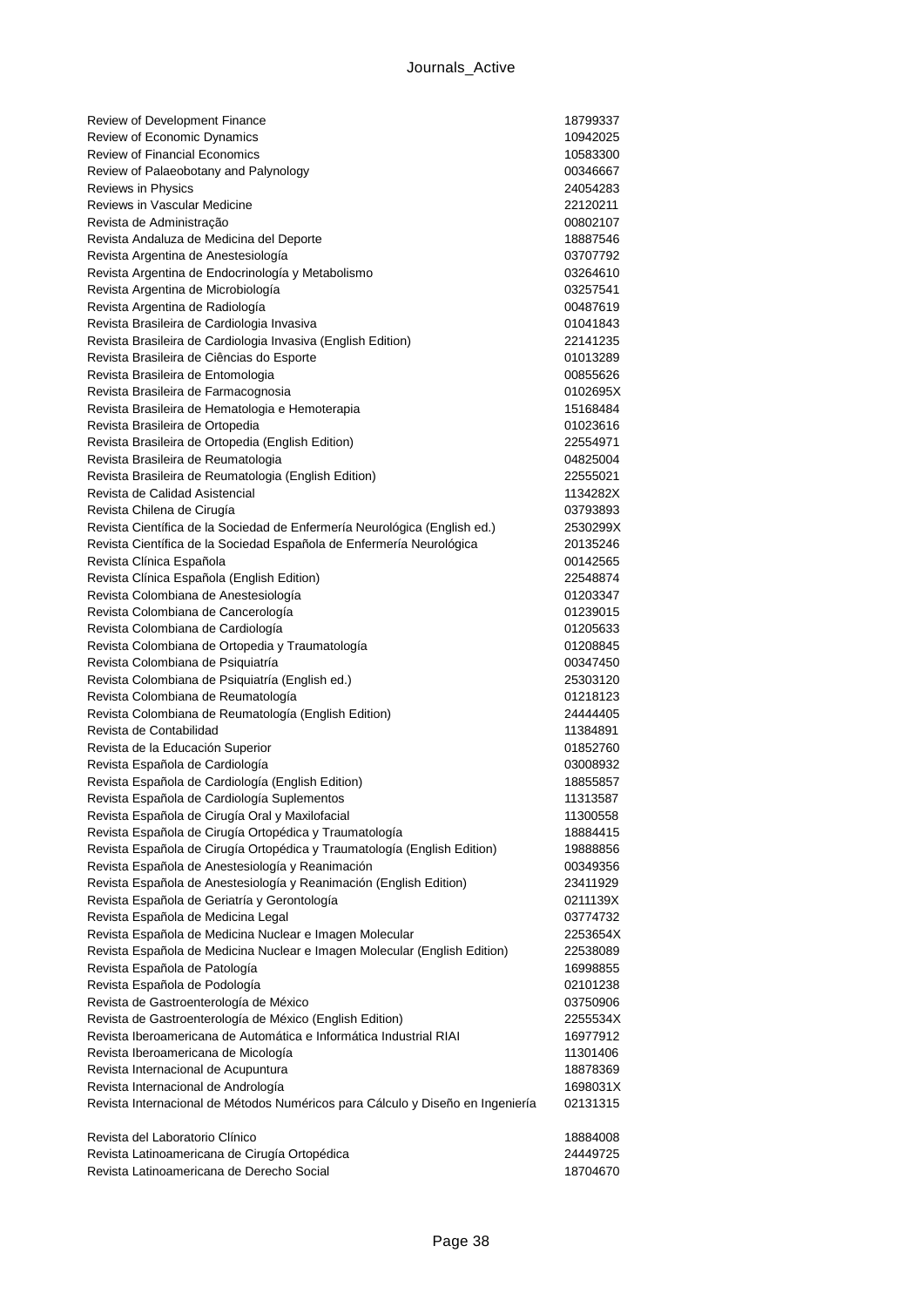| | |
|---|---|
| Review of Development Finance | 18799337 |
| Review of Economic Dynamics | 10942025 |
| Review of Financial Economics | 10583300 |
| Review of Palaeobotany and Palynology | 00346667 |
| Reviews in Physics | 24054283 |
| Reviews in Vascular Medicine | 22120211 |
| Revista de Administração | 00802107 |
| Revista Andaluza de Medicina del Deporte | 18887546 |
| Revista Argentina de Anestesiología | 03707792 |
| Revista Argentina de Endocrinología y Metabolismo | 03264610 |
| Revista Argentina de Microbiología | 03257541 |
| Revista Argentina de Radiología | 00487619 |
| Revista Brasileira de Cardiologia Invasiva | 01041843 |
| Revista Brasileira de Cardiologia Invasiva (English Edition) | 22141235 |
| Revista Brasileira de Ciências do Esporte | 01013289 |
| Revista Brasileira de Entomologia | 00855626 |
| Revista Brasileira de Farmacognosia | 0102695X |
| Revista Brasileira de Hematologia e Hemoterapia | 15168484 |
| Revista Brasileira de Ortopedia | 01023616 |
| Revista Brasileira de Ortopedia (English Edition) | 22554971 |
| Revista Brasileira de Reumatologia | 04825004 |
| Revista Brasileira de Reumatologia (English Edition) | 22555021 |
| Revista de Calidad Asistencial | 1134282X |
| Revista Chilena de Cirugía | 03793893 |
| Revista Científica de la Sociedad de Enfermería Neurológica (English ed.) | 2530299X |
| Revista Científica de la Sociedad Española de Enfermería Neurológica | 20135246 |
| Revista Clínica Española | 00142565 |
| Revista Clínica Española (English Edition) | 22548874 |
| Revista Colombiana de Anestesiología | 01203347 |
| Revista Colombiana de Cancerología | 01239015 |
| Revista Colombiana de Cardiología | 01205633 |
| Revista Colombiana de Ortopedia y Traumatología | 01208845 |
| Revista Colombiana de Psiquiatría | 00347450 |
| Revista Colombiana de Psiquiatría (English ed.) | 25303120 |
| Revista Colombiana de Reumatología | 01218123 |
| Revista Colombiana de Reumatología (English Edition) | 24444405 |
| Revista de Contabilidad | 11384891 |
| Revista de la Educación Superior | 01852760 |
| Revista Española de Cardiología | 03008932 |
| Revista Española de Cardiología (English Edition) | 18855857 |
| Revista Española de Cardiología Suplementos | 11313587 |
| Revista Española de Cirugía Oral y Maxilofacial | 11300558 |
| Revista Española de Cirugía Ortopédica y Traumatología | 18884415 |
| Revista Española de Cirugía Ortopédica y Traumatología (English Edition) | 19888856 |
| Revista Española de Anestesiología y Reanimación | 00349356 |
| Revista Española de Anestesiología y Reanimación (English Edition) | 23411929 |
| Revista Española de Geriatría y Gerontología | 0211139X |
| Revista Española de Medicina Legal | 03774732 |
| Revista Española de Medicina Nuclear e Imagen Molecular | 2253654X |
| Revista Española de Medicina Nuclear e Imagen Molecular (English Edition) | 22538089 |
| Revista Española de Patología | 16998855 |
| Revista Española de Podología | 02101238 |
| Revista de Gastroenterología de México | 03750906 |
| Revista de Gastroenterología de México (English Edition) | 2255534X |
| Revista Iberoamericana de Automática e Informática Industrial RIAI | 16977912 |
| Revista Iberoamericana de Micología | 11301406 |
| Revista Internacional de Acupuntura | 18878369 |
| Revista Internacional de Andrología | 1698031X |
| Revista Internacional de Métodos Numéricos para Cálculo y Diseño en Ingeniería | 02131315 |
| Revista del Laboratorio Clínico | 18884008 |
| Revista Latinoamericana de Cirugía Ortopédica | 24449725 |
| Revista Latinoamericana de Derecho Social | 18704670 |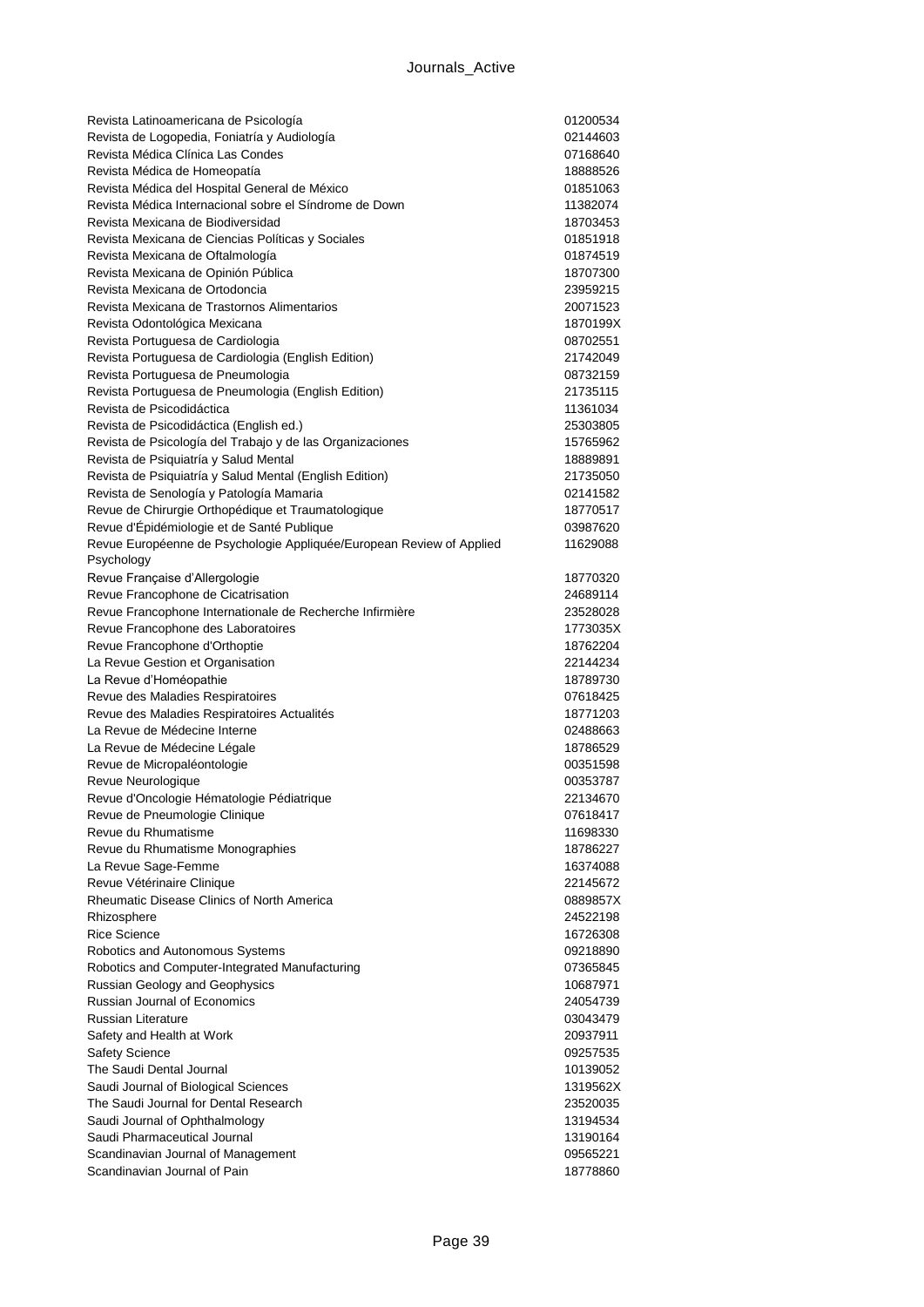| | |
|---|---|
| Revista Latinoamericana de Psicología | 01200534 |
| Revista de Logopedia, Foniatría y Audiología | 02144603 |
| Revista Médica Clínica Las Condes | 07168640 |
| Revista Médica de Homeopatía | 18888526 |
| Revista Médica del Hospital General de México | 01851063 |
| Revista Médica Internacional sobre el Síndrome de Down | 11382074 |
| Revista Mexicana de Biodiversidad | 18703453 |
| Revista Mexicana de Ciencias Políticas y Sociales | 01851918 |
| Revista Mexicana de Oftalmología | 01874519 |
| Revista Mexicana de Opinión Pública | 18707300 |
| Revista Mexicana de Ortodoncia | 23959215 |
| Revista Mexicana de Trastornos Alimentarios | 20071523 |
| Revista Odontológica Mexicana | 1870199X |
| Revista Portuguesa de Cardiologia | 08702551 |
| Revista Portuguesa de Cardiologia (English Edition) | 21742049 |
| Revista Portuguesa de Pneumologia | 08732159 |
| Revista Portuguesa de Pneumologia (English Edition) | 21735115 |
| Revista de Psicodidáctica | 11361034 |
| Revista de Psicodidáctica (English ed.) | 25303805 |
| Revista de Psicología del Trabajo y de las Organizaciones | 15765962 |
| Revista de Psiquiatría y Salud Mental | 18889891 |
| Revista de Psiquiatría y Salud Mental (English Edition) | 21735050 |
| Revista de Senología y Patología Mamaria | 02141582 |
| Revue de Chirurgie Orthopédique et Traumatologique | 18770517 |
| Revue d'Épidémiologie et de Santé Publique | 03987620 |
| Revue Européenne de Psychologie Appliquée/European Review of Applied Psychology | 11629088 |
| Revue Française d'Allergologie | 18770320 |
| Revue Francophone de Cicatrisation | 24689114 |
| Revue Francophone Internationale de Recherche Infirmière | 23528028 |
| Revue Francophone des Laboratoires | 1773035X |
| Revue Francophone d'Orthoptie | 18762204 |
| La Revue Gestion et Organisation | 22144234 |
| La Revue d'Homéopathie | 18789730 |
| Revue des Maladies Respiratoires | 07618425 |
| Revue des Maladies Respiratoires Actualités | 18771203 |
| La Revue de Médecine Interne | 02488663 |
| La Revue de Médecine Légale | 18786529 |
| Revue de Micropaléontologie | 00351598 |
| Revue Neurologique | 00353787 |
| Revue d'Oncologie Hématologie Pédiatrique | 22134670 |
| Revue de Pneumologie Clinique | 07618417 |
| Revue du Rhumatisme | 11698330 |
| Revue du Rhumatisme Monographies | 18786227 |
| La Revue Sage-Femme | 16374088 |
| Revue Vétérinaire Clinique | 22145672 |
| Rheumatic Disease Clinics of North America | 0889857X |
| Rhizosphere | 24522198 |
| Rice Science | 16726308 |
| Robotics and Autonomous Systems | 09218890 |
| Robotics and Computer-Integrated Manufacturing | 07365845 |
| Russian Geology and Geophysics | 10687971 |
| Russian Journal of Economics | 24054739 |
| Russian Literature | 03043479 |
| Safety and Health at Work | 20937911 |
| Safety Science | 09257535 |
| The Saudi Dental Journal | 10139052 |
| Saudi Journal of Biological Sciences | 1319562X |
| The Saudi Journal for Dental Research | 23520035 |
| Saudi Journal of Ophthalmology | 13194534 |
| Saudi Pharmaceutical Journal | 13190164 |
| Scandinavian Journal of Management | 09565221 |
| Scandinavian Journal of Pain | 18778860 |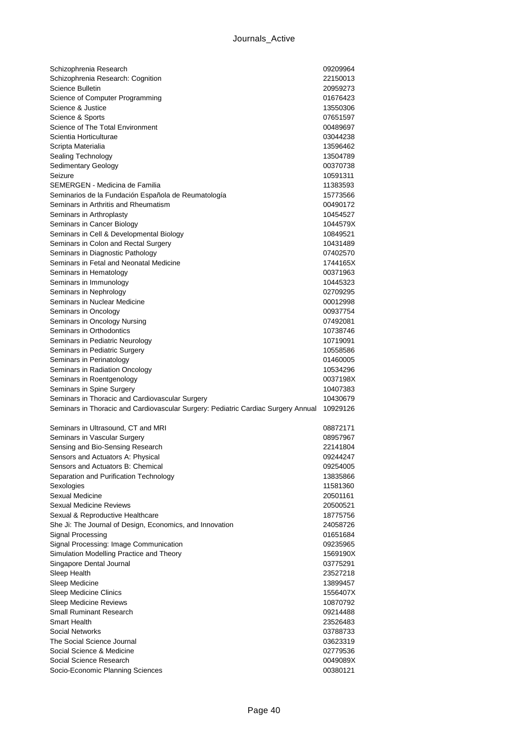| | |
|---|---|
| Schizophrenia Research | 09209964 |
| Schizophrenia Research: Cognition | 22150013 |
| Science Bulletin | 20959273 |
| Science of Computer Programming | 01676423 |
| Science & Justice | 13550306 |
| Science & Sports | 07651597 |
| Science of The Total Environment | 00489697 |
| Scientia Horticulturae | 03044238 |
| Scripta Materialia | 13596462 |
| Sealing Technology | 13504789 |
| Sedimentary Geology | 00370738 |
| Seizure | 10591311 |
| SEMERGEN - Medicina de Familia | 11383593 |
| Seminarios de la Fundación Española de Reumatología | 15773566 |
| Seminars in Arthritis and Rheumatism | 00490172 |
| Seminars in Arthroplasty | 10454527 |
| Seminars in Cancer Biology | 1044579X |
| Seminars in Cell & Developmental Biology | 10849521 |
| Seminars in Colon and Rectal Surgery | 10431489 |
| Seminars in Diagnostic Pathology | 07402570 |
| Seminars in Fetal and Neonatal Medicine | 1744165X |
| Seminars in Hematology | 00371963 |
| Seminars in Immunology | 10445323 |
| Seminars in Nephrology | 02709295 |
| Seminars in Nuclear Medicine | 00012998 |
| Seminars in Oncology | 00937754 |
| Seminars in Oncology Nursing | 07492081 |
| Seminars in Orthodontics | 10738746 |
| Seminars in Pediatric Neurology | 10719091 |
| Seminars in Pediatric Surgery | 10558586 |
| Seminars in Perinatology | 01460005 |
| Seminars in Radiation Oncology | 10534296 |
| Seminars in Roentgenology | 0037198X |
| Seminars in Spine Surgery | 10407383 |
| Seminars in Thoracic and Cardiovascular Surgery | 10430679 |
| Seminars in Thoracic and Cardiovascular Surgery: Pediatric Cardiac Surgery Annual | 10929126 |
| Seminars in Ultrasound, CT and MRI | 08872171 |
| Seminars in Vascular Surgery | 08957967 |
| Sensing and Bio-Sensing Research | 22141804 |
| Sensors and Actuators A: Physical | 09244247 |
| Sensors and Actuators B: Chemical | 09254005 |
| Separation and Purification Technology | 13835866 |
| Sexologies | 11581360 |
| Sexual Medicine | 20501161 |
| Sexual Medicine Reviews | 20500521 |
| Sexual & Reproductive Healthcare | 18775756 |
| She Ji: The Journal of Design, Economics, and Innovation | 24058726 |
| Signal Processing | 01651684 |
| Signal Processing: Image Communication | 09235965 |
| Simulation Modelling Practice and Theory | 1569190X |
| Singapore Dental Journal | 03775291 |
| Sleep Health | 23527218 |
| Sleep Medicine | 13899457 |
| Sleep Medicine Clinics | 1556407X |
| Sleep Medicine Reviews | 10870792 |
| Small Ruminant Research | 09214488 |
| Smart Health | 23526483 |
| Social Networks | 03788733 |
| The Social Science Journal | 03623319 |
| Social Science & Medicine | 02779536 |
| Social Science Research | 0049089X |
| Socio-Economic Planning Sciences | 00380121 |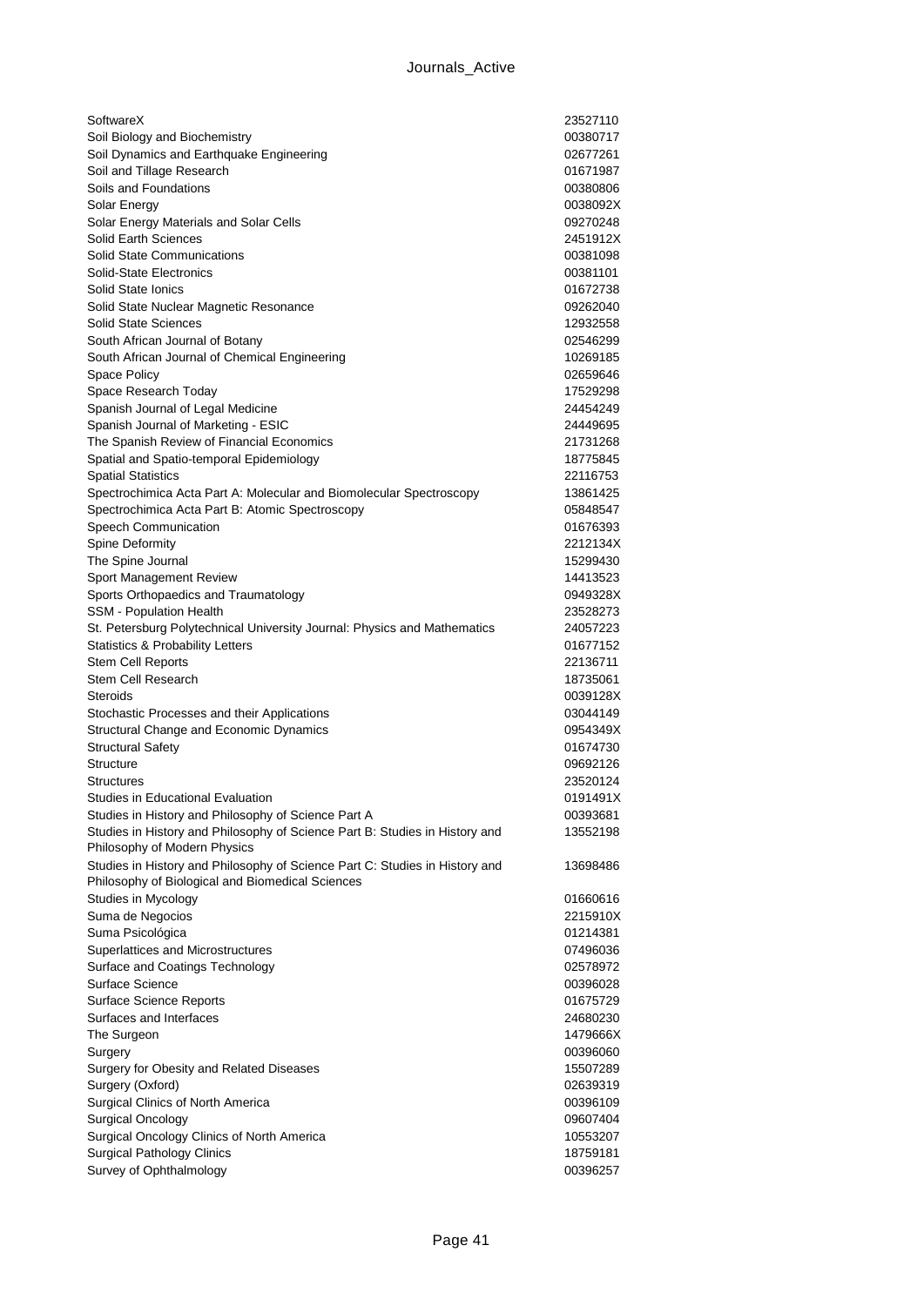| | |
|---|---|
| SoftwareX | 23527110 |
| Soil Biology and Biochemistry | 00380717 |
| Soil Dynamics and Earthquake Engineering | 02677261 |
| Soil and Tillage Research | 01671987 |
| Soils and Foundations | 00380806 |
| Solar Energy | 0038092X |
| Solar Energy Materials and Solar Cells | 09270248 |
| Solid Earth Sciences | 2451912X |
| Solid State Communications | 00381098 |
| Solid-State Electronics | 00381101 |
| Solid State Ionics | 01672738 |
| Solid State Nuclear Magnetic Resonance | 09262040 |
| Solid State Sciences | 12932558 |
| South African Journal of Botany | 02546299 |
| South African Journal of Chemical Engineering | 10269185 |
| Space Policy | 02659646 |
| Space Research Today | 17529298 |
| Spanish Journal of Legal Medicine | 24454249 |
| Spanish Journal of Marketing - ESIC | 24449695 |
| The Spanish Review of Financial Economics | 21731268 |
| Spatial and Spatio-temporal Epidemiology | 18775845 |
| Spatial Statistics | 22116753 |
| Spectrochimica Acta Part A: Molecular and Biomolecular Spectroscopy | 13861425 |
| Spectrochimica Acta Part B: Atomic Spectroscopy | 05848547 |
| Speech Communication | 01676393 |
| Spine Deformity | 2212134X |
| The Spine Journal | 15299430 |
| Sport Management Review | 14413523 |
| Sports Orthopaedics and Traumatology | 0949328X |
| SSM - Population Health | 23528273 |
| St. Petersburg Polytechnical University Journal: Physics and Mathematics | 24057223 |
| Statistics & Probability Letters | 01677152 |
| Stem Cell Reports | 22136711 |
| Stem Cell Research | 18735061 |
| Steroids | 0039128X |
| Stochastic Processes and their Applications | 03044149 |
| Structural Change and Economic Dynamics | 0954349X |
| Structural Safety | 01674730 |
| Structure | 09692126 |
| Structures | 23520124 |
| Studies in Educational Evaluation | 0191491X |
| Studies in History and Philosophy of Science Part A | 00393681 |
| Studies in History and Philosophy of Science Part B: Studies in History and Philosophy of Modern Physics | 13552198 |
| Studies in History and Philosophy of Science Part C: Studies in History and Philosophy of Biological and Biomedical Sciences | 13698486 |
| Studies in Mycology | 01660616 |
| Suma de Negocios | 2215910X |
| Suma Psicológica | 01214381 |
| Superlattices and Microstructures | 07496036 |
| Surface and Coatings Technology | 02578972 |
| Surface Science | 00396028 |
| Surface Science Reports | 01675729 |
| Surfaces and Interfaces | 24680230 |
| The Surgeon | 1479666X |
| Surgery | 00396060 |
| Surgery for Obesity and Related Diseases | 15507289 |
| Surgery (Oxford) | 02639319 |
| Surgical Clinics of North America | 00396109 |
| Surgical Oncology | 09607404 |
| Surgical Oncology Clinics of North America | 10553207 |
| Surgical Pathology Clinics | 18759181 |
| Survey of Ophthalmology | 00396257 |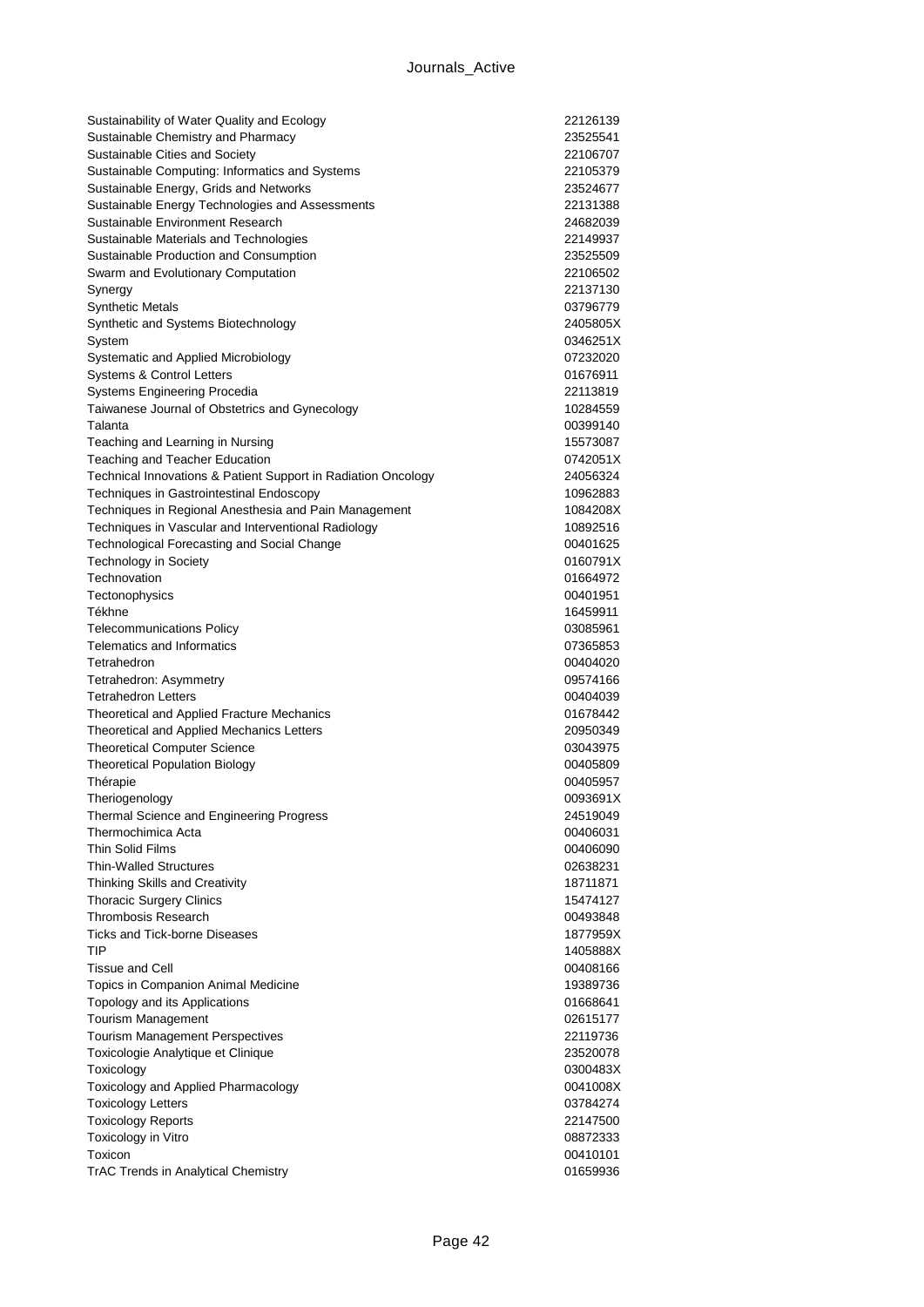| | |
|---|---|
| Sustainability of Water Quality and Ecology | 22126139 |
| Sustainable Chemistry and Pharmacy | 23525541 |
| Sustainable Cities and Society | 22106707 |
| Sustainable Computing: Informatics and Systems | 22105379 |
| Sustainable Energy, Grids and Networks | 23524677 |
| Sustainable Energy Technologies and Assessments | 22131388 |
| Sustainable Environment Research | 24682039 |
| Sustainable Materials and Technologies | 22149937 |
| Sustainable Production and Consumption | 23525509 |
| Swarm and Evolutionary Computation | 22106502 |
| Synergy | 22137130 |
| Synthetic Metals | 03796779 |
| Synthetic and Systems Biotechnology | 2405805X |
| System | 0346251X |
| Systematic and Applied Microbiology | 07232020 |
| Systems & Control Letters | 01676911 |
| Systems Engineering Procedia | 22113819 |
| Taiwanese Journal of Obstetrics and Gynecology | 10284559 |
| Talanta | 00399140 |
| Teaching and Learning in Nursing | 15573087 |
| Teaching and Teacher Education | 0742051X |
| Technical Innovations & Patient Support in Radiation Oncology | 24056324 |
| Techniques in Gastrointestinal Endoscopy | 10962883 |
| Techniques in Regional Anesthesia and Pain Management | 1084208X |
| Techniques in Vascular and Interventional Radiology | 10892516 |
| Technological Forecasting and Social Change | 00401625 |
| Technology in Society | 0160791X |
| Technovation | 01664972 |
| Tectonophysics | 00401951 |
| Tékhne | 16459911 |
| Telecommunications Policy | 03085961 |
| Telematics and Informatics | 07365853 |
| Tetrahedron | 00404020 |
| Tetrahedron: Asymmetry | 09574166 |
| Tetrahedron Letters | 00404039 |
| Theoretical and Applied Fracture Mechanics | 01678442 |
| Theoretical and Applied Mechanics Letters | 20950349 |
| Theoretical Computer Science | 03043975 |
| Theoretical Population Biology | 00405809 |
| Thérapie | 00405957 |
| Theriogenology | 0093691X |
| Thermal Science and Engineering Progress | 24519049 |
| Thermochimica Acta | 00406031 |
| Thin Solid Films | 00406090 |
| Thin-Walled Structures | 02638231 |
| Thinking Skills and Creativity | 18711871 |
| Thoracic Surgery Clinics | 15474127 |
| Thrombosis Research | 00493848 |
| Ticks and Tick-borne Diseases | 1877959X |
| TIP | 1405888X |
| Tissue and Cell | 00408166 |
| Topics in Companion Animal Medicine | 19389736 |
| Topology and its Applications | 01668641 |
| Tourism Management | 02615177 |
| Tourism Management Perspectives | 22119736 |
| Toxicologie Analytique et Clinique | 23520078 |
| Toxicology | 0300483X |
| Toxicology and Applied Pharmacology | 0041008X |
| Toxicology Letters | 03784274 |
| Toxicology Reports | 22147500 |
| Toxicology in Vitro | 08872333 |
| Toxicon | 00410101 |
| TrAC Trends in Analytical Chemistry | 01659936 |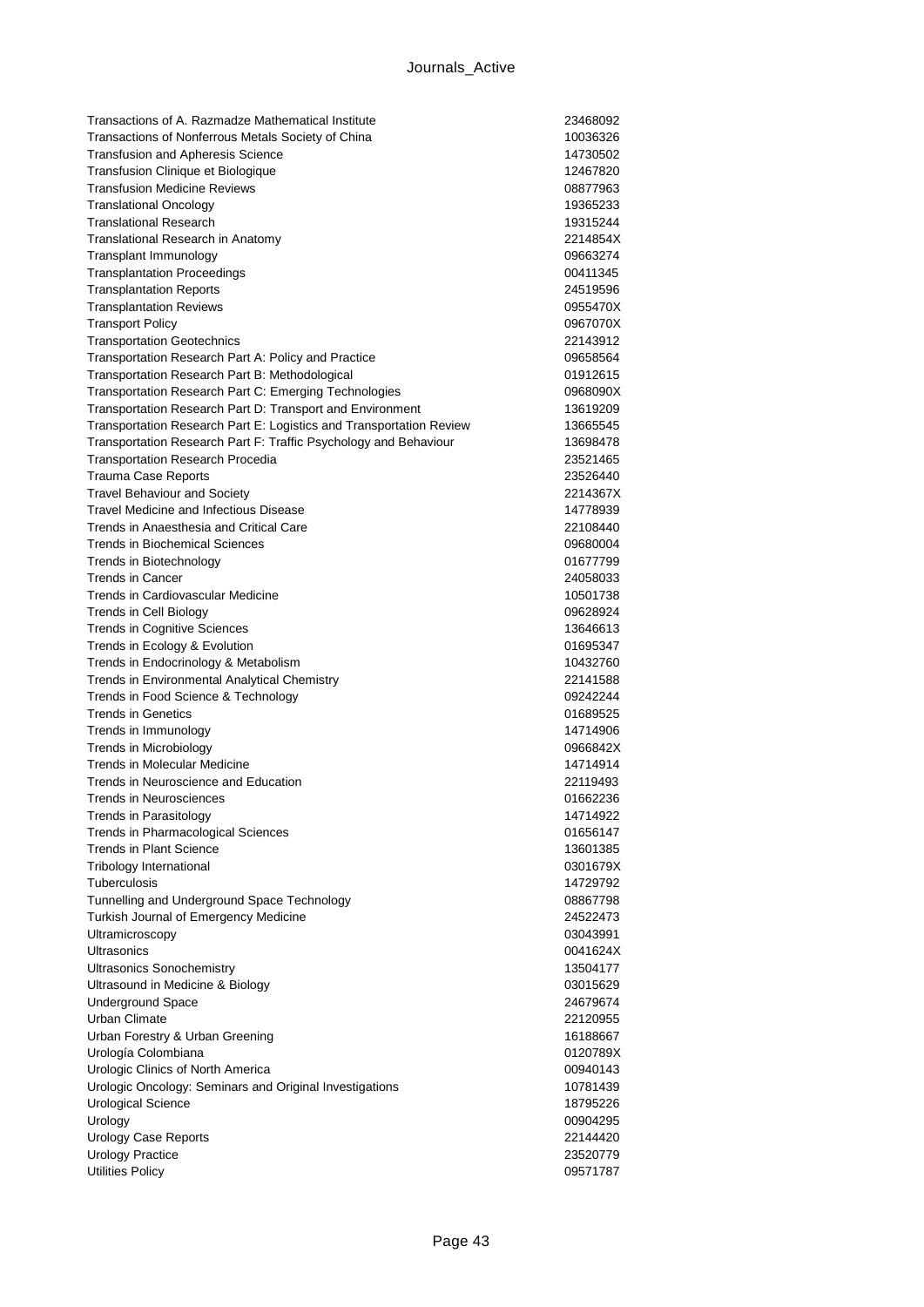| | |
|---|---|
| Transactions of A. Razmadze Mathematical Institute | 23468092 |
| Transactions of Nonferrous Metals Society of China | 10036326 |
| Transfusion and Apheresis Science | 14730502 |
| Transfusion Clinique et Biologique | 12467820 |
| Transfusion Medicine Reviews | 08877963 |
| Translational Oncology | 19365233 |
| Translational Research | 19315244 |
| Translational Research in Anatomy | 2214854X |
| Transplant Immunology | 09663274 |
| Transplantation Proceedings | 00411345 |
| Transplantation Reports | 24519596 |
| Transplantation Reviews | 0955470X |
| Transport Policy | 0967070X |
| Transportation Geotechnics | 22143912 |
| Transportation Research Part A: Policy and Practice | 09658564 |
| Transportation Research Part B: Methodological | 01912615 |
| Transportation Research Part C: Emerging Technologies | 0968090X |
| Transportation Research Part D: Transport and Environment | 13619209 |
| Transportation Research Part E: Logistics and Transportation Review | 13665545 |
| Transportation Research Part F: Traffic Psychology and Behaviour | 13698478 |
| Transportation Research Procedia | 23521465 |
| Trauma Case Reports | 23526440 |
| Travel Behaviour and Society | 2214367X |
| Travel Medicine and Infectious Disease | 14778939 |
| Trends in Anaesthesia and Critical Care | 22108440 |
| Trends in Biochemical Sciences | 09680004 |
| Trends in Biotechnology | 01677799 |
| Trends in Cancer | 24058033 |
| Trends in Cardiovascular Medicine | 10501738 |
| Trends in Cell Biology | 09628924 |
| Trends in Cognitive Sciences | 13646613 |
| Trends in Ecology & Evolution | 01695347 |
| Trends in Endocrinology & Metabolism | 10432760 |
| Trends in Environmental Analytical Chemistry | 22141588 |
| Trends in Food Science & Technology | 09242244 |
| Trends in Genetics | 01689525 |
| Trends in Immunology | 14714906 |
| Trends in Microbiology | 0966842X |
| Trends in Molecular Medicine | 14714914 |
| Trends in Neuroscience and Education | 22119493 |
| Trends in Neurosciences | 01662236 |
| Trends in Parasitology | 14714922 |
| Trends in Pharmacological Sciences | 01656147 |
| Trends in Plant Science | 13601385 |
| Tribology International | 0301679X |
| Tuberculosis | 14729792 |
| Tunnelling and Underground Space Technology | 08867798 |
| Turkish Journal of Emergency Medicine | 24522473 |
| Ultramicroscopy | 03043991 |
| Ultrasonics | 0041624X |
| Ultrasonics Sonochemistry | 13504177 |
| Ultrasound in Medicine & Biology | 03015629 |
| Underground Space | 24679674 |
| Urban Climate | 22120955 |
| Urban Forestry & Urban Greening | 16188667 |
| Urología Colombiana | 0120789X |
| Urologic Clinics of North America | 00940143 |
| Urologic Oncology: Seminars and Original Investigations | 10781439 |
| Urological Science | 18795226 |
| Urology | 00904295 |
| Urology Case Reports | 22144420 |
| Urology Practice | 23520779 |
| Utilities Policy | 09571787 |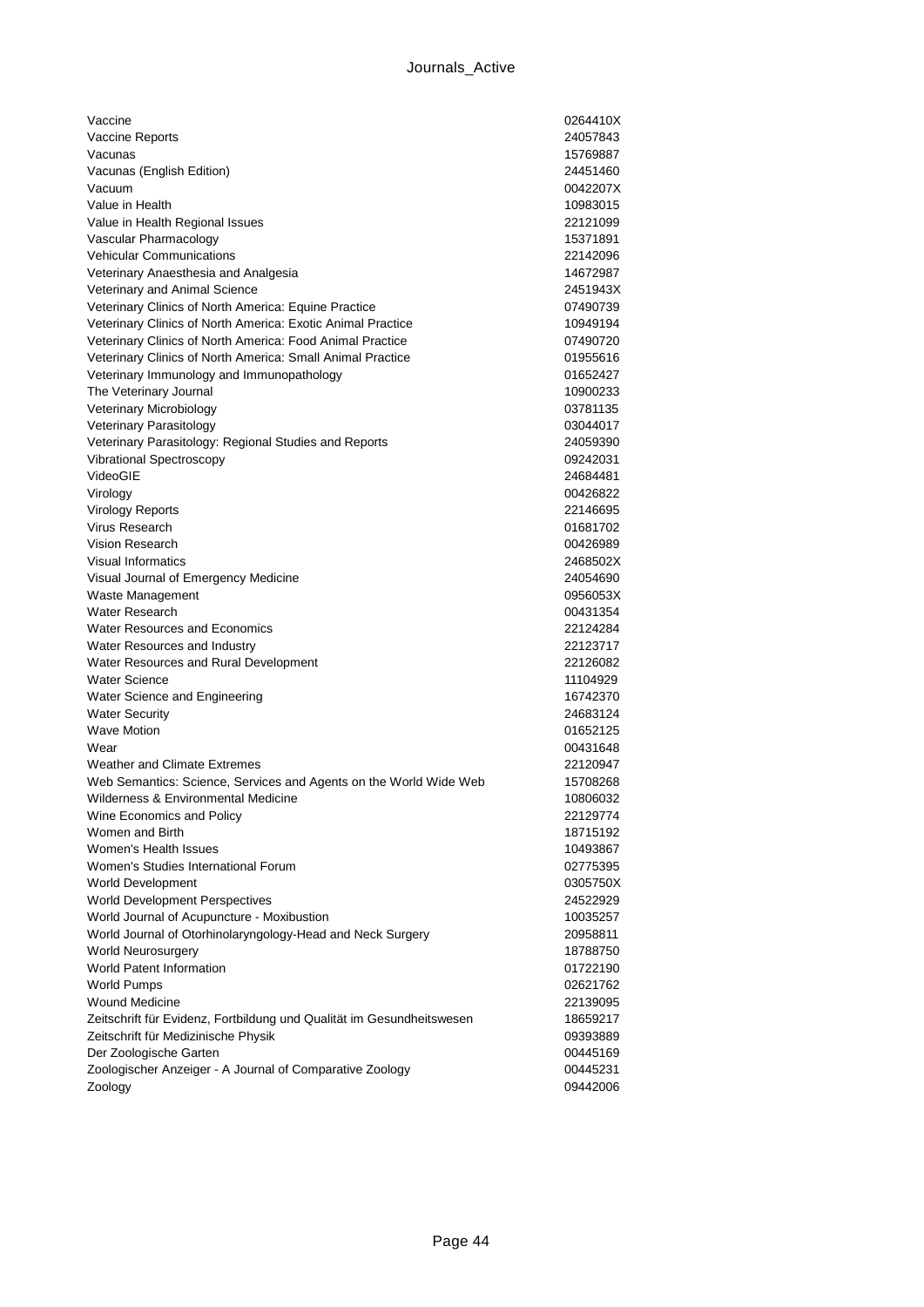| | |
|---|---|
| Vaccine | 0264410X |
| Vaccine Reports | 24057843 |
| Vacunas | 15769887 |
| Vacunas (English Edition) | 24451460 |
| Vacuum | 0042207X |
| Value in Health | 10983015 |
| Value in Health Regional Issues | 22121099 |
| Vascular Pharmacology | 15371891 |
| Vehicular Communications | 22142096 |
| Veterinary Anaesthesia and Analgesia | 14672987 |
| Veterinary and Animal Science | 2451943X |
| Veterinary Clinics of North America: Equine Practice | 07490739 |
| Veterinary Clinics of North America: Exotic Animal Practice | 10949194 |
| Veterinary Clinics of North America: Food Animal Practice | 07490720 |
| Veterinary Clinics of North America: Small Animal Practice | 01955616 |
| Veterinary Immunology and Immunopathology | 01652427 |
| The Veterinary Journal | 10900233 |
| Veterinary Microbiology | 03781135 |
| Veterinary Parasitology | 03044017 |
| Veterinary Parasitology: Regional Studies and Reports | 24059390 |
| Vibrational Spectroscopy | 09242031 |
| VideoGIE | 24684481 |
| Virology | 00426822 |
| Virology Reports | 22146695 |
| Virus Research | 01681702 |
| Vision Research | 00426989 |
| Visual Informatics | 2468502X |
| Visual Journal of Emergency Medicine | 24054690 |
| Waste Management | 0956053X |
| Water Research | 00431354 |
| Water Resources and Economics | 22124284 |
| Water Resources and Industry | 22123717 |
| Water Resources and Rural Development | 22126082 |
| Water Science | 11104929 |
| Water Science and Engineering | 16742370 |
| Water Security | 24683124 |
| Wave Motion | 01652125 |
| Wear | 00431648 |
| Weather and Climate Extremes | 22120947 |
| Web Semantics: Science, Services and Agents on the World Wide Web | 15708268 |
| Wilderness & Environmental Medicine | 10806032 |
| Wine Economics and Policy | 22129774 |
| Women and Birth | 18715192 |
| Women's Health Issues | 10493867 |
| Women's Studies International Forum | 02775395 |
| World Development | 0305750X |
| World Development Perspectives | 24522929 |
| World Journal of Acupuncture - Moxibustion | 10035257 |
| World Journal of Otorhinolaryngology-Head and Neck Surgery | 20958811 |
| World Neurosurgery | 18788750 |
| World Patent Information | 01722190 |
| World Pumps | 02621762 |
| Wound Medicine | 22139095 |
| Zeitschrift für Evidenz, Fortbildung und Qualität im Gesundheitswesen | 18659217 |
| Zeitschrift für Medizinische Physik | 09393889 |
| Der Zoologische Garten | 00445169 |
| Zoologischer Anzeiger - A Journal of Comparative Zoology | 00445231 |
| Zoology | 09442006 |